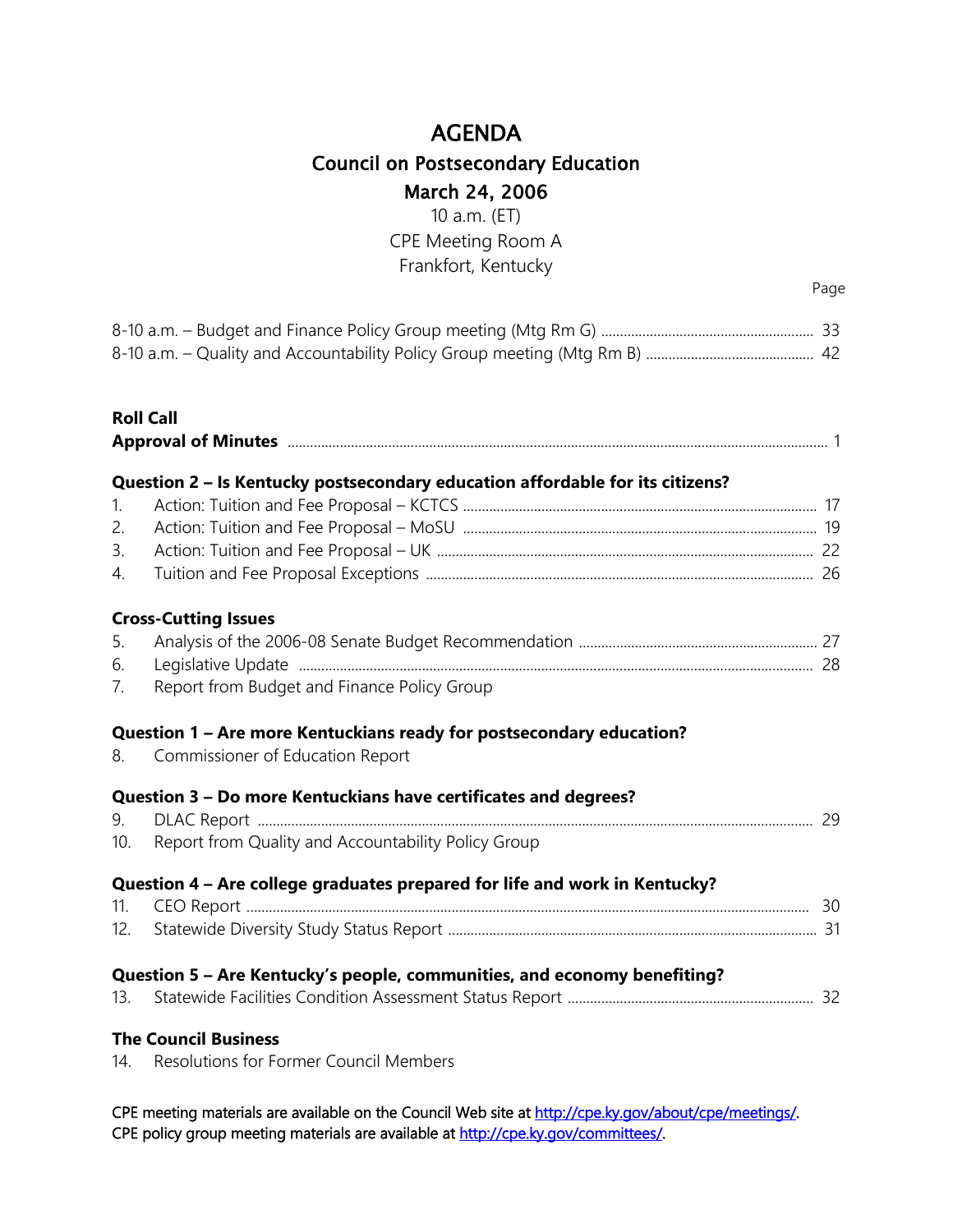# AGENDA

## Council on Postsecondary Education

## March 24, 2006

10 a.m. (ET)
CPE Meeting Room A
Frankfort, Kentucky

| | Page |
|---|---|
| 8-10 a.m. – Budget and Finance Policy Group meeting (Mtg Rm G) | 33 |
| 8-10 a.m. – Quality and Accountability Policy Group meeting (Mtg Rm B) | 42 |

**Roll Call**

| | |
|---|---|
| **Approval of Minutes** | 1 |

**Question 2 – Is Kentucky postsecondary education affordable for its citizens?**

| | | |
|---|---|---|
| 1. | Action: Tuition and Fee Proposal – KCTCS | 17 |
| 2. | Action: Tuition and Fee Proposal – MoSU | 19 |
| 3. | Action: Tuition and Fee Proposal – UK | 22 |
| 4. | Tuition and Fee Proposal Exceptions | 26 |

**Cross-Cutting Issues**

| | | |
|---|---|---|
| 5. | Analysis of the 2006-08 Senate Budget Recommendation | 27 |
| 6. | Legislative Update | 28 |
| 7. | Report from Budget and Finance Policy Group | |

**Question 1 – Are more Kentuckians ready for postsecondary education?**

| | | |
|---|---|---|
| 8. | Commissioner of Education Report | |

**Question 3 – Do more Kentuckians have certificates and degrees?**

| | | |
|---|---|---|
| 9. | DLAC Report | 29 |
| 10. | Report from Quality and Accountability Policy Group | |

**Question 4 – Are college graduates prepared for life and work in Kentucky?**

| | | |
|---|---|---|
| 11. | CEO Report | 30 |
| 12. | Statewide Diversity Study Status Report | 31 |

**Question 5 – Are Kentucky's people, communities, and economy benefiting?**

| | | |
|---|---|---|
| 13. | Statewide Facilities Condition Assessment Status Report | 32 |

**The Council Business**

| | | |
|---|---|---|
| 14. | Resolutions for Former Council Members | |

CPE meeting materials are available on the Council Web site at http://cpe.ky.gov/about/cpe/meetings/.
CPE policy group meeting materials are available at http://cpe.ky.gov/committees/.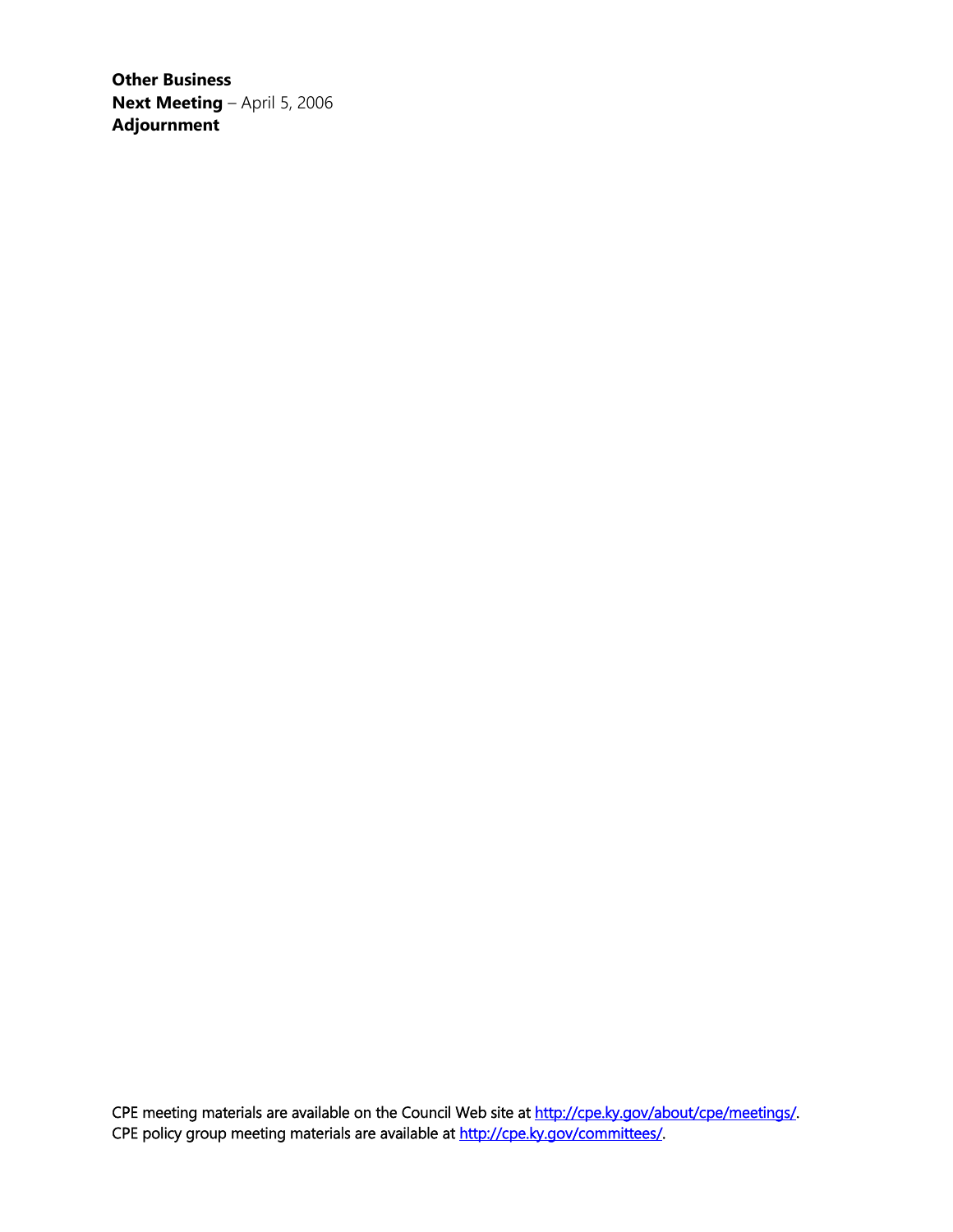**Other Business**
**Next Meeting** – April 5, 2006
**Adjournment**

CPE meeting materials are available on the Council Web site at http://cpe.ky.gov/about/cpe/meetings/.
CPE policy group meeting materials are available at http://cpe.ky.gov/committees/.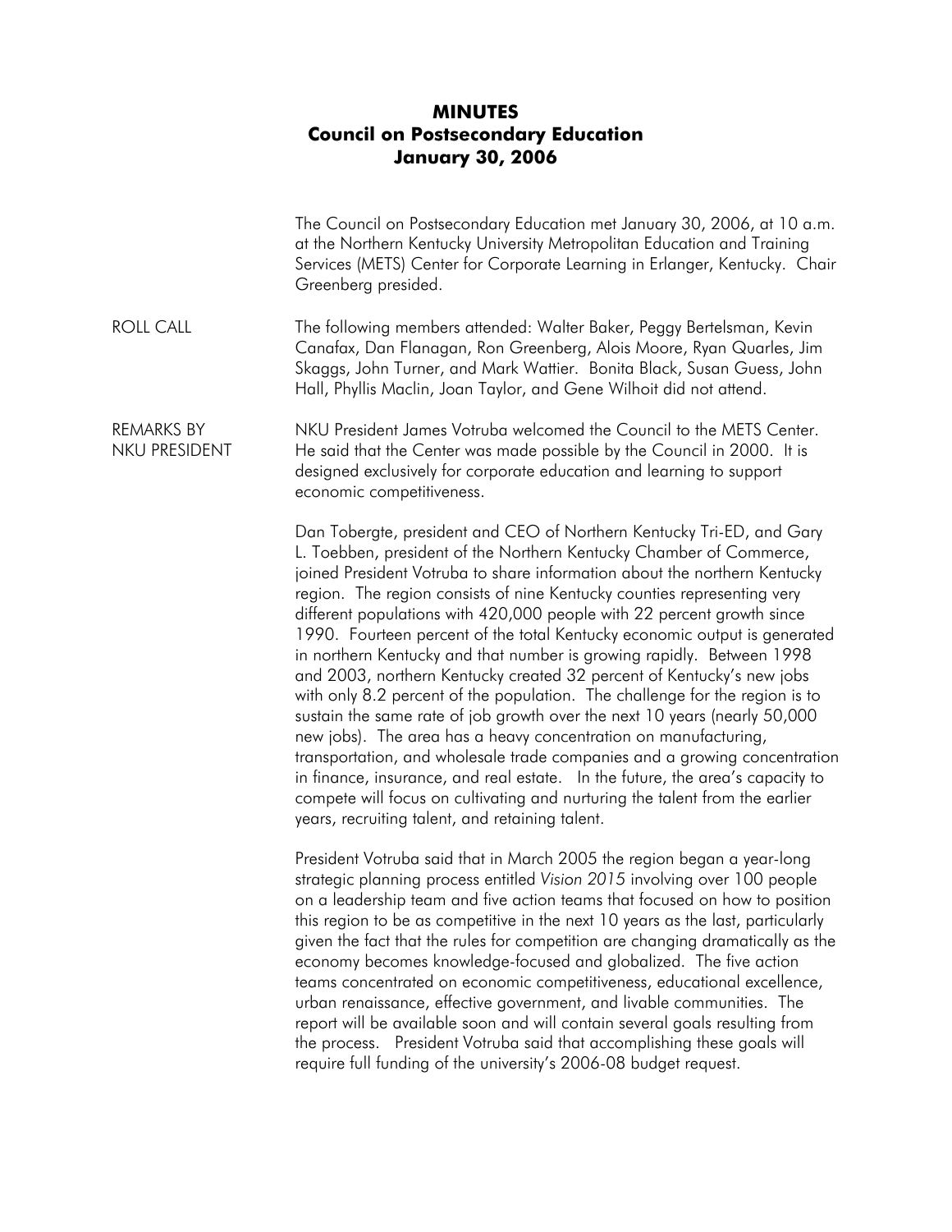# MINUTES
## Council on Postsecondary Education
## January 30, 2006

The Council on Postsecondary Education met January 30, 2006, at 10 a.m. at the Northern Kentucky University Metropolitan Education and Training Services (METS) Center for Corporate Learning in Erlanger, Kentucky. Chair Greenberg presided.

ROLL CALL

The following members attended: Walter Baker, Peggy Bertelsman, Kevin Canafax, Dan Flanagan, Ron Greenberg, Alois Moore, Ryan Quarles, Jim Skaggs, John Turner, and Mark Wattier. Bonita Black, Susan Guess, John Hall, Phyllis Maclin, Joan Taylor, and Gene Wilhoit did not attend.

REMARKS BY NKU PRESIDENT

NKU President James Votruba welcomed the Council to the METS Center. He said that the Center was made possible by the Council in 2000. It is designed exclusively for corporate education and learning to support economic competitiveness.

Dan Tobergte, president and CEO of Northern Kentucky Tri-ED, and Gary L. Toebben, president of the Northern Kentucky Chamber of Commerce, joined President Votruba to share information about the northern Kentucky region. The region consists of nine Kentucky counties representing very different populations with 420,000 people with 22 percent growth since 1990. Fourteen percent of the total Kentucky economic output is generated in northern Kentucky and that number is growing rapidly. Between 1998 and 2003, northern Kentucky created 32 percent of Kentucky's new jobs with only 8.2 percent of the population. The challenge for the region is to sustain the same rate of job growth over the next 10 years (nearly 50,000 new jobs). The area has a heavy concentration on manufacturing, transportation, and wholesale trade companies and a growing concentration in finance, insurance, and real estate. In the future, the area's capacity to compete will focus on cultivating and nurturing the talent from the earlier years, recruiting talent, and retaining talent.

President Votruba said that in March 2005 the region began a year-long strategic planning process entitled *Vision 2015* involving over 100 people on a leadership team and five action teams that focused on how to position this region to be as competitive in the next 10 years as the last, particularly given the fact that the rules for competition are changing dramatically as the economy becomes knowledge-focused and globalized. The five action teams concentrated on economic competitiveness, educational excellence, urban renaissance, effective government, and livable communities. The report will be available soon and will contain several goals resulting from the process. President Votruba said that accomplishing these goals will require full funding of the university's 2006-08 budget request.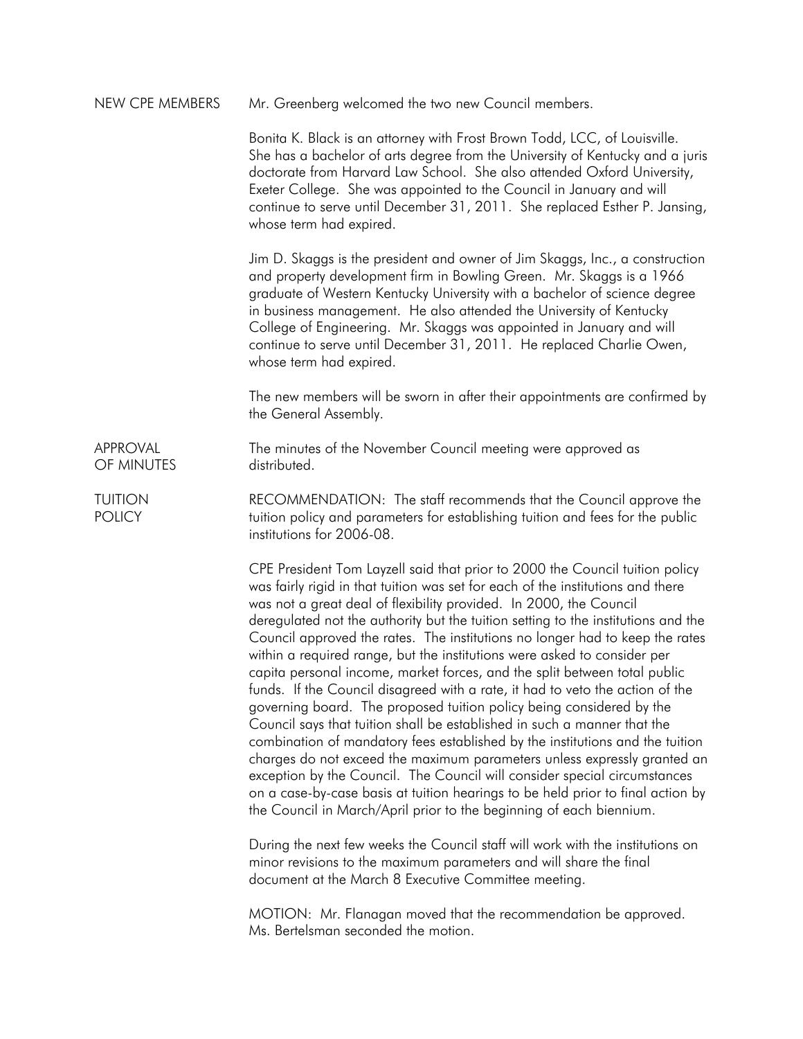**NEW CPE MEMBERS**

Mr. Greenberg welcomed the two new Council members.

Bonita K. Black is an attorney with Frost Brown Todd, LCC, of Louisville. She has a bachelor of arts degree from the University of Kentucky and a juris doctorate from Harvard Law School. She also attended Oxford University, Exeter College. She was appointed to the Council in January and will continue to serve until December 31, 2011. She replaced Esther P. Jansing, whose term had expired.

Jim D. Skaggs is the president and owner of Jim Skaggs, Inc., a construction and property development firm in Bowling Green. Mr. Skaggs is a 1966 graduate of Western Kentucky University with a bachelor of science degree in business management. He also attended the University of Kentucky College of Engineering. Mr. Skaggs was appointed in January and will continue to serve until December 31, 2011. He replaced Charlie Owen, whose term had expired.

The new members will be sworn in after their appointments are confirmed by the General Assembly.

**APPROVAL OF MINUTES**

The minutes of the November Council meeting were approved as distributed.

**TUITION POLICY**

RECOMMENDATION: The staff recommends that the Council approve the tuition policy and parameters for establishing tuition and fees for the public institutions for 2006-08.

CPE President Tom Layzell said that prior to 2000 the Council tuition policy was fairly rigid in that tuition was set for each of the institutions and there was not a great deal of flexibility provided. In 2000, the Council deregulated not the authority but the tuition setting to the institutions and the Council approved the rates. The institutions no longer had to keep the rates within a required range, but the institutions were asked to consider per capita personal income, market forces, and the split between total public funds. If the Council disagreed with a rate, it had to veto the action of the governing board. The proposed tuition policy being considered by the Council says that tuition shall be established in such a manner that the combination of mandatory fees established by the institutions and the tuition charges do not exceed the maximum parameters unless expressly granted an exception by the Council. The Council will consider special circumstances on a case-by-case basis at tuition hearings to be held prior to final action by the Council in March/April prior to the beginning of each biennium.

During the next few weeks the Council staff will work with the institutions on minor revisions to the maximum parameters and will share the final document at the March 8 Executive Committee meeting.

MOTION: Mr. Flanagan moved that the recommendation be approved. Ms. Bertelsman seconded the motion.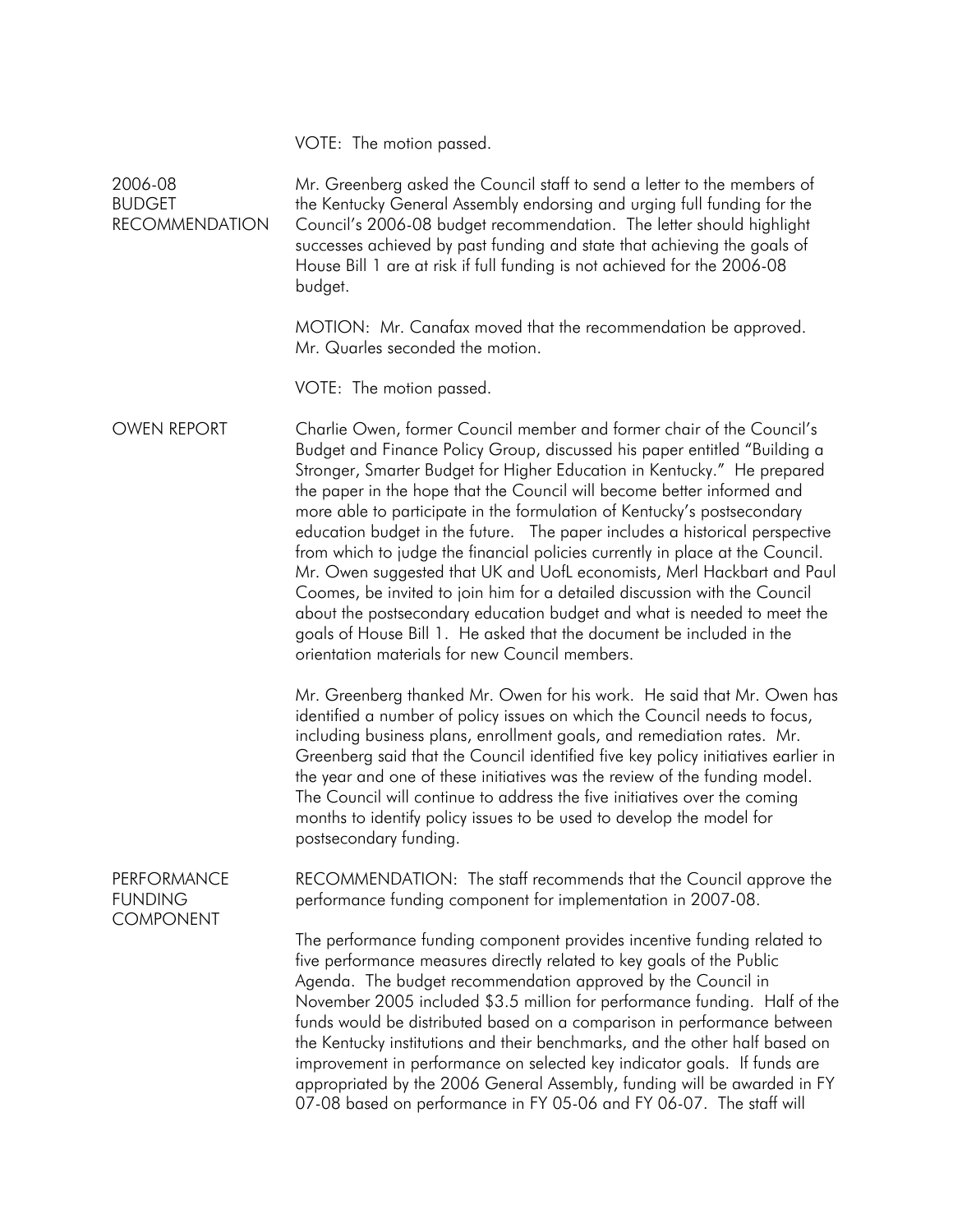VOTE: The motion passed.

**2006-08 BUDGET RECOMMENDATION**

Mr. Greenberg asked the Council staff to send a letter to the members of the Kentucky General Assembly endorsing and urging full funding for the Council's 2006-08 budget recommendation. The letter should highlight successes achieved by past funding and state that achieving the goals of House Bill 1 are at risk if full funding is not achieved for the 2006-08 budget.

MOTION: Mr. Canafax moved that the recommendation be approved. Mr. Quarles seconded the motion.

VOTE: The motion passed.

**OWEN REPORT**

Charlie Owen, former Council member and former chair of the Council's Budget and Finance Policy Group, discussed his paper entitled "Building a Stronger, Smarter Budget for Higher Education in Kentucky." He prepared the paper in the hope that the Council will become better informed and more able to participate in the formulation of Kentucky's postsecondary education budget in the future. The paper includes a historical perspective from which to judge the financial policies currently in place at the Council. Mr. Owen suggested that UK and UofL economists, Merl Hackbart and Paul Coomes, be invited to join him for a detailed discussion with the Council about the postsecondary education budget and what is needed to meet the goals of House Bill 1. He asked that the document be included in the orientation materials for new Council members.

Mr. Greenberg thanked Mr. Owen for his work. He said that Mr. Owen has identified a number of policy issues on which the Council needs to focus, including business plans, enrollment goals, and remediation rates. Mr. Greenberg said that the Council identified five key policy initiatives earlier in the year and one of these initiatives was the review of the funding model. The Council will continue to address the five initiatives over the coming months to identify policy issues to be used to develop the model for postsecondary funding.

**PERFORMANCE FUNDING COMPONENT**

RECOMMENDATION: The staff recommends that the Council approve the performance funding component for implementation in 2007-08.

The performance funding component provides incentive funding related to five performance measures directly related to key goals of the Public Agenda. The budget recommendation approved by the Council in November 2005 included $3.5 million for performance funding. Half of the funds would be distributed based on a comparison in performance between the Kentucky institutions and their benchmarks, and the other half based on improvement in performance on selected key indicator goals. If funds are appropriated by the 2006 General Assembly, funding will be awarded in FY 07-08 based on performance in FY 05-06 and FY 06-07. The staff will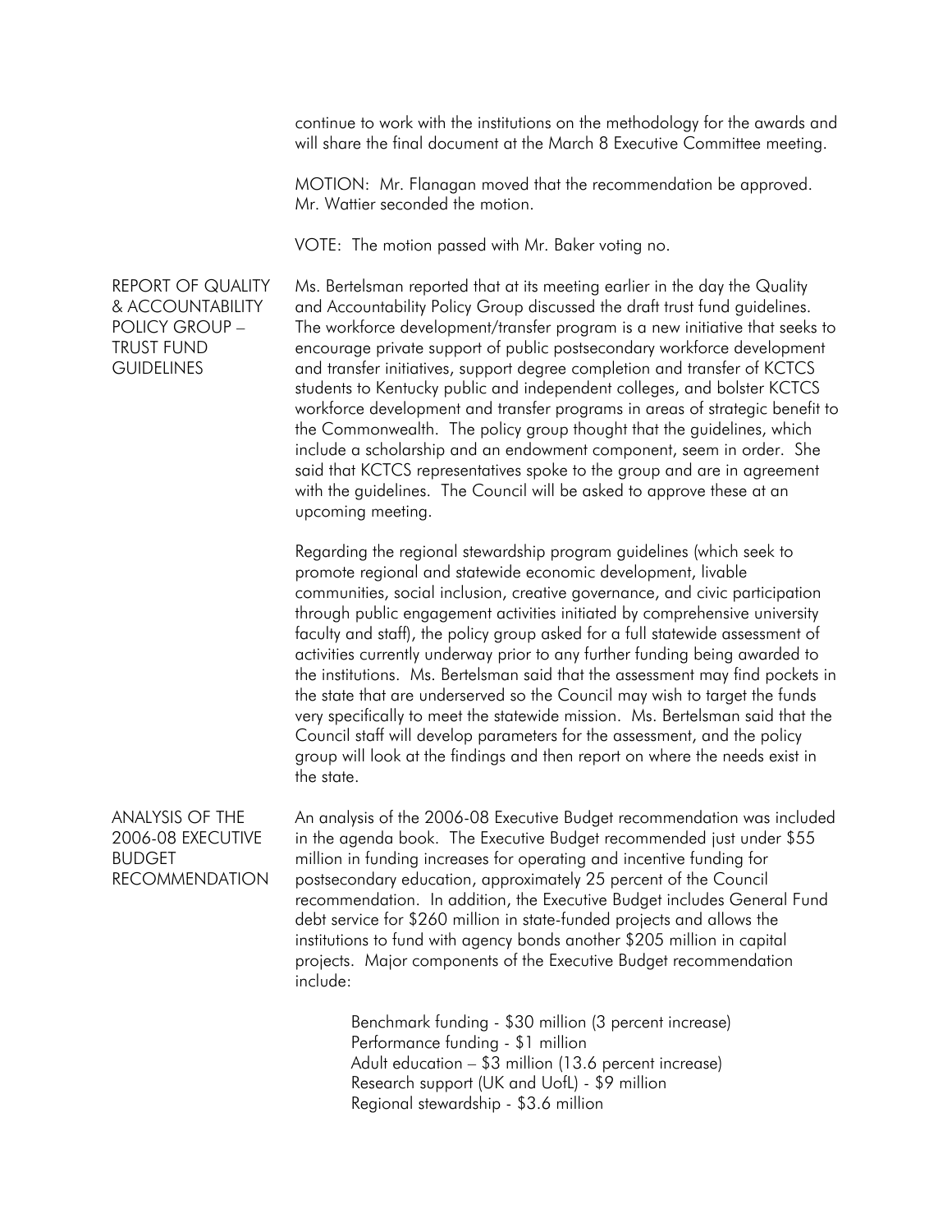continue to work with the institutions on the methodology for the awards and will share the final document at the March 8 Executive Committee meeting.

MOTION: Mr. Flanagan moved that the recommendation be approved. Mr. Wattier seconded the motion.

VOTE: The motion passed with Mr. Baker voting no.

## REPORT OF QUALITY & ACCOUNTABILITY POLICY GROUP – TRUST FUND GUIDELINES

Ms. Bertelsman reported that at its meeting earlier in the day the Quality and Accountability Policy Group discussed the draft trust fund guidelines. The workforce development/transfer program is a new initiative that seeks to encourage private support of public postsecondary workforce development and transfer initiatives, support degree completion and transfer of KCTCS students to Kentucky public and independent colleges, and bolster KCTCS workforce development and transfer programs in areas of strategic benefit to the Commonwealth. The policy group thought that the guidelines, which include a scholarship and an endowment component, seem in order. She said that KCTCS representatives spoke to the group and are in agreement with the guidelines. The Council will be asked to approve these at an upcoming meeting.

Regarding the regional stewardship program guidelines (which seek to promote regional and statewide economic development, livable communities, social inclusion, creative governance, and civic participation through public engagement activities initiated by comprehensive university faculty and staff), the policy group asked for a full statewide assessment of activities currently underway prior to any further funding being awarded to the institutions. Ms. Bertelsman said that the assessment may find pockets in the state that are underserved so the Council may wish to target the funds very specifically to meet the statewide mission. Ms. Bertelsman said that the Council staff will develop parameters for the assessment, and the policy group will look at the findings and then report on where the needs exist in the state.

## ANALYSIS OF THE 2006-08 EXECUTIVE BUDGET RECOMMENDATION

An analysis of the 2006-08 Executive Budget recommendation was included in the agenda book. The Executive Budget recommended just under $55 million in funding increases for operating and incentive funding for postsecondary education, approximately 25 percent of the Council recommendation. In addition, the Executive Budget includes General Fund debt service for $260 million in state-funded projects and allows the institutions to fund with agency bonds another $205 million in capital projects. Major components of the Executive Budget recommendation include:

Benchmark funding - $30 million (3 percent increase)
Performance funding - $1 million
Adult education – $3 million (13.6 percent increase)
Research support (UK and UofL) - $9 million
Regional stewardship - $3.6 million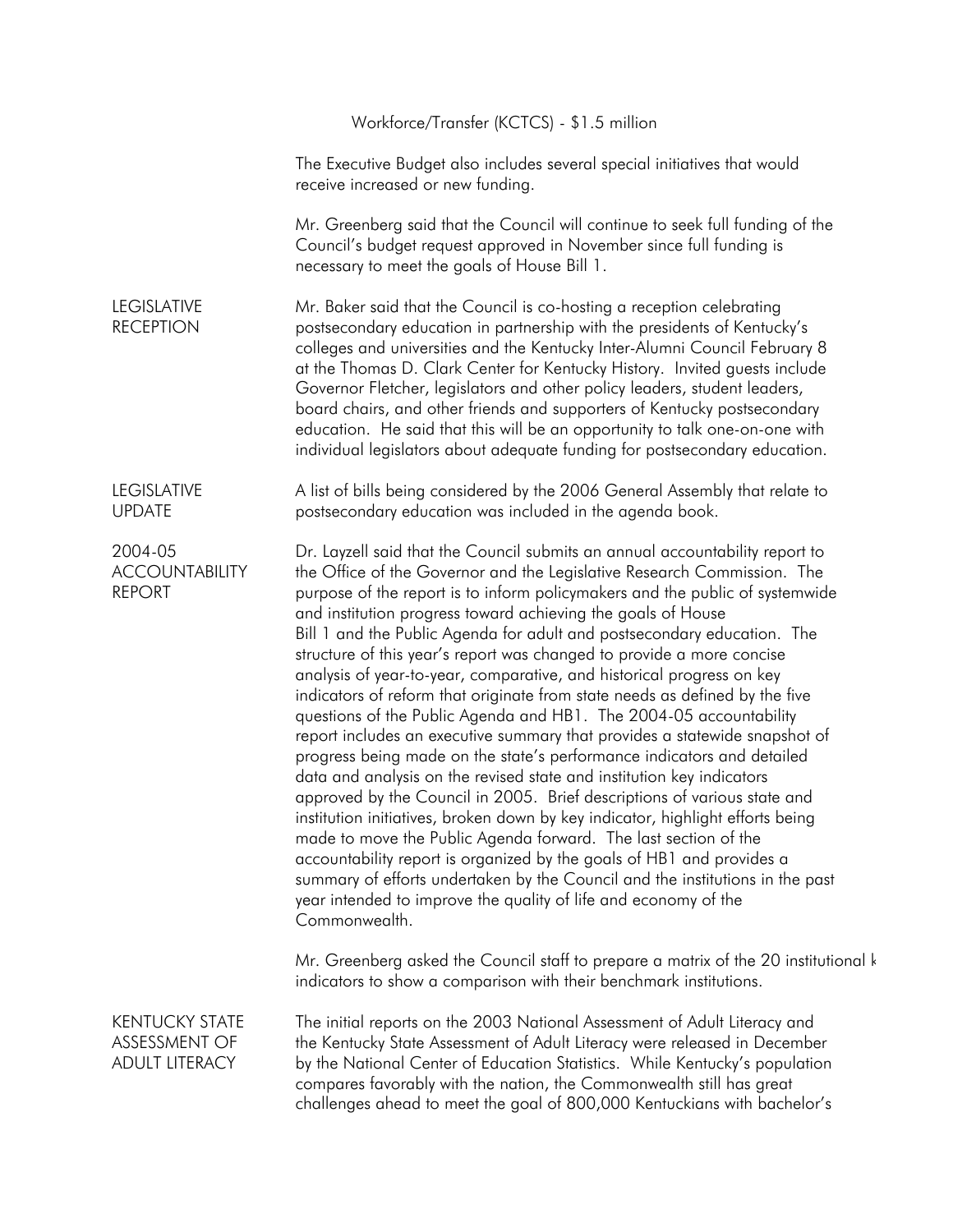Workforce/Transfer (KCTCS) - $1.5 million

The Executive Budget also includes several special initiatives that would receive increased or new funding.

Mr. Greenberg said that the Council will continue to seek full funding of the Council's budget request approved in November since full funding is necessary to meet the goals of House Bill 1.

**LEGISLATIVE RECEPTION**

Mr. Baker said that the Council is co-hosting a reception celebrating postsecondary education in partnership with the presidents of Kentucky's colleges and universities and the Kentucky Inter-Alumni Council February 8 at the Thomas D. Clark Center for Kentucky History. Invited guests include Governor Fletcher, legislators and other policy leaders, student leaders, board chairs, and other friends and supporters of Kentucky postsecondary education. He said that this will be an opportunity to talk one-on-one with individual legislators about adequate funding for postsecondary education.

**LEGISLATIVE UPDATE**

A list of bills being considered by the 2006 General Assembly that relate to postsecondary education was included in the agenda book.

**2004-05 ACCOUNTABILITY REPORT**

Dr. Layzell said that the Council submits an annual accountability report to the Office of the Governor and the Legislative Research Commission. The purpose of the report is to inform policymakers and the public of systemwide and institution progress toward achieving the goals of House Bill 1 and the Public Agenda for adult and postsecondary education. The structure of this year's report was changed to provide a more concise analysis of year-to-year, comparative, and historical progress on key indicators of reform that originate from state needs as defined by the five questions of the Public Agenda and HB1. The 2004-05 accountability report includes an executive summary that provides a statewide snapshot of progress being made on the state's performance indicators and detailed data and analysis on the revised state and institution key indicators approved by the Council in 2005. Brief descriptions of various state and institution initiatives, broken down by key indicator, highlight efforts being made to move the Public Agenda forward. The last section of the accountability report is organized by the goals of HB1 and provides a summary of efforts undertaken by the Council and the institutions in the past year intended to improve the quality of life and economy of the Commonwealth.

Mr. Greenberg asked the Council staff to prepare a matrix of the 20 institutional key indicators to show a comparison with their benchmark institutions.

**KENTUCKY STATE ASSESSMENT OF ADULT LITERACY**

The initial reports on the 2003 National Assessment of Adult Literacy and the Kentucky State Assessment of Adult Literacy were released in December by the National Center of Education Statistics. While Kentucky's population compares favorably with the nation, the Commonwealth still has great challenges ahead to meet the goal of 800,000 Kentuckians with bachelor's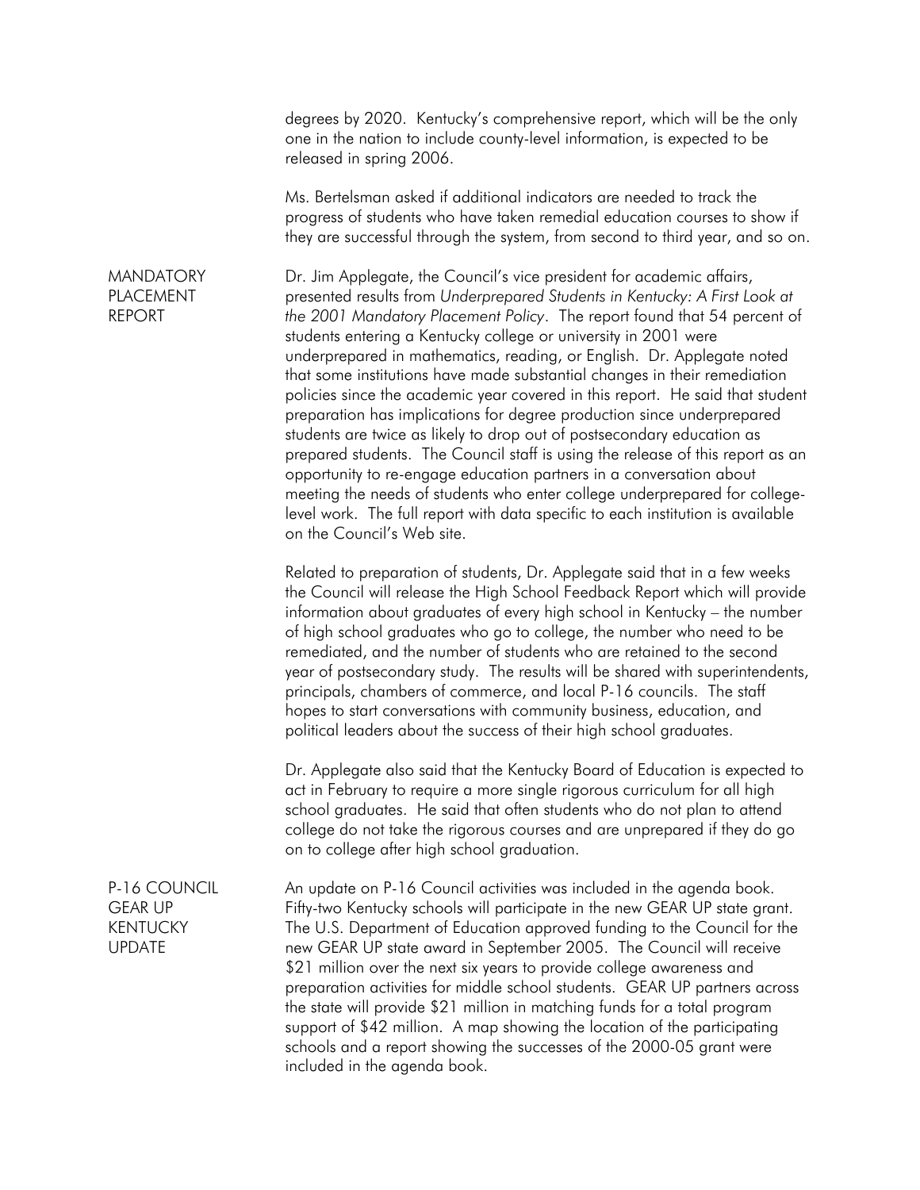degrees by 2020. Kentucky's comprehensive report, which will be the only one in the nation to include county-level information, is expected to be released in spring 2006.

Ms. Bertelsman asked if additional indicators are needed to track the progress of students who have taken remedial education courses to show if they are successful through the system, from second to third year, and so on.

## MANDATORY PLACEMENT REPORT

Dr. Jim Applegate, the Council's vice president for academic affairs, presented results from *Underprepared Students in Kentucky: A First Look at the 2001 Mandatory Placement Policy*. The report found that 54 percent of students entering a Kentucky college or university in 2001 were underprepared in mathematics, reading, or English. Dr. Applegate noted that some institutions have made substantial changes in their remediation policies since the academic year covered in this report. He said that student preparation has implications for degree production since underprepared students are twice as likely to drop out of postsecondary education as prepared students. The Council staff is using the release of this report as an opportunity to re-engage education partners in a conversation about meeting the needs of students who enter college underprepared for college-level work. The full report with data specific to each institution is available on the Council's Web site.

Related to preparation of students, Dr. Applegate said that in a few weeks the Council will release the High School Feedback Report which will provide information about graduates of every high school in Kentucky – the number of high school graduates who go to college, the number who need to be remediated, and the number of students who are retained to the second year of postsecondary study. The results will be shared with superintendents, principals, chambers of commerce, and local P-16 councils. The staff hopes to start conversations with community business, education, and political leaders about the success of their high school graduates.

Dr. Applegate also said that the Kentucky Board of Education is expected to act in February to require a more single rigorous curriculum for all high school graduates. He said that often students who do not plan to attend college do not take the rigorous courses and are unprepared if they do go on to college after high school graduation.

## P-16 COUNCIL GEAR UP KENTUCKY UPDATE

An update on P-16 Council activities was included in the agenda book. Fifty-two Kentucky schools will participate in the new GEAR UP state grant. The U.S. Department of Education approved funding to the Council for the new GEAR UP state award in September 2005. The Council will receive \$21 million over the next six years to provide college awareness and preparation activities for middle school students. GEAR UP partners across the state will provide \$21 million in matching funds for a total program support of \$42 million. A map showing the location of the participating schools and a report showing the successes of the 2000-05 grant were included in the agenda book.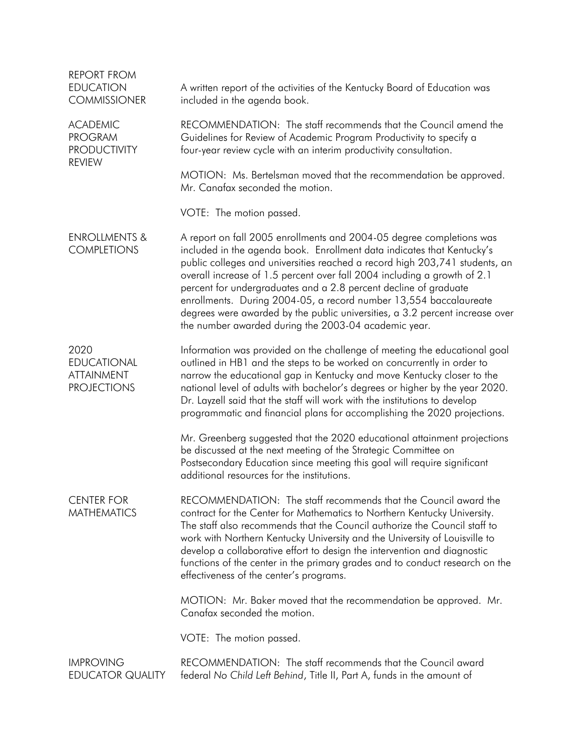**REPORT FROM EDUCATION COMMISSIONER**

A written report of the activities of the Kentucky Board of Education was included in the agenda book.

**ACADEMIC PROGRAM PRODUCTIVITY REVIEW**

RECOMMENDATION: The staff recommends that the Council amend the Guidelines for Review of Academic Program Productivity to specify a four-year review cycle with an interim productivity consultation.

MOTION: Ms. Bertelsman moved that the recommendation be approved. Mr. Canafax seconded the motion.

VOTE: The motion passed.

**ENROLLMENTS & COMPLETIONS**

A report on fall 2005 enrollments and 2004-05 degree completions was included in the agenda book. Enrollment data indicates that Kentucky's public colleges and universities reached a record high 203,741 students, an overall increase of 1.5 percent over fall 2004 including a growth of 2.1 percent for undergraduates and a 2.8 percent decline of graduate enrollments. During 2004-05, a record number 13,554 baccalaureate degrees were awarded by the public universities, a 3.2 percent increase over the number awarded during the 2003-04 academic year.

**2020 EDUCATIONAL ATTAINMENT PROJECTIONS**

Information was provided on the challenge of meeting the educational goal outlined in HB1 and the steps to be worked on concurrently in order to narrow the educational gap in Kentucky and move Kentucky closer to the national level of adults with bachelor's degrees or higher by the year 2020. Dr. Layzell said that the staff will work with the institutions to develop programmatic and financial plans for accomplishing the 2020 projections.

Mr. Greenberg suggested that the 2020 educational attainment projections be discussed at the next meeting of the Strategic Committee on Postsecondary Education since meeting this goal will require significant additional resources for the institutions.

**CENTER FOR MATHEMATICS**

RECOMMENDATION: The staff recommends that the Council award the contract for the Center for Mathematics to Northern Kentucky University. The staff also recommends that the Council authorize the Council staff to work with Northern Kentucky University and the University of Louisville to develop a collaborative effort to design the intervention and diagnostic functions of the center in the primary grades and to conduct research on the effectiveness of the center's programs.

MOTION: Mr. Baker moved that the recommendation be approved. Mr. Canafax seconded the motion.

VOTE: The motion passed.

**IMPROVING EDUCATOR QUALITY**

RECOMMENDATION: The staff recommends that the Council award federal *No Child Left Behind*, Title II, Part A, funds in the amount of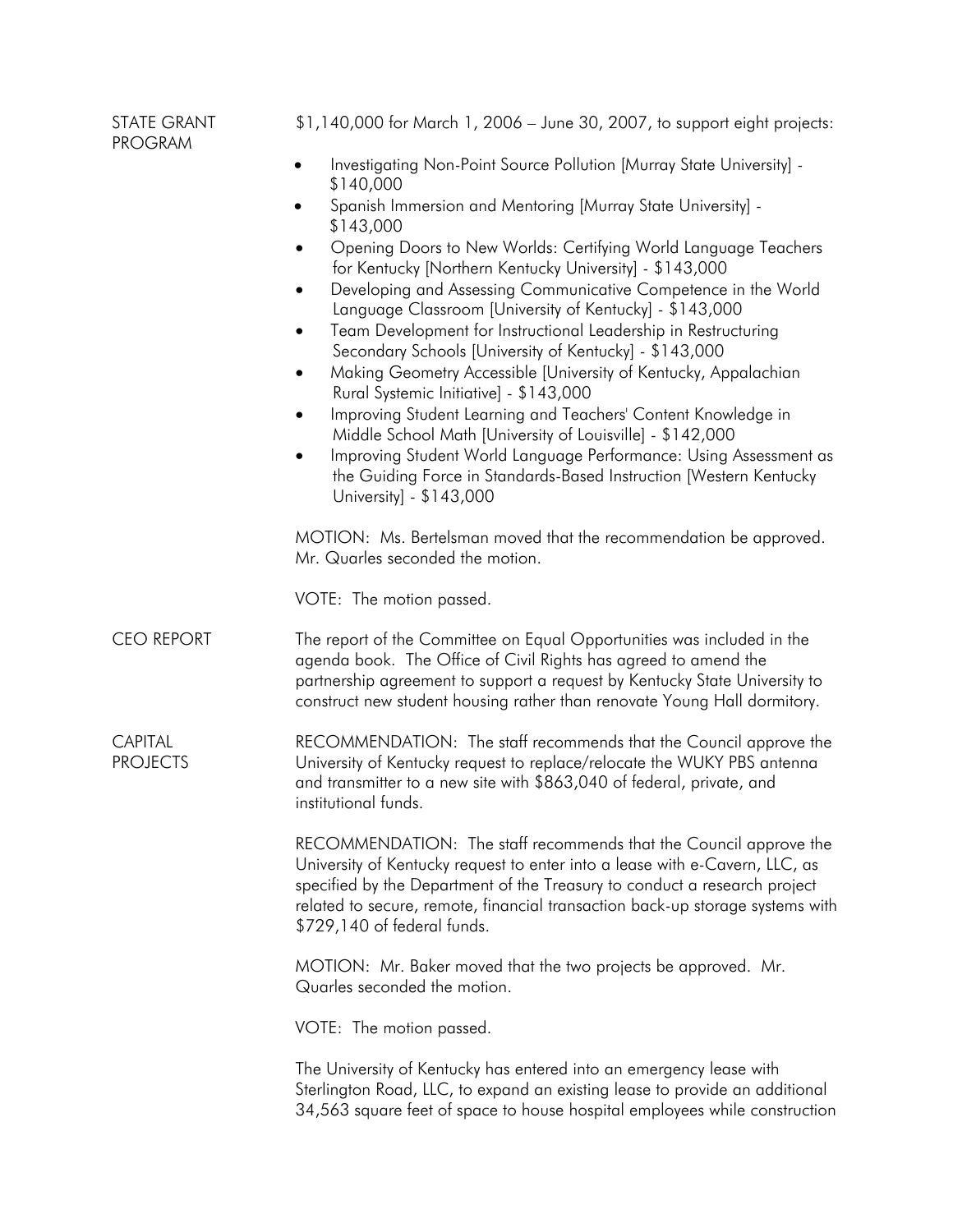**STATE GRANT PROGRAM**

$1,140,000 for March 1, 2006 – June 30, 2007, to support eight projects:

- Investigating Non-Point Source Pollution [Murray State University] - $140,000
- Spanish Immersion and Mentoring [Murray State University] - $143,000
- Opening Doors to New Worlds: Certifying World Language Teachers for Kentucky [Northern Kentucky University] - $143,000
- Developing and Assessing Communicative Competence in the World Language Classroom [University of Kentucky] - $143,000
- Team Development for Instructional Leadership in Restructuring Secondary Schools [University of Kentucky] - $143,000
- Making Geometry Accessible [University of Kentucky, Appalachian Rural Systemic Initiative] - $143,000
- Improving Student Learning and Teachers' Content Knowledge in Middle School Math [University of Louisville] - $142,000
- Improving Student World Language Performance: Using Assessment as the Guiding Force in Standards-Based Instruction [Western Kentucky University] - $143,000

MOTION: Ms. Bertelsman moved that the recommendation be approved. Mr. Quarles seconded the motion.

VOTE: The motion passed.

**CEO REPORT**

The report of the Committee on Equal Opportunities was included in the agenda book. The Office of Civil Rights has agreed to amend the partnership agreement to support a request by Kentucky State University to construct new student housing rather than renovate Young Hall dormitory.

**CAPITAL PROJECTS**

RECOMMENDATION: The staff recommends that the Council approve the University of Kentucky request to replace/relocate the WUKY PBS antenna and transmitter to a new site with $863,040 of federal, private, and institutional funds.

RECOMMENDATION: The staff recommends that the Council approve the University of Kentucky request to enter into a lease with e-Cavern, LLC, as specified by the Department of the Treasury to conduct a research project related to secure, remote, financial transaction back-up storage systems with $729,140 of federal funds.

MOTION: Mr. Baker moved that the two projects be approved. Mr. Quarles seconded the motion.

VOTE: The motion passed.

The University of Kentucky has entered into an emergency lease with Sterlington Road, LLC, to expand an existing lease to provide an additional 34,563 square feet of space to house hospital employees while construction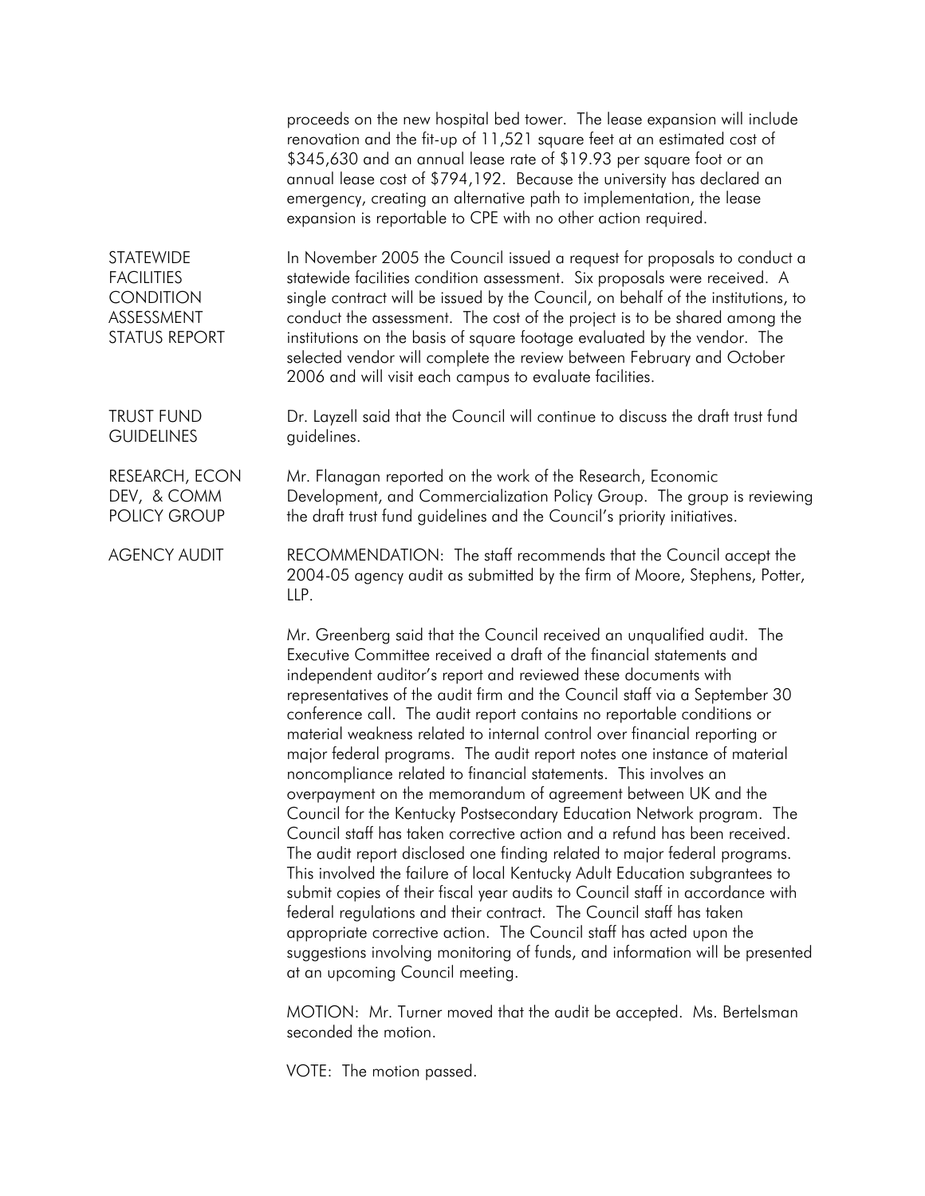proceeds on the new hospital bed tower. The lease expansion will include renovation and the fit-up of 11,521 square feet at an estimated cost of $345,630 and an annual lease rate of $19.93 per square foot or an annual lease cost of $794,192. Because the university has declared an emergency, creating an alternative path to implementation, the lease expansion is reportable to CPE with no other action required.

**STATEWIDE FACILITIES CONDITION ASSESSMENT STATUS REPORT**

In November 2005 the Council issued a request for proposals to conduct a statewide facilities condition assessment. Six proposals were received. A single contract will be issued by the Council, on behalf of the institutions, to conduct the assessment. The cost of the project is to be shared among the institutions on the basis of square footage evaluated by the vendor. The selected vendor will complete the review between February and October 2006 and will visit each campus to evaluate facilities.

**TRUST FUND GUIDELINES**

Dr. Layzell said that the Council will continue to discuss the draft trust fund guidelines.

**RESEARCH, ECON DEV, & COMM POLICY GROUP**

Mr. Flanagan reported on the work of the Research, Economic Development, and Commercialization Policy Group. The group is reviewing the draft trust fund guidelines and the Council's priority initiatives.

**AGENCY AUDIT**

RECOMMENDATION: The staff recommends that the Council accept the 2004-05 agency audit as submitted by the firm of Moore, Stephens, Potter, LLP.

Mr. Greenberg said that the Council received an unqualified audit. The Executive Committee received a draft of the financial statements and independent auditor's report and reviewed these documents with representatives of the audit firm and the Council staff via a September 30 conference call. The audit report contains no reportable conditions or material weakness related to internal control over financial reporting or major federal programs. The audit report notes one instance of material noncompliance related to financial statements. This involves an overpayment on the memorandum of agreement between UK and the Council for the Kentucky Postsecondary Education Network program. The Council staff has taken corrective action and a refund has been received. The audit report disclosed one finding related to major federal programs. This involved the failure of local Kentucky Adult Education subgrantees to submit copies of their fiscal year audits to Council staff in accordance with federal regulations and their contract. The Council staff has taken appropriate corrective action. The Council staff has acted upon the suggestions involving monitoring of funds, and information will be presented at an upcoming Council meeting.

MOTION: Mr. Turner moved that the audit be accepted. Ms. Bertelsman seconded the motion.

VOTE: The motion passed.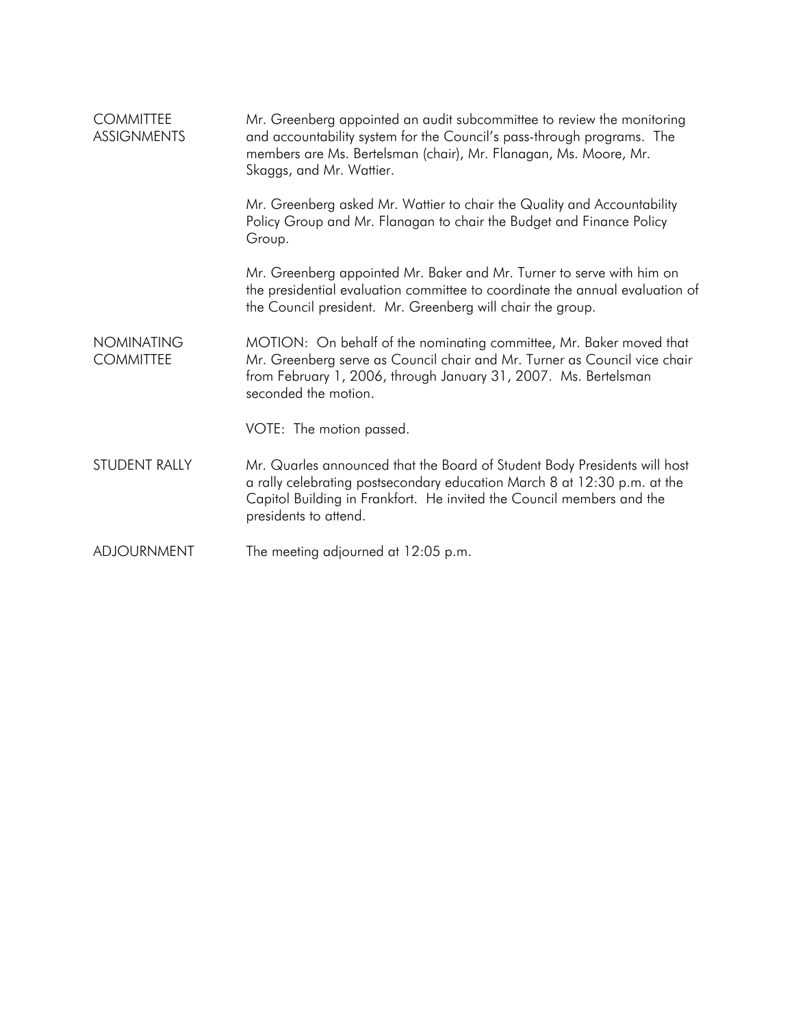**COMMITTEE ASSIGNMENTS**

Mr. Greenberg appointed an audit subcommittee to review the monitoring and accountability system for the Council's pass-through programs. The members are Ms. Bertelsman (chair), Mr. Flanagan, Ms. Moore, Mr. Skaggs, and Mr. Wattier.

Mr. Greenberg asked Mr. Wattier to chair the Quality and Accountability Policy Group and Mr. Flanagan to chair the Budget and Finance Policy Group.

Mr. Greenberg appointed Mr. Baker and Mr. Turner to serve with him on the presidential evaluation committee to coordinate the annual evaluation of the Council president. Mr. Greenberg will chair the group.

**NOMINATING COMMITTEE**

MOTION: On behalf of the nominating committee, Mr. Baker moved that Mr. Greenberg serve as Council chair and Mr. Turner as Council vice chair from February 1, 2006, through January 31, 2007. Ms. Bertelsman seconded the motion.

VOTE: The motion passed.

**STUDENT RALLY**

Mr. Quarles announced that the Board of Student Body Presidents will host a rally celebrating postsecondary education March 8 at 12:30 p.m. at the Capitol Building in Frankfort. He invited the Council members and the presidents to attend.

**ADJOURNMENT**

The meeting adjourned at 12:05 p.m.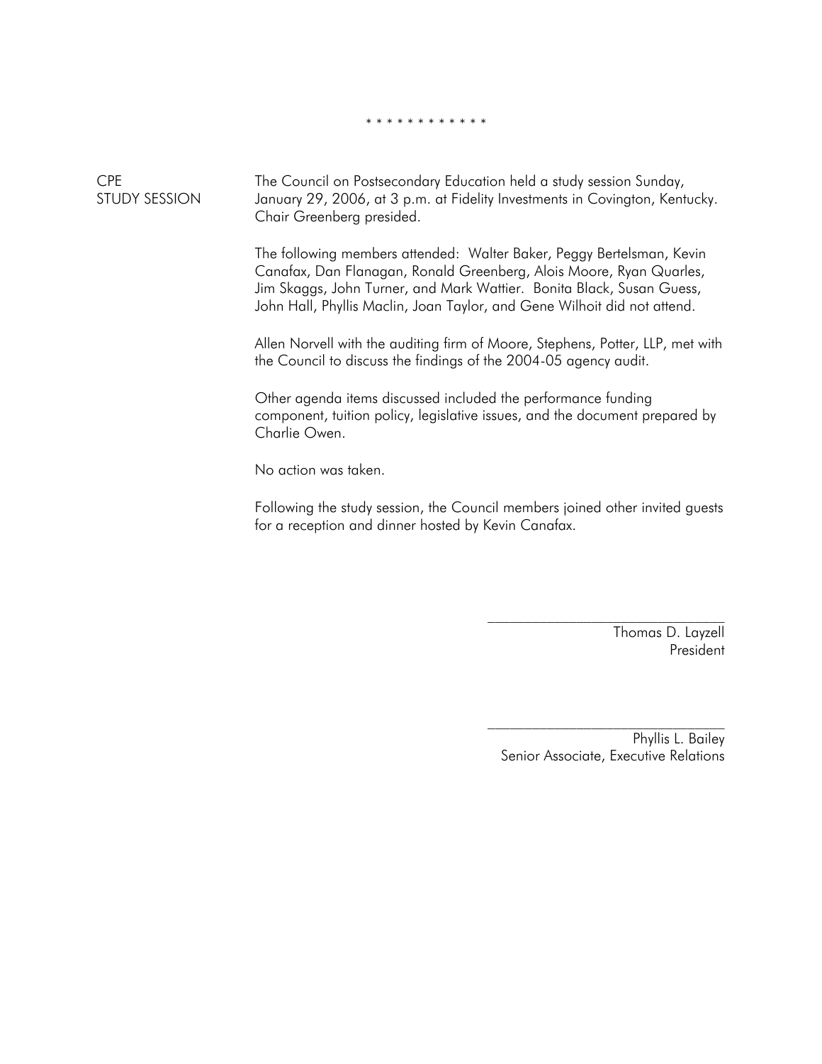\* \* \* \* \* \* \* \* \* \* \* \*

**CPE STUDY SESSION**

The Council on Postsecondary Education held a study session Sunday, January 29, 2006, at 3 p.m. at Fidelity Investments in Covington, Kentucky. Chair Greenberg presided.

The following members attended: Walter Baker, Peggy Bertelsman, Kevin Canafax, Dan Flanagan, Ronald Greenberg, Alois Moore, Ryan Quarles, Jim Skaggs, John Turner, and Mark Wattier. Bonita Black, Susan Guess, John Hall, Phyllis Maclin, Joan Taylor, and Gene Wilhoit did not attend.

Allen Norvell with the auditing firm of Moore, Stephens, Potter, LLP, met with the Council to discuss the findings of the 2004-05 agency audit.

Other agenda items discussed included the performance funding component, tuition policy, legislative issues, and the document prepared by Charlie Owen.

No action was taken.

Following the study session, the Council members joined other invited guests for a reception and dinner hosted by Kevin Canafax.

\_\_\_\_\_\_\_\_\_\_\_\_\_\_\_\_\_\_\_\_\_\_\_\_\_\_\_\_\_\_\_\_

Thomas D. Layzell
President

\_\_\_\_\_\_\_\_\_\_\_\_\_\_\_\_\_\_\_\_\_\_\_\_\_\_\_\_\_\_\_\_

Phyllis L. Bailey
Senior Associate, Executive Relations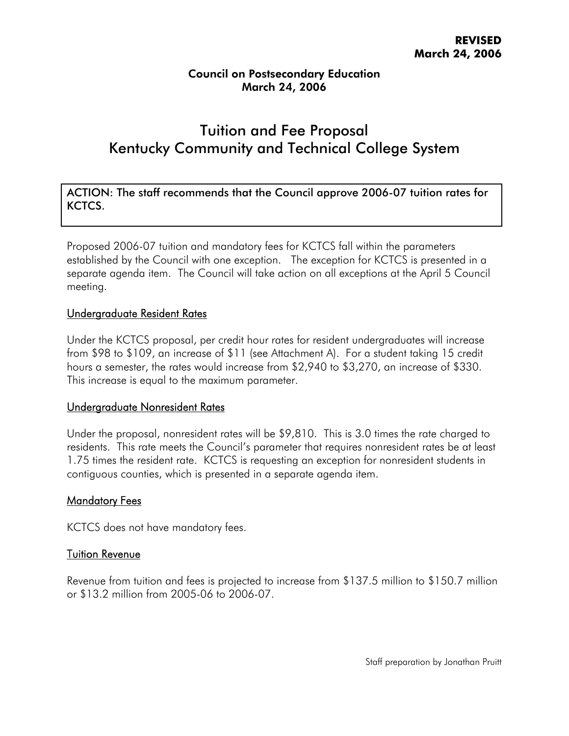**REVISED**
**March 24, 2006**

**Council on Postsecondary Education**
**March 24, 2006**

# Tuition and Fee Proposal
# Kentucky Community and Technical College System

ACTION: The staff recommends that the Council approve 2006-07 tuition rates for KCTCS.

Proposed 2006-07 tuition and mandatory fees for KCTCS fall within the parameters established by the Council with one exception. The exception for KCTCS is presented in a separate agenda item. The Council will take action on all exceptions at the April 5 Council meeting.

## Undergraduate Resident Rates

Under the KCTCS proposal, per credit hour rates for resident undergraduates will increase from $98 to $109, an increase of $11 (see Attachment A). For a student taking 15 credit hours a semester, the rates would increase from $2,940 to $3,270, an increase of $330. This increase is equal to the maximum parameter.

## Undergraduate Nonresident Rates

Under the proposal, nonresident rates will be $9,810. This is 3.0 times the rate charged to residents. This rate meets the Council's parameter that requires nonresident rates be at least 1.75 times the resident rate. KCTCS is requesting an exception for nonresident students in contiguous counties, which is presented in a separate agenda item.

## Mandatory Fees

KCTCS does not have mandatory fees.

## Tuition Revenue

Revenue from tuition and fees is projected to increase from $137.5 million to $150.7 million or $13.2 million from 2005-06 to 2006-07.

Staff preparation by Jonathan Pruitt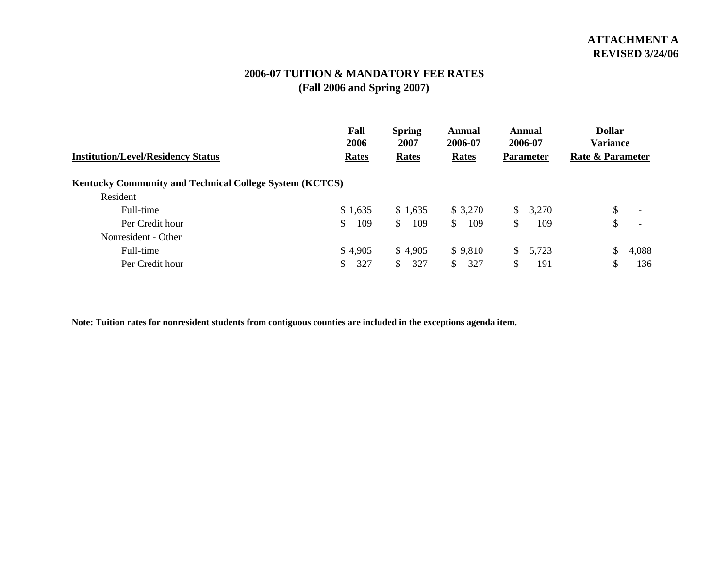**ATTACHMENT A**
**REVISED 3/24/06**

## 2006-07 TUITION & MANDATORY FEE RATES
## (Fall 2006 and Spring 2007)

| Institution/Level/Residency Status | Fall 2006 Rates | Spring 2007 Rates | Annual 2006-07 Rates | Annual 2006-07 Parameter | Dollar Variance Rate & Parameter |
|---|---|---|---|---|---|
| **Kentucky Community and Technical College System (KCTCS)** | | | | | |
| Resident | | | | | |
| Full-time | $ 1,635 | $ 1,635 | $ 3,270 | $ 3,270 | $ - |
| Per Credit hour | $ 109 | $ 109 | $ 109 | $ 109 | $ - |
| Nonresident - Other | | | | | |
| Full-time | $ 4,905 | $ 4,905 | $ 9,810 | $ 5,723 | $ 4,088 |
| Per Credit hour | $ 327 | $ 327 | $ 327 | $ 191 | $ 136 |

**Note: Tuition rates for nonresident students from contiguous counties are included in the exceptions agenda item.**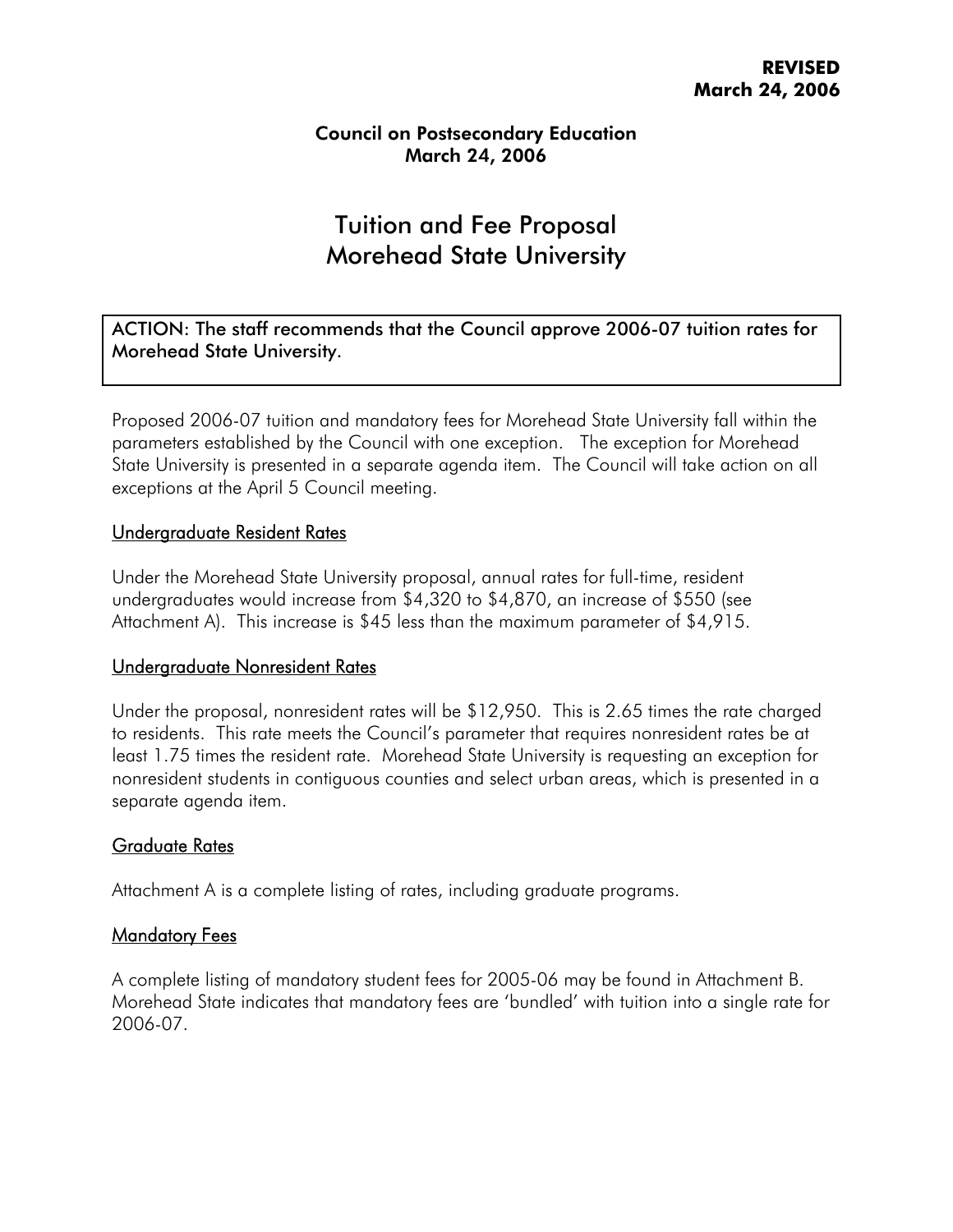**REVISED**
**March 24, 2006**

**Council on Postsecondary Education**
**March 24, 2006**

# Tuition and Fee Proposal
# Morehead State University

ACTION: The staff recommends that the Council approve 2006-07 tuition rates for Morehead State University.

Proposed 2006-07 tuition and mandatory fees for Morehead State University fall within the parameters established by the Council with one exception. The exception for Morehead State University is presented in a separate agenda item. The Council will take action on all exceptions at the April 5 Council meeting.

## Undergraduate Resident Rates

Under the Morehead State University proposal, annual rates for full-time, resident undergraduates would increase from $4,320 to $4,870, an increase of $550 (see Attachment A). This increase is $45 less than the maximum parameter of $4,915.

## Undergraduate Nonresident Rates

Under the proposal, nonresident rates will be $12,950. This is 2.65 times the rate charged to residents. This rate meets the Council's parameter that requires nonresident rates be at least 1.75 times the resident rate. Morehead State University is requesting an exception for nonresident students in contiguous counties and select urban areas, which is presented in a separate agenda item.

## Graduate Rates

Attachment A is a complete listing of rates, including graduate programs.

## Mandatory Fees

A complete listing of mandatory student fees for 2005-06 may be found in Attachment B. Morehead State indicates that mandatory fees are 'bundled' with tuition into a single rate for 2006-07.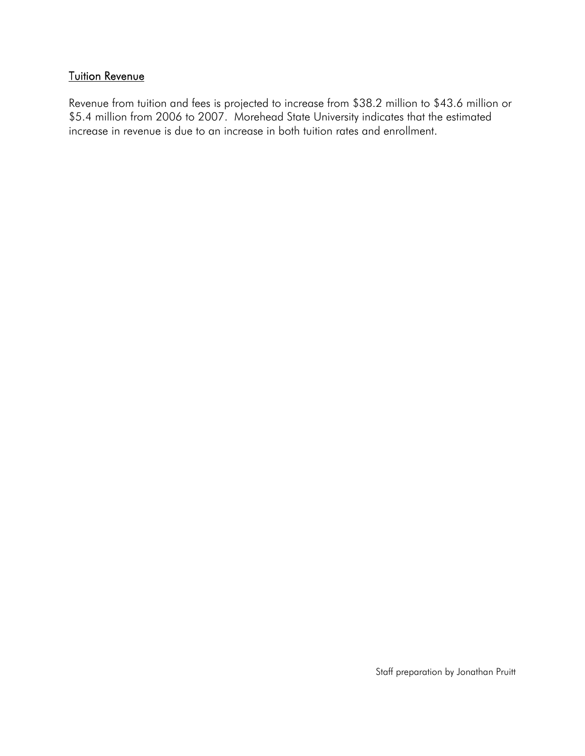## Tuition Revenue

Revenue from tuition and fees is projected to increase from $38.2 million to $43.6 million or $5.4 million from 2006 to 2007. Morehead State University indicates that the estimated increase in revenue is due to an increase in both tuition rates and enrollment.

Staff preparation by Jonathan Pruitt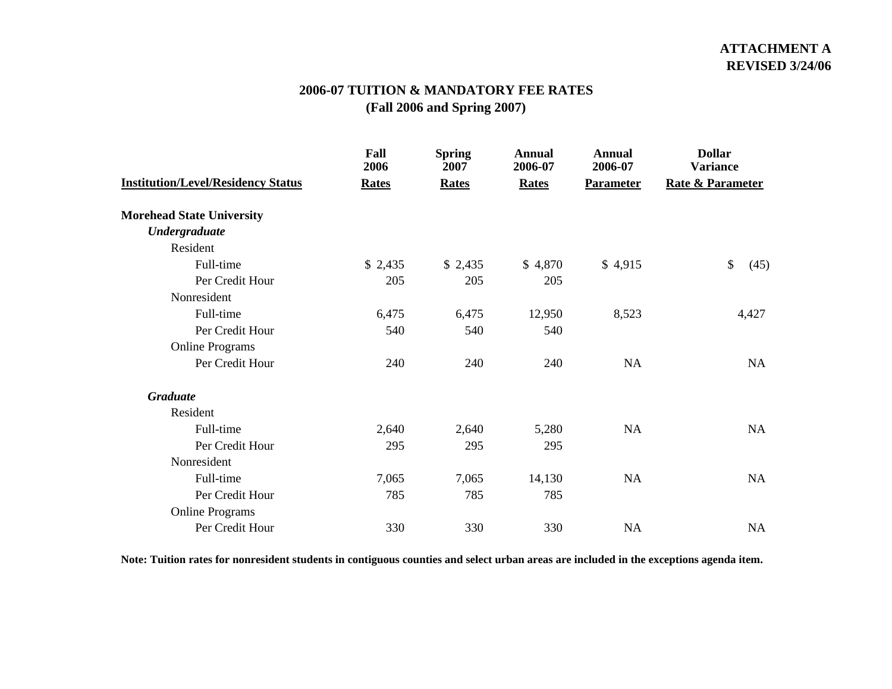**ATTACHMENT A**
**REVISED 3/24/06**

## 2006-07 TUITION & MANDATORY FEE RATES
### (Fall 2006 and Spring 2007)

| Institution/Level/Residency Status | Fall 2006 Rates | Spring 2007 Rates | Annual 2006-07 Rates | Annual 2006-07 Parameter | Dollar Variance Rate & Parameter |
|---|---|---|---|---|---|
| **Morehead State University** | | | | | |
| ***Undergraduate*** | | | | | |
| Resident | | | | | |
| Full-time | $ 2,435 | $ 2,435 | $ 4,870 | $ 4,915 | $ (45) |
| Per Credit Hour | 205 | 205 | 205 | | |
| Nonresident | | | | | |
| Full-time | 6,475 | 6,475 | 12,950 | 8,523 | 4,427 |
| Per Credit Hour | 540 | 540 | 540 | | |
| Online Programs | | | | | |
| Per Credit Hour | 240 | 240 | 240 | NA | NA |
| ***Graduate*** | | | | | |
| Resident | | | | | |
| Full-time | 2,640 | 2,640 | 5,280 | NA | NA |
| Per Credit Hour | 295 | 295 | 295 | | |
| Nonresident | | | | | |
| Full-time | 7,065 | 7,065 | 14,130 | NA | NA |
| Per Credit Hour | 785 | 785 | 785 | | |
| Online Programs | | | | | |
| Per Credit Hour | 330 | 330 | 330 | NA | NA |

**Note: Tuition rates for nonresident students in contiguous counties and select urban areas are included in the exceptions agenda item.**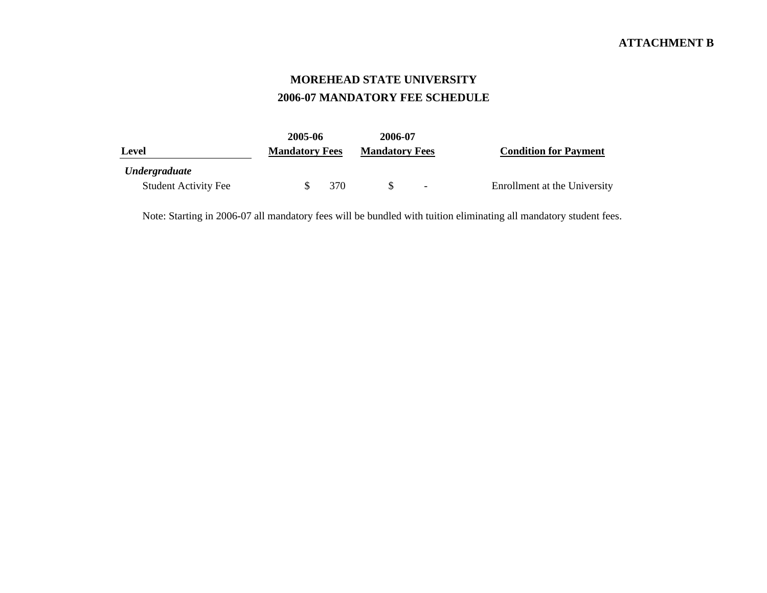**ATTACHMENT B**

# MOREHEAD STATE UNIVERSITY
## 2006-07 MANDATORY FEE SCHEDULE

| Level | 2005-06 Mandatory Fees | 2006-07 Mandatory Fees | Condition for Payment |
|---|---|---|---|
| ***Undergraduate*** | | | |
| Student Activity Fee | $ 370 | $ - | Enrollment at the University |

Note: Starting in 2006-07 all mandatory fees will be bundled with tuition eliminating all mandatory student fees.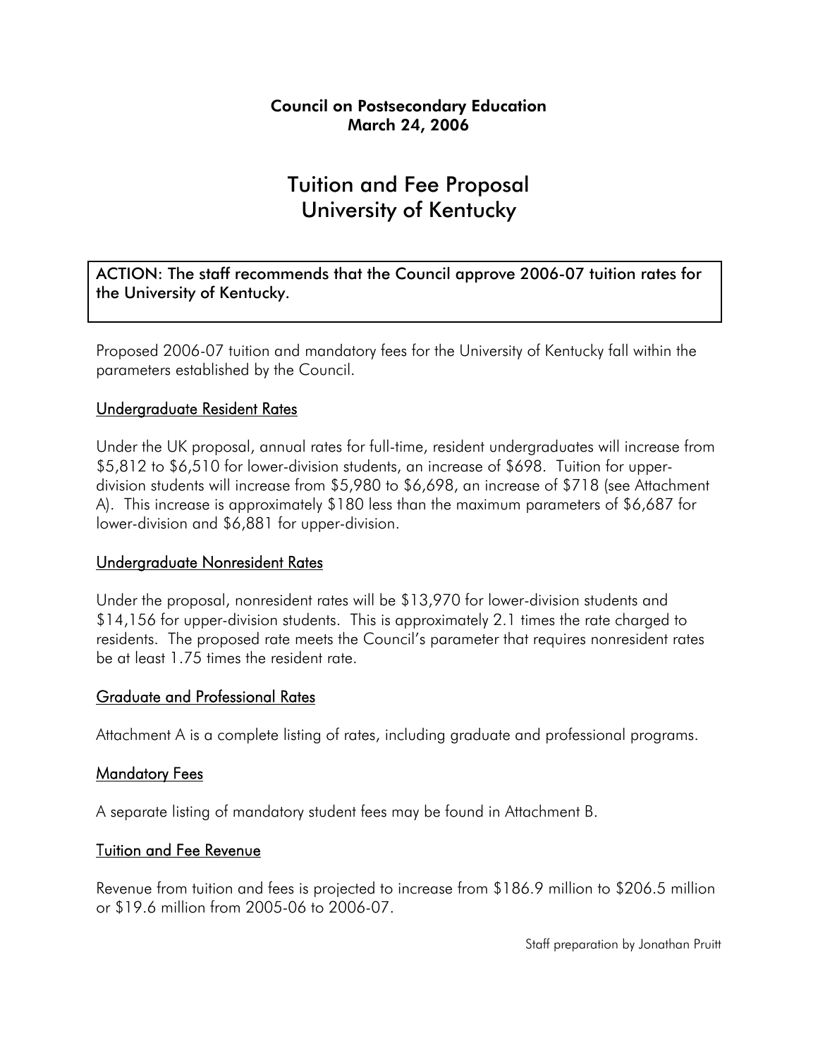**Council on Postsecondary Education**
**March 24, 2006**

# Tuition and Fee Proposal
# University of Kentucky

**ACTION: The staff recommends that the Council approve 2006-07 tuition rates for the University of Kentucky.**

Proposed 2006-07 tuition and mandatory fees for the University of Kentucky fall within the parameters established by the Council.

## Undergraduate Resident Rates

Under the UK proposal, annual rates for full-time, resident undergraduates will increase from $5,812 to $6,510 for lower-division students, an increase of $698. Tuition for upper-division students will increase from $5,980 to $6,698, an increase of $718 (see Attachment A). This increase is approximately $180 less than the maximum parameters of $6,687 for lower-division and $6,881 for upper-division.

## Undergraduate Nonresident Rates

Under the proposal, nonresident rates will be $13,970 for lower-division students and $14,156 for upper-division students. This is approximately 2.1 times the rate charged to residents. The proposed rate meets the Council's parameter that requires nonresident rates be at least 1.75 times the resident rate.

## Graduate and Professional Rates

Attachment A is a complete listing of rates, including graduate and professional programs.

## Mandatory Fees

A separate listing of mandatory student fees may be found in Attachment B.

## Tuition and Fee Revenue

Revenue from tuition and fees is projected to increase from $186.9 million to $206.5 million or $19.6 million from 2005-06 to 2006-07.

Staff preparation by Jonathan Pruitt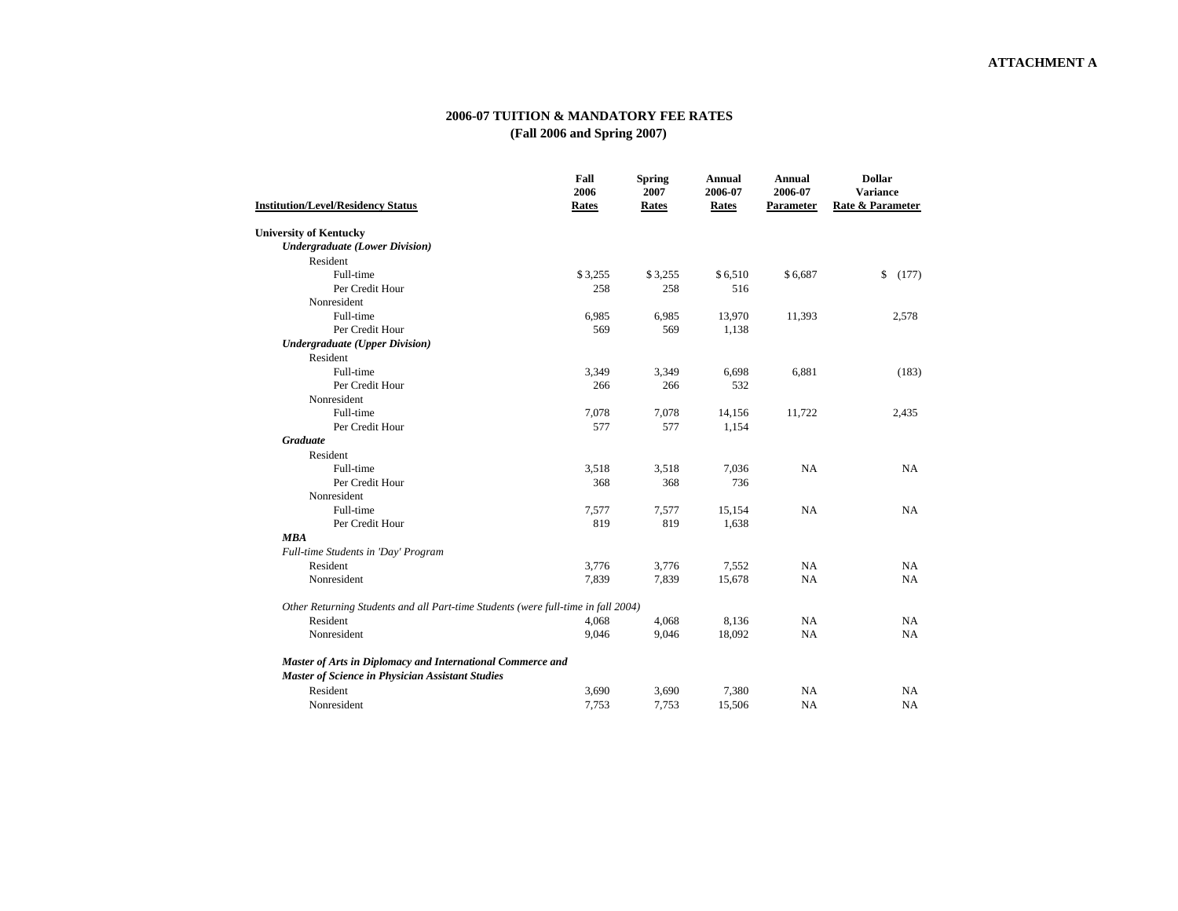**ATTACHMENT A**

## 2006-07 TUITION & MANDATORY FEE RATES
### (Fall 2006 and Spring 2007)

| Institution/Level/Residency Status | Fall 2006 Rates | Spring 2007 Rates | Annual 2006-07 Rates | Annual 2006-07 Parameter | Dollar Variance Rate & Parameter |
|---|---|---|---|---|---|
| **University of Kentucky** | | | | | |
| ***Undergraduate (Lower Division)*** | | | | | |
| Resident | | | | | |
| Full-time | $ 3,255 | $ 3,255 | $ 6,510 | $ 6,687 | $ (177) |
| Per Credit Hour | 258 | 258 | 516 | | |
| Nonresident | | | | | |
| Full-time | 6,985 | 6,985 | 13,970 | 11,393 | 2,578 |
| Per Credit Hour | 569 | 569 | 1,138 | | |
| ***Undergraduate (Upper Division)*** | | | | | |
| Resident | | | | | |
| Full-time | 3,349 | 3,349 | 6,698 | 6,881 | (183) |
| Per Credit Hour | 266 | 266 | 532 | | |
| Nonresident | | | | | |
| Full-time | 7,078 | 7,078 | 14,156 | 11,722 | 2,435 |
| Per Credit Hour | 577 | 577 | 1,154 | | |
| ***Graduate*** | | | | | |
| Resident | | | | | |
| Full-time | 3,518 | 3,518 | 7,036 | NA | NA |
| Per Credit Hour | 368 | 368 | 736 | | |
| Nonresident | | | | | |
| Full-time | 7,577 | 7,577 | 15,154 | NA | NA |
| Per Credit Hour | 819 | 819 | 1,638 | | |
| ***MBA*** | | | | | |
| *Full-time Students in 'Day' Program* | | | | | |
| Resident | 3,776 | 3,776 | 7,552 | NA | NA |
| Nonresident | 7,839 | 7,839 | 15,678 | NA | NA |
| *Other Returning Students and all Part-time Students (were full-time in fall 2004)* | | | | | |
| Resident | 4,068 | 4,068 | 8,136 | NA | NA |
| Nonresident | 9,046 | 9,046 | 18,092 | NA | NA |
| ***Master of Arts in Diplomacy and International Commerce and Master of Science in Physician Assistant Studies*** | | | | | |
| Resident | 3,690 | 3,690 | 7,380 | NA | NA |
| Nonresident | 7,753 | 7,753 | 15,506 | NA | NA |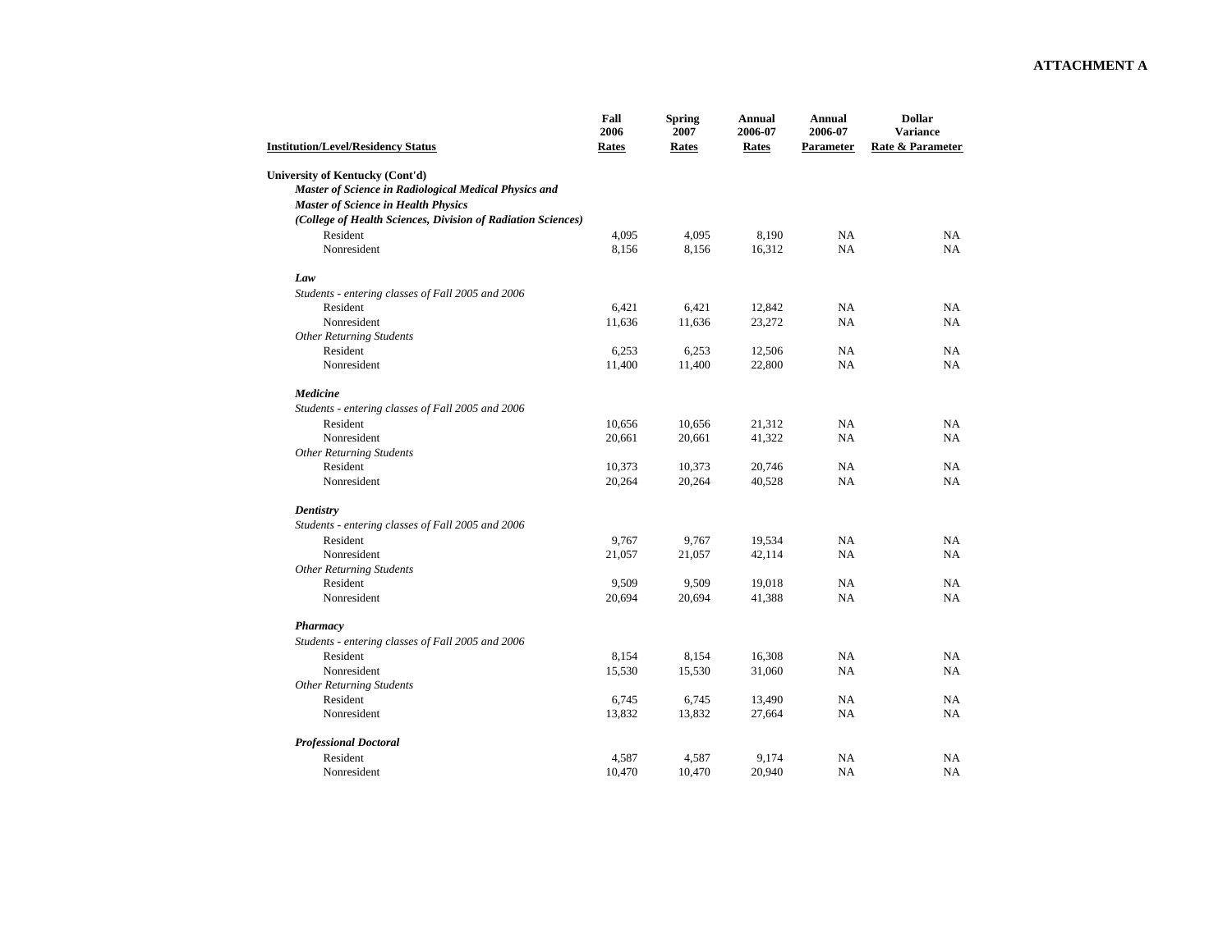**ATTACHMENT A**

| Institution/Level/Residency Status | Fall 2006 Rates | Spring 2007 Rates | Annual 2006-07 Rates | Annual 2006-07 Parameter | Dollar Variance Rate & Parameter |
|---|---|---|---|---|---|
| **University of Kentucky (Cont'd)** | | | | | |
| ***Master of Science in Radiological Medical Physics and*** | | | | | |
| ***Master of Science in Health Physics*** | | | | | |
| ***(College of Health Sciences, Division of Radiation Sciences)*** | | | | | |
| Resident | 4,095 | 4,095 | 8,190 | NA | NA |
| Nonresident | 8,156 | 8,156 | 16,312 | NA | NA |
| ***Law*** | | | | | |
| *Students - entering classes of Fall 2005 and 2006* | | | | | |
| Resident | 6,421 | 6,421 | 12,842 | NA | NA |
| Nonresident | 11,636 | 11,636 | 23,272 | NA | NA |
| *Other Returning Students* | | | | | |
| Resident | 6,253 | 6,253 | 12,506 | NA | NA |
| Nonresident | 11,400 | 11,400 | 22,800 | NA | NA |
| ***Medicine*** | | | | | |
| *Students - entering classes of Fall 2005 and 2006* | | | | | |
| Resident | 10,656 | 10,656 | 21,312 | NA | NA |
| Nonresident | 20,661 | 20,661 | 41,322 | NA | NA |
| *Other Returning Students* | | | | | |
| Resident | 10,373 | 10,373 | 20,746 | NA | NA |
| Nonresident | 20,264 | 20,264 | 40,528 | NA | NA |
| ***Dentistry*** | | | | | |
| *Students - entering classes of Fall 2005 and 2006* | | | | | |
| Resident | 9,767 | 9,767 | 19,534 | NA | NA |
| Nonresident | 21,057 | 21,057 | 42,114 | NA | NA |
| *Other Returning Students* | | | | | |
| Resident | 9,509 | 9,509 | 19,018 | NA | NA |
| Nonresident | 20,694 | 20,694 | 41,388 | NA | NA |
| ***Pharmacy*** | | | | | |
| *Students - entering classes of Fall 2005 and 2006* | | | | | |
| Resident | 8,154 | 8,154 | 16,308 | NA | NA |
| Nonresident | 15,530 | 15,530 | 31,060 | NA | NA |
| *Other Returning Students* | | | | | |
| Resident | 6,745 | 6,745 | 13,490 | NA | NA |
| Nonresident | 13,832 | 13,832 | 27,664 | NA | NA |
| ***Professional Doctoral*** | | | | | |
| Resident | 4,587 | 4,587 | 9,174 | NA | NA |
| Nonresident | 10,470 | 10,470 | 20,940 | NA | NA |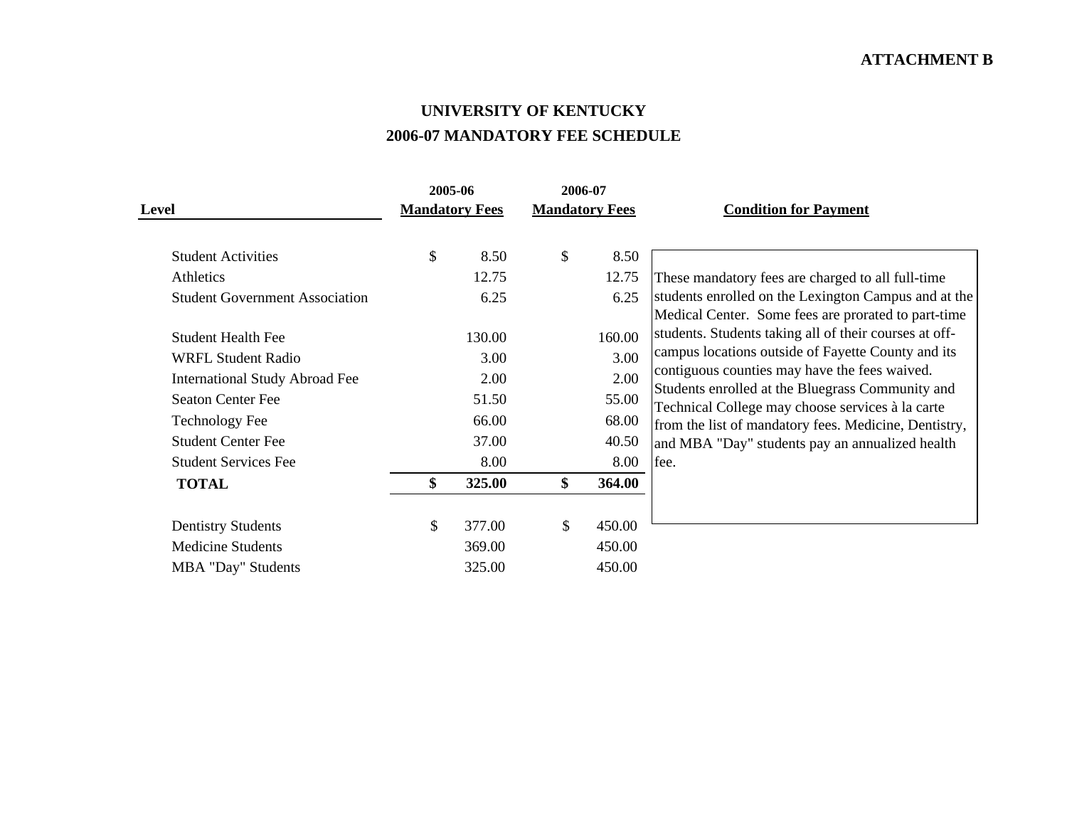**ATTACHMENT B**

# UNIVERSITY OF KENTUCKY

## 2006-07 MANDATORY FEE SCHEDULE

| Level | 2005-06 Mandatory Fees | 2006-07 Mandatory Fees | Condition for Payment |
|---|---|---|---|
| Student Activities | $ 8.50 | $ 8.50 | These mandatory fees are charged to all full-time students enrolled on the Lexington Campus and at the Medical Center. Some fees are prorated to part-time students. Students taking all of their courses at off-campus locations outside of Fayette County and its contiguous counties may have the fees waived. Students enrolled at the Bluegrass Community and Technical College may choose services à la carte from the list of mandatory fees. Medicine, Dentistry, and MBA "Day" students pay an annualized health fee. |
| Athletics | 12.75 | 12.75 | |
| Student Government Association | 6.25 | 6.25 | |
| Student Health Fee | 130.00 | 160.00 | |
| WRFL Student Radio | 3.00 | 3.00 | |
| International Study Abroad Fee | 2.00 | 2.00 | |
| Seaton Center Fee | 51.50 | 55.00 | |
| Technology Fee | 66.00 | 68.00 | |
| Student Center Fee | 37.00 | 40.50 | |
| Student Services Fee | 8.00 | 8.00 | |
| **TOTAL** | **$ 325.00** | **$ 364.00** | |
| Dentistry Students | $ 377.00 | $ 450.00 | |
| Medicine Students | 369.00 | 450.00 | |
| MBA "Day" Students | 325.00 | 450.00 | |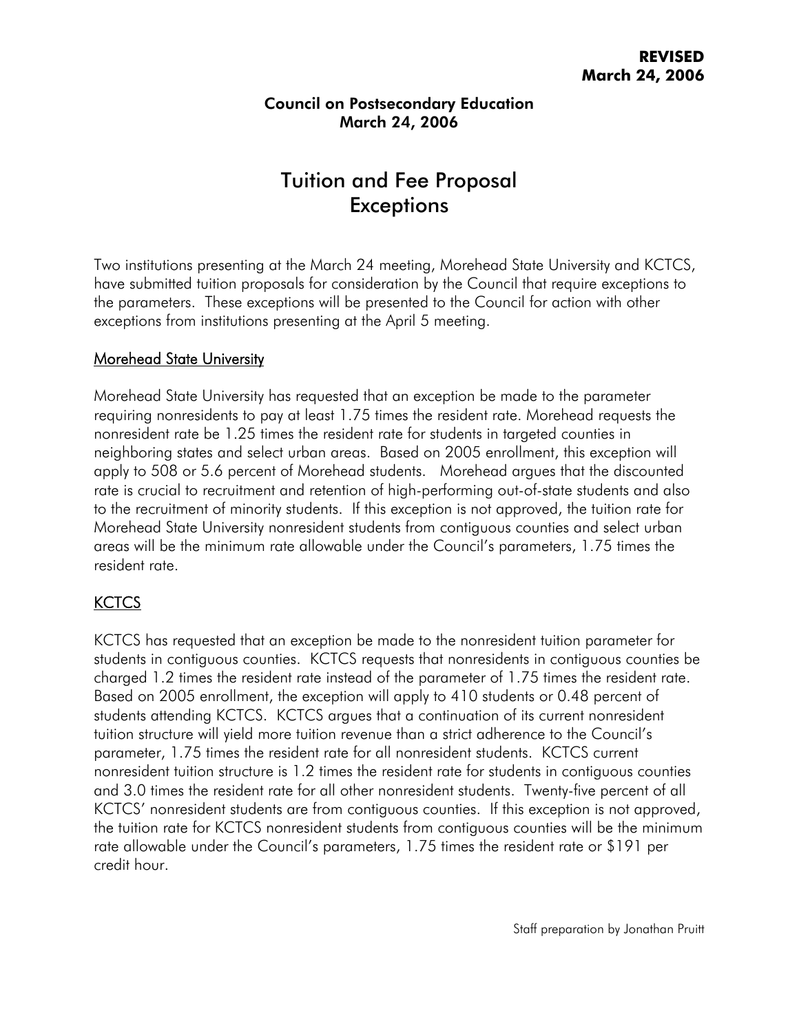**REVISED**
**March 24, 2006**

**Council on Postsecondary Education**
**March 24, 2006**

# Tuition and Fee Proposal Exceptions

Two institutions presenting at the March 24 meeting, Morehead State University and KCTCS, have submitted tuition proposals for consideration by the Council that require exceptions to the parameters. These exceptions will be presented to the Council for action with other exceptions from institutions presenting at the April 5 meeting.

## Morehead State University

Morehead State University has requested that an exception be made to the parameter requiring nonresidents to pay at least 1.75 times the resident rate. Morehead requests the nonresident rate be 1.25 times the resident rate for students in targeted counties in neighboring states and select urban areas. Based on 2005 enrollment, this exception will apply to 508 or 5.6 percent of Morehead students. Morehead argues that the discounted rate is crucial to recruitment and retention of high-performing out-of-state students and also to the recruitment of minority students. If this exception is not approved, the tuition rate for Morehead State University nonresident students from contiguous counties and select urban areas will be the minimum rate allowable under the Council's parameters, 1.75 times the resident rate.

## KCTCS

KCTCS has requested that an exception be made to the nonresident tuition parameter for students in contiguous counties. KCTCS requests that nonresidents in contiguous counties be charged 1.2 times the resident rate instead of the parameter of 1.75 times the resident rate. Based on 2005 enrollment, the exception will apply to 410 students or 0.48 percent of students attending KCTCS. KCTCS argues that a continuation of its current nonresident tuition structure will yield more tuition revenue than a strict adherence to the Council's parameter, 1.75 times the resident rate for all nonresident students. KCTCS current nonresident tuition structure is 1.2 times the resident rate for students in contiguous counties and 3.0 times the resident rate for all other nonresident students. Twenty-five percent of all KCTCS' nonresident students are from contiguous counties. If this exception is not approved, the tuition rate for KCTCS nonresident students from contiguous counties will be the minimum rate allowable under the Council's parameters, 1.75 times the resident rate or $191 per credit hour.

Staff preparation by Jonathan Pruitt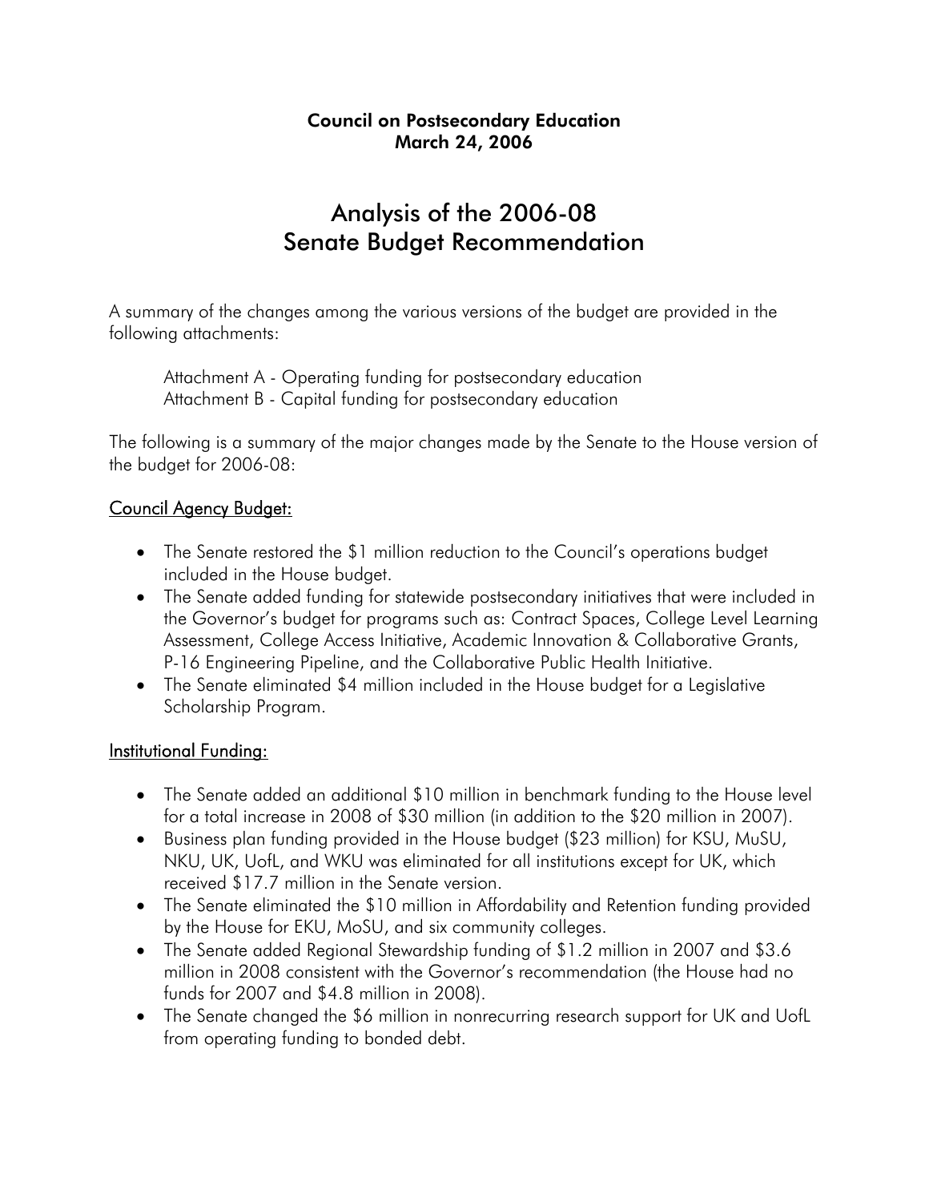**Council on Postsecondary Education**
**March 24, 2006**

# Analysis of the 2006-08 Senate Budget Recommendation

A summary of the changes among the various versions of the budget are provided in the following attachments:

Attachment A - Operating funding for postsecondary education
Attachment B - Capital funding for postsecondary education

The following is a summary of the major changes made by the Senate to the House version of the budget for 2006-08:

## Council Agency Budget:

- The Senate restored the $1 million reduction to the Council's operations budget included in the House budget.
- The Senate added funding for statewide postsecondary initiatives that were included in the Governor's budget for programs such as: Contract Spaces, College Level Learning Assessment, College Access Initiative, Academic Innovation & Collaborative Grants, P-16 Engineering Pipeline, and the Collaborative Public Health Initiative.
- The Senate eliminated $4 million included in the House budget for a Legislative Scholarship Program.

## Institutional Funding:

- The Senate added an additional $10 million in benchmark funding to the House level for a total increase in 2008 of $30 million (in addition to the $20 million in 2007).
- Business plan funding provided in the House budget ($23 million) for KSU, MuSU, NKU, UK, UofL, and WKU was eliminated for all institutions except for UK, which received $17.7 million in the Senate version.
- The Senate eliminated the $10 million in Affordability and Retention funding provided by the House for EKU, MoSU, and six community colleges.
- The Senate added Regional Stewardship funding of $1.2 million in 2007 and $3.6 million in 2008 consistent with the Governor's recommendation (the House had no funds for 2007 and $4.8 million in 2008).
- The Senate changed the $6 million in nonrecurring research support for UK and UofL from operating funding to bonded debt.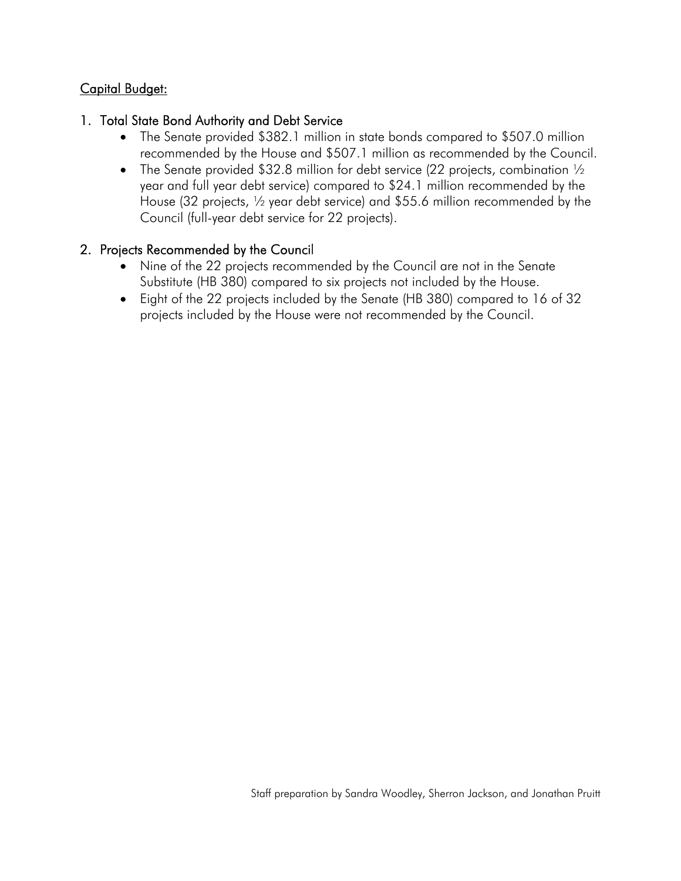## Capital Budget:

### 1. Total State Bond Authority and Debt Service

- The Senate provided $382.1 million in state bonds compared to $507.0 million recommended by the House and $507.1 million as recommended by the Council.
- The Senate provided $32.8 million for debt service (22 projects, combination ½ year and full year debt service) compared to $24.1 million recommended by the House (32 projects, ½ year debt service) and $55.6 million recommended by the Council (full-year debt service for 22 projects).

### 2. Projects Recommended by the Council

- Nine of the 22 projects recommended by the Council are not in the Senate Substitute (HB 380) compared to six projects not included by the House.
- Eight of the 22 projects included by the Senate (HB 380) compared to 16 of 32 projects included by the House were not recommended by the Council.

Staff preparation by Sandra Woodley, Sherron Jackson, and Jonathan Pruitt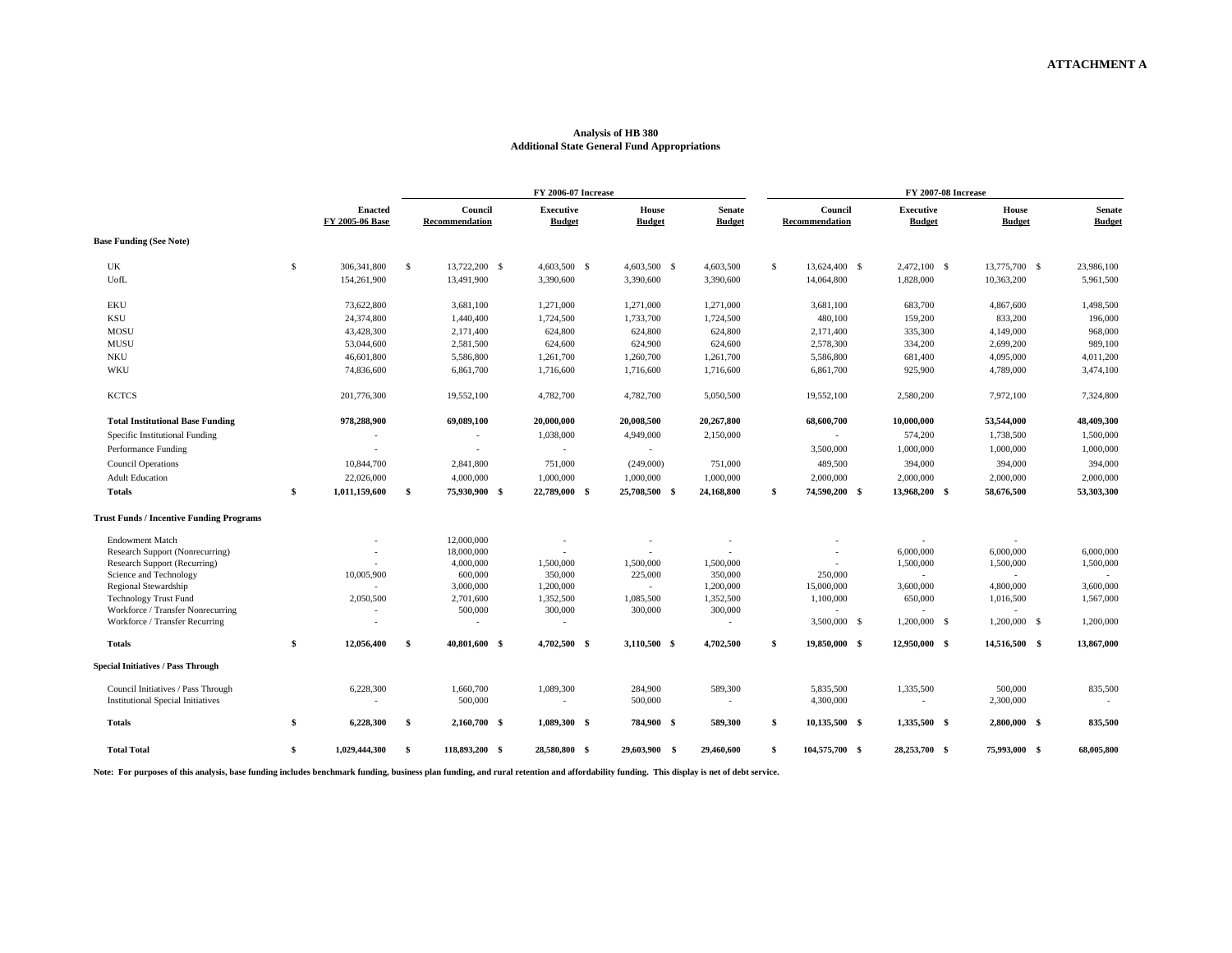**ATTACHMENT A**

**Analysis of HB 380**
**Additional State General Fund Appropriations**

| | Enacted FY 2005-06 Base | FY 2006-07 Increase Council Recommendation | FY 2006-07 Increase Executive Budget | FY 2006-07 Increase House Budget | FY 2006-07 Increase Senate Budget | FY 2007-08 Increase Council Recommendation | FY 2007-08 Increase Executive Budget | FY 2007-08 Increase House Budget | FY 2007-08 Increase Senate Budget |
|---|---|---|---|---|---|---|---|---|---|
| **Base Funding (See Note)** | | | | | | | | | |
| UK | $ 306,341,800 | $ 13,722,200 | $ 4,603,500 | $ 4,603,500 | $ 4,603,500 | $ 13,624,400 | $ 2,472,100 | $ 13,775,700 | $ 23,986,100 |
| UofL | 154,261,900 | 13,491,900 | 3,390,600 | 3,390,600 | 3,390,600 | 14,064,800 | 1,828,000 | 10,363,200 | 5,961,500 |
| EKU | 73,622,800 | 3,681,100 | 1,271,000 | 1,271,000 | 1,271,000 | 3,681,100 | 683,700 | 4,867,600 | 1,498,500 |
| KSU | 24,374,800 | 1,440,400 | 1,724,500 | 1,733,700 | 1,724,500 | 480,100 | 159,200 | 833,200 | 196,000 |
| MOSU | 43,428,300 | 2,171,400 | 624,800 | 624,800 | 624,800 | 2,171,400 | 335,300 | 4,149,000 | 968,000 |
| MUSU | 53,044,600 | 2,581,500 | 624,600 | 624,900 | 624,600 | 2,578,300 | 334,200 | 2,699,200 | 989,100 |
| NKU | 46,601,800 | 5,586,800 | 1,261,700 | 1,260,700 | 1,261,700 | 5,586,800 | 681,400 | 4,095,000 | 4,011,200 |
| WKU | 74,836,600 | 6,861,700 | 1,716,600 | 1,716,600 | 1,716,600 | 6,861,700 | 925,900 | 4,789,000 | 3,474,100 |
| KCTCS | 201,776,300 | 19,552,100 | 4,782,700 | 4,782,700 | 5,050,500 | 19,552,100 | 2,580,200 | 7,972,100 | 7,324,800 |
| **Total Institutional Base Funding** | **978,288,900** | **69,089,100** | **20,000,000** | **20,008,500** | **20,267,800** | **68,600,700** | **10,000,000** | **53,544,000** | **48,409,300** |
| Specific Institutional Funding | - | - | 1,038,000 | 4,949,000 | 2,150,000 | - | 574,200 | 1,738,500 | 1,500,000 |
| Performance Funding | - | - | - | - | | 3,500,000 | 1,000,000 | 1,000,000 | 1,000,000 |
| Council Operations | 10,844,700 | 2,841,800 | 751,000 | (249,000) | 751,000 | 489,500 | 394,000 | 394,000 | 394,000 |
| Adult Education | 22,026,000 | 4,000,000 | 1,000,000 | 1,000,000 | 1,000,000 | 2,000,000 | 2,000,000 | 2,000,000 | 2,000,000 |
| **Totals** | **$ 1,011,159,600** | **$ 75,930,900** | **$ 22,789,000** | **$ 25,708,500** | **$ 24,168,800** | **$ 74,590,200** | **$ 13,968,200** | **$ 58,676,500** | **$ 53,303,300** |
| **Trust Funds / Incentive Funding Programs** | | | | | | | | | |
| Endowment Match | - | 12,000,000 | - | - | - | - | - | - | |
| Research Support (Nonrecurring) | - | 18,000,000 | - | - | - | - | 6,000,000 | 6,000,000 | 6,000,000 |
| Research Support (Recurring) | - | 4,000,000 | 1,500,000 | 1,500,000 | 1,500,000 | - | 1,500,000 | 1,500,000 | 1,500,000 |
| Science and Technology | 10,005,900 | 600,000 | 350,000 | 225,000 | 350,000 | 250,000 | - | - | - |
| Regional Stewardship | - | 3,000,000 | 1,200,000 | - | 1,200,000 | 15,000,000 | 3,600,000 | 4,800,000 | 3,600,000 |
| Technology Trust Fund | 2,050,500 | 2,701,600 | 1,352,500 | 1,085,500 | 1,352,500 | 1,100,000 | 650,000 | 1,016,500 | 1,567,000 |
| Workforce / Transfer Nonrecurring | - | 500,000 | 300,000 | 300,000 | 300,000 | - | - | - | |
| Workforce / Transfer Recurring | - | - | - | | - | 3,500,000 | 1,200,000 | 1,200,000 | 1,200,000 |
| **Totals** | **$ 12,056,400** | **$ 40,801,600** | **$ 4,702,500** | **$ 3,110,500** | **$ 4,702,500** | **$ 19,850,000** | **$ 12,950,000** | **$ 14,516,500** | **$ 13,867,000** |
| **Special Initiatives / Pass Through** | | | | | | | | | |
| Council Initiatives / Pass Through | 6,228,300 | 1,660,700 | 1,089,300 | 284,900 | 589,300 | 5,835,500 | 1,335,500 | 500,000 | 835,500 |
| Institutional Special Initiatives | - | 500,000 | - | 500,000 | - | 4,300,000 | - | 2,300,000 | - |
| **Totals** | **$ 6,228,300** | **$ 2,160,700** | **$ 1,089,300** | **$ 784,900** | **$ 589,300** | **$ 10,135,500** | **$ 1,335,500** | **$ 2,800,000** | **$ 835,500** |
| **Total Total** | **$ 1,029,444,300** | **$ 118,893,200** | **$ 28,580,800** | **$ 29,603,900** | **$ 29,460,600** | **$ 104,575,700** | **$ 28,253,700** | **$ 75,993,000** | **$ 68,005,800** |

**Note: For purposes of this analysis, base funding includes benchmark funding, business plan funding, and rural retention and affordability funding. This display is net of debt service.**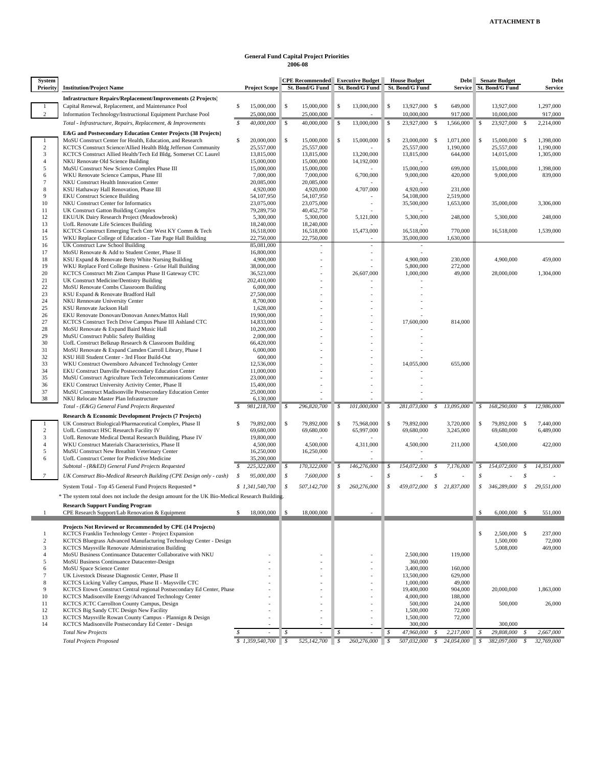**ATTACHMENT B**

**General Fund Capital Project Priorities**
**2006-08**

| System Priority | Institution/Project Name | Project Scope | CPE Recommended St. Bond/G Fund | Executive Budget St. Bond/G Fund | House Budget St. Bond/G Fund | Debt Service | Senate Budget St. Bond/G Fund | Debt Service |
|---|---|---|---|---|---|---|---|---|
| | **Infrastructure Repairs/Replacement/Improvements (2 Projects)** | | | | | | | |
| 1 | Capital Renewal, Replacement, and Maintenance Pool | $ 15,000,000 | $ 15,000,000 | $ 13,000,000 | $ 13,927,000 | $ 649,000 | 13,927,000 | 1,297,000 |
| 2 | Information Technology/Instructional Equipment Purchase Pool | 25,000,000 | 25,000,000 | - | 10,000,000 | 917,000 | 10,000,000 | 917,000 |
| | *Total - Infrastructure, Repairs, Replacement, & Improvements* | *$ 40,000,000* | $ 40,000,000 | $ 13,000,000 | $ 23,927,000 | $ 1,566,000 | $ 23,927,000 | $ 2,214,000 |
| | **E&G and Postsecondary Education Center Projects (38 Projects)** | | | | | | | |
| 1 | MoSU Construct Center for Health, Education, and Research | $ 20,000,000 | $ 15,000,000 | $ 15,000,000 | $ 23,000,000 | $ 1,071,000 | $ 15,000,000 | $ 1,398,000 |
| 2 | KCTCS Construct Science/Allied Health Bldg Jefferson Community | 25,557,000 | 25,557,000 | - | 25,557,000 | 1,190,000 | 25,557,000 | 1,190,000 |
| 3 | KCTCS Construct Allied Health/Tech Ed Bldg, Somerset CC Laurel | 13,815,000 | 13,815,000 | 13,200,000 | 13,815,000 | 644,000 | 14,015,000 | 1,305,000 |
| 4 | NKU Renovate Old Science Building | 15,000,000 | 15,000,000 | 14,192,000 | - | | | |
| 5 | MuSU Construct New Science Complex Phase III | 15,000,000 | 15,000,000 | - | 15,000,000 | 699,000 | 15,000,000 | 1,398,000 |
| 6 | WKU Renovate Science Campus, Phase III | 7,000,000 | 7,000,000 | 6,700,000 | 9,000,000 | 420,000 | 9,000,000 | 839,000 |
| 7 | NKU Construct Health Innovation Center | 20,085,000 | 20,085,000 | - | - | | | |
| 8 | KSU Hathaway Hall Renovation, Phase III | 4,920,000 | 4,920,000 | 4,707,000 | 4,920,000 | 231,000 | | |
| 9 | EKU Construct Science Building | 54,107,950 | 54,107,950 | - | 54,108,000 | 2,519,000 | | |
| 10 | NKU Construct Center for Informatics | 23,075,000 | 23,075,000 | - | 35,500,000 | 1,653,000 | 35,000,000 | 3,306,000 |
| 11 | UK Construct Gatton Building Complex | 79,289,750 | 40,452,750 | - | - | | | |
| 12 | EKU/UK Dairy Research Project (Meadowbrook) | 5,300,000 | 5,300,000 | 5,121,000 | 5,300,000 | 248,000 | 5,300,000 | 248,000 |
| 13 | UofL Renovate Life Sciences Building | 18,240,000 | 18,240,000 | - | - | | | |
| 14 | KCTCS Construct Emerging Tech Cntr West KY Comm & Tech | 16,518,000 | 16,518,000 | 15,473,000 | 16,518,000 | 770,000 | 16,518,000 | 1,539,000 |
| 15 | WKU Replace College of Education - Tate Page Hall Building | 22,750,000 | 22,750,000 | - | 35,000,000 | 1,630,000 | | |
| 16 | UK Construct Law School Building | 85,081,000 | - | - | - | | | |
| 17 | MoSU Renovate & Add to Student Center, Phase II | 16,800,000 | - | - | - | | | |
| 18 | KSU Expand & Renovate Betty White Nursing Building | 4,900,000 | - | - | 4,900,000 | 230,000 | 4,900,000 | 459,000 |
| 19 | WKU Replace Ford College Business - Grise Hall Building | 38,000,000 | - | - | 5,800,000 | 272,000 | | |
| 20 | KCTCS Construct Mt Zion Campus Phase II Gateway CTC | 36,523,000 | - | 26,607,000 | 1,000,000 | 49,000 | 28,000,000 | 1,304,000 |
| 21 | UK Construct Medicine/Dentistry Building | 202,410,000 | - | - | - | | | |
| 22 | MoSU Renovate Combs Classroom Building | 6,000,000 | - | - | - | | | |
| 23 | KSU Expand & Renovate Bradford Hall | 27,500,000 | - | - | - | | | |
| 24 | NKU Rennovate University Center | 8,700,000 | - | - | - | | | |
| 25 | KSU Renovate Jackson Hall | 1,628,000 | - | - | - | | | |
| 26 | EKU Renovate Donovan/Donovan Annex/Mattox Hall | 19,900,000 | - | - | - | | | |
| 27 | KCTCS Construct Tech Drive Campus Phase III Ashland CTC | 14,833,000 | - | - | 17,600,000 | 814,000 | | |
| 28 | MoSU Renovate & Expand Baird Music Hall | 10,200,000 | - | - | - | | | |
| 29 | MuSU Construct Public Safety Building | 2,000,000 | - | - | - | | | |
| 30 | UofL Construct Belknap Research & Classroom Building | 66,420,000 | - | - | - | | | |
| 31 | MoSU Renovate & Expand Camden Carroll Library, Phase I | 6,000,000 | - | - | - | | | |
| 32 | KSU Hill Student Center - 3rd Floor Build-Out | 600,000 | - | - | - | | | |
| 33 | WKU Construct Owensboro Advanced Technology Center | 12,536,000 | - | - | 14,055,000 | 655,000 | | |
| 34 | EKU Construct Danville Postsecondary Education Center | 11,000,000 | - | - | - | | | |
| 35 | MuSU Construct Agriculture Tech Telecommunications Center | 23,000,000 | - | - | - | | | |
| 36 | EKU Construct University Activity Center, Phase II | 15,400,000 | - | - | - | | | |
| 37 | MuSU Construct Madisonville Postsecondary Education Center | 25,000,000 | - | - | - | | | |
| 38 | NKU Relocate Master Plan Infrastructure | 6,130,000 | - | - | - | | | |
| | *Total - (E&G) General Fund Projects Requested* | *$ 981,218,700* | *$ 296,820,700* | *$ 101,000,000* | *$ 281,073,000* | *$ 13,095,000* | *$ 168,290,000* | *$ 12,986,000* |
| | **Research & Economic Development Projects (7 Projects)** | | | | | | | |
| 1 | UK Construct Biological/Pharmaceutical Complex, Phase II | $ 79,892,000 | $ 79,892,000 | $ 75,968,000 | $ 79,892,000 | 3,720,000 | $ 79,892,000 | $ 7,440,000 |
| 2 | UofL Construct HSC Research Facility IV | 69,680,000 | 69,680,000 | 65,997,000 | 69,680,000 | 3,245,000 | 69,680,000 | 6,489,000 |
| 3 | UofL Renovate Medical Dental Research Building, Phase IV | 19,800,000 | - | - | - | | | |
| 4 | WKU Construct Materials Characteristics, Phase II | 4,500,000 | 4,500,000 | 4,311,000 | 4,500,000 | 211,000 | 4,500,000 | 422,000 |
| 5 | MuSU Construct New Breathitt Veterinary Center | 16,250,000 | 16,250,000 | - | - | | | |
| 6 | UofL Construct Center for Predictive Medicine | 35,200,000 | - | - | - | | | |
| | *Subtotal - (R&ED) General Fund Projects Requested* | *$ 225,322,000* | *$ 170,322,000* | *$ 146,276,000* | *$ 154,072,000* | *$ 7,176,000* | *$ 154,072,000* | *$ 14,351,000* |
| *7* | *UK Construct Bio-Medical Research Building (CPE Design only - cash)* | *$ 95,000,000* | *$ 7,600,000* | *$ -* | *$ -* | *$ -* | *$ -* | *$ -* |
| | System Total - Top 45 General Fund Projects Requested * | *$ 1,341,540,700* | *$ 507,142,700* | *$ 260,276,000* | *$ 459,072,000* | *$ 21,837,000* | *$ 346,289,000* | *$ 29,551,000* |
| | * The system total does not include the design amount for the UK Bio-Medical Research Building. | | | | | | | |
| | **Research Support Funding Program** | | | | | | | |
| 1 | CPE Research Support/Lab Renovation & Equipment | $ 18,000,000 | $ 18,000,000 | - | | | $ 6,000,000 | $ 551,000 |
| | **Projects Not Reviewed or Recommended by CPE (14 Projects)** | | | | | | | |
| 1 | KCTCS Franklin Technology Center - Project Expansion | | | | | | $ 2,500,000 | $ 237,000 |
| 2 | KCTCS Bluegrass Advanced Manufacturing Technology Center - Design | | | | | | 1,500,000 | 72,000 |
| 3 | KCTCS Maysville Renovate Administration Building | | | | | | 5,008,000 | 469,000 |
| 4 | MoSU Business Continuance Datacenter Collaborative with NKU | - | - | - | 2,500,000 | 119,000 | | |
| 5 | MoSU Business Continuance Datacenter-Design | - | - | - | 360,000 | | | |
| 6 | MoSU Space Science Center | - | - | - | 3,400,000 | 160,000 | | |
| 7 | UK Livestock Disease Diagnostic Center, Phase II | - | - | - | 13,500,000 | 629,000 | | |
| 8 | KCTCS Licking Valley Campus, Phase II - Maysville CTC | - | - | - | 1,000,000 | 49,000 | | |
| 9 | KCTCS Etown Construct Central regional Postsecondary Ed Center, Phase | - | - | - | 19,400,000 | 904,000 | 20,000,000 | 1,863,000 |
| 10 | KCTCS Madisonville Energy/Advanced Technology Center | - | - | - | 4,000,000 | 188,000 | | |
| 11 | KCTCS JCTC Carrollton County Campus, Design | - | - | - | 500,000 | 24,000 | 500,000 | 26,000 |
| 12 | KCTCS Big Sandy CTC Design New Facility | - | - | - | 1,500,000 | 72,000 | | |
| 13 | KCTCS Maysville Rowan County Campus - Plannign & Design | - | - | - | 1,500,000 | 72,000 | | |
| 14 | KCTCS Madisonville Postsecondary Ed Center - Design | - | - | - | 300,000 | | 300,000 | |
| | *Total New Projects* | *$ -* | *$ -* | *$ -* | *$ 47,960,000* | *$ 2,217,000* | *$ 29,808,000* | *$ 2,667,000* |
| | *Total Projects Proposed* | *$ 1,359,540,700* | *$ 525,142,700* | *$ 260,276,000* | *$ 507,032,000* | *$ 24,054,000* | *$ 382,097,000* | *$ 32,769,000* |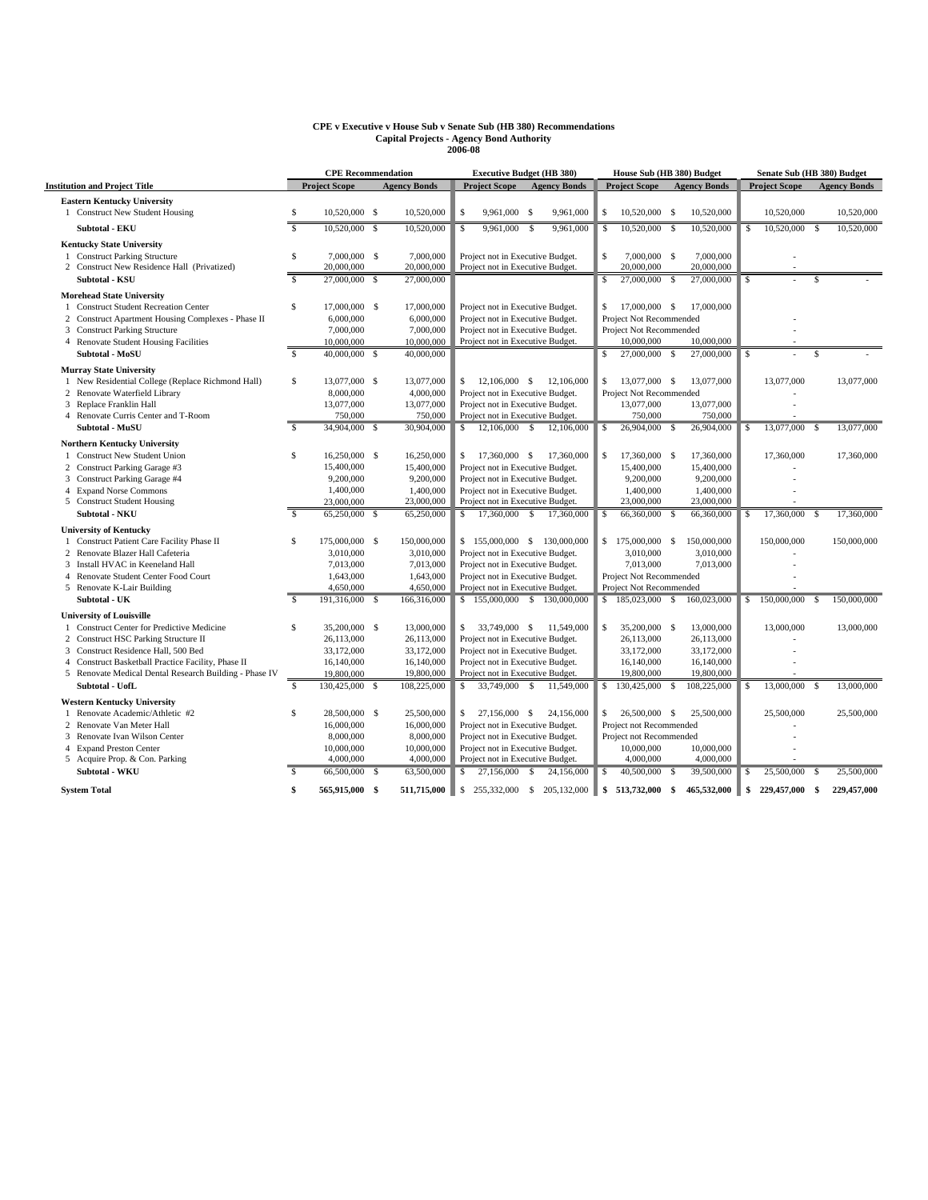**CPE v Executive v House Sub v Senate Sub (HB 380) Recommendations**
**Capital Projects - Agency Bond Authority**
**2006-08**

| Institution and Project Title | CPE Recommendation | | Executive Budget (HB 380) | | House Sub (HB 380) Budget | | Senate Sub (HB 380) Budget | |
|---|---|---|---|---|---|---|---|---|
| | Project Scope | Agency Bonds | Project Scope | Agency Bonds | Project Scope | Agency Bonds | Project Scope | Agency Bonds |
| **Eastern Kentucky University** | | | | | | | | |
| 1 Construct New Student Housing | $ 10,520,000 | $ 10,520,000 | $ 9,961,000 | $ 9,961,000 | $ 10,520,000 | $ 10,520,000 | 10,520,000 | 10,520,000 |
| **Subtotal - EKU** | $ 10,520,000 | $ 10,520,000 | $ 9,961,000 | $ 9,961,000 | $ 10,520,000 | $ 10,520,000 | $ 10,520,000 | $ 10,520,000 |
| **Kentucky State University** | | | | | | | | |
| 1 Construct Parking Structure | $ 7,000,000 | $ 7,000,000 | Project not in Executive Budget. | | $ 7,000,000 | $ 7,000,000 | - | |
| 2 Construct New Residence Hall (Privatized) | 20,000,000 | 20,000,000 | Project not in Executive Budget. | | 20,000,000 | 20,000,000 | - | |
| **Subtotal - KSU** | $ 27,000,000 | $ 27,000,000 | | | $ 27,000,000 | $ 27,000,000 | $ - | $ - |
| **Morehead State University** | | | | | | | | |
| 1 Construct Student Recreation Center | $ 17,000,000 | $ 17,000,000 | Project not in Executive Budget. | | $ 17,000,000 | $ 17,000,000 | | |
| 2 Construct Apartment Housing Complexes - Phase II | 6,000,000 | 6,000,000 | Project not in Executive Budget. | | Project Not Recommended | | - | |
| 3 Construct Parking Structure | 7,000,000 | 7,000,000 | Project not in Executive Budget. | | Project Not Recommended | | - | |
| 4 Renovate Student Housing Facilities | 10,000,000 | 10,000,000 | Project not in Executive Budget. | | 10,000,000 | 10,000,000 | - | |
| **Subtotal - MoSU** | $ 40,000,000 | $ 40,000,000 | | | $ 27,000,000 | $ 27,000,000 | $ - | $ - |
| **Murray State University** | | | | | | | | |
| 1 New Residential College (Replace Richmond Hall) | $ 13,077,000 | $ 13,077,000 | $ 12,106,000 | $ 12,106,000 | $ 13,077,000 | $ 13,077,000 | 13,077,000 | 13,077,000 |
| 2 Renovate Waterfield Library | 8,000,000 | 4,000,000 | Project not in Executive Budget. | | Project Not Recommended | | - | |
| 3 Replace Franklin Hall | 13,077,000 | 13,077,000 | Project not in Executive Budget. | | 13,077,000 | 13,077,000 | - | |
| 4 Renovate Curris Center and T-Room | 750,000 | 750,000 | Project not in Executive Budget. | | 750,000 | 750,000 | - | |
| **Subtotal - MuSU** | $ 34,904,000 | $ 30,904,000 | $ 12,106,000 | $ 12,106,000 | $ 26,904,000 | $ 26,904,000 | $ 13,077,000 | $ 13,077,000 |
| **Northern Kentucky University** | | | | | | | | |
| 1 Construct New Student Union | $ 16,250,000 | $ 16,250,000 | $ 17,360,000 | $ 17,360,000 | $ 17,360,000 | $ 17,360,000 | 17,360,000 | 17,360,000 |
| 2 Construct Parking Garage #3 | 15,400,000 | 15,400,000 | Project not in Executive Budget. | | 15,400,000 | 15,400,000 | - | |
| 3 Construct Parking Garage #4 | 9,200,000 | 9,200,000 | Project not in Executive Budget. | | 9,200,000 | 9,200,000 | - | |
| 4 Expand Norse Commons | 1,400,000 | 1,400,000 | Project not in Executive Budget. | | 1,400,000 | 1,400,000 | - | |
| 5 Construct Student Housing | 23,000,000 | 23,000,000 | Project not in Executive Budget. | | 23,000,000 | 23,000,000 | - | |
| **Subtotal - NKU** | $ 65,250,000 | $ 65,250,000 | $ 17,360,000 | $ 17,360,000 | $ 66,360,000 | $ 66,360,000 | $ 17,360,000 | $ 17,360,000 |
| **University of Kentucky** | | | | | | | | |
| 1 Construct Patient Care Facility Phase II | $ 175,000,000 | $ 150,000,000 | $ 155,000,000 | $ 130,000,000 | $ 175,000,000 | $ 150,000,000 | 150,000,000 | 150,000,000 |
| 2 Renovate Blazer Hall Cafeteria | 3,010,000 | 3,010,000 | Project not in Executive Budget. | | 3,010,000 | 3,010,000 | - | |
| 3 Install HVAC in Keeneland Hall | 7,013,000 | 7,013,000 | Project not in Executive Budget. | | 7,013,000 | 7,013,000 | - | |
| 4 Renovate Student Center Food Court | 1,643,000 | 1,643,000 | Project not in Executive Budget. | | Project Not Recommended | | - | |
| 5 Renovate K-Lair Building | 4,650,000 | 4,650,000 | Project not in Executive Budget. | | Project Not Recommended | | - | |
| **Subtotal - UK** | $ 191,316,000 | $ 166,316,000 | $ 155,000,000 | $ 130,000,000 | $ 185,023,000 | $ 160,023,000 | $ 150,000,000 | $ 150,000,000 |
| **University of Louisville** | | | | | | | | |
| 1 Construct Center for Predictive Medicine | $ 35,200,000 | $ 13,000,000 | $ 33,749,000 | $ 11,549,000 | $ 35,200,000 | $ 13,000,000 | 13,000,000 | 13,000,000 |
| 2 Construct HSC Parking Structure II | 26,113,000 | 26,113,000 | Project not in Executive Budget. | | 26,113,000 | 26,113,000 | - | |
| 3 Construct Residence Hall, 500 Bed | 33,172,000 | 33,172,000 | Project not in Executive Budget. | | 33,172,000 | 33,172,000 | - | |
| 4 Construct Basketball Practice Facility, Phase II | 16,140,000 | 16,140,000 | Project not in Executive Budget. | | 16,140,000 | 16,140,000 | - | |
| 5 Renovate Medical Dental Research Building - Phase IV | 19,800,000 | 19,800,000 | Project not in Executive Budget. | | 19,800,000 | 19,800,000 | - | |
| **Subtotal - UofL** | $ 130,425,000 | $ 108,225,000 | $ 33,749,000 | $ 11,549,000 | $ 130,425,000 | $ 108,225,000 | $ 13,000,000 | $ 13,000,000 |
| **Western Kentucky University** | | | | | | | | |
| 1 Renovate Academic/Athletic #2 | $ 28,500,000 | $ 25,500,000 | $ 27,156,000 | $ 24,156,000 | $ 26,500,000 | $ 25,500,000 | 25,500,000 | 25,500,000 |
| 2 Renovate Van Meter Hall | 16,000,000 | 16,000,000 | Project not in Executive Budget. | | Project not Recommended | | - | |
| 3 Renovate Ivan Wilson Center | 8,000,000 | 8,000,000 | Project not in Executive Budget. | | Project not Recommended | | - | |
| 4 Expand Preston Center | 10,000,000 | 10,000,000 | Project not in Executive Budget. | | 10,000,000 | 10,000,000 | - | |
| 5 Acquire Prop. & Con. Parking | 4,000,000 | 4,000,000 | Project not in Executive Budget. | | 4,000,000 | 4,000,000 | - | |
| **Subtotal - WKU** | $ 66,500,000 | $ 63,500,000 | $ 27,156,000 | $ 24,156,000 | $ 40,500,000 | $ 39,500,000 | $ 25,500,000 | $ 25,500,000 |
| **System Total** | **$ 565,915,000** | **$ 511,715,000** | $ 255,332,000 | $ 205,132,000 | **$ 513,732,000** | **$ 465,532,000** | **$ 229,457,000** | **$ 229,457,000** |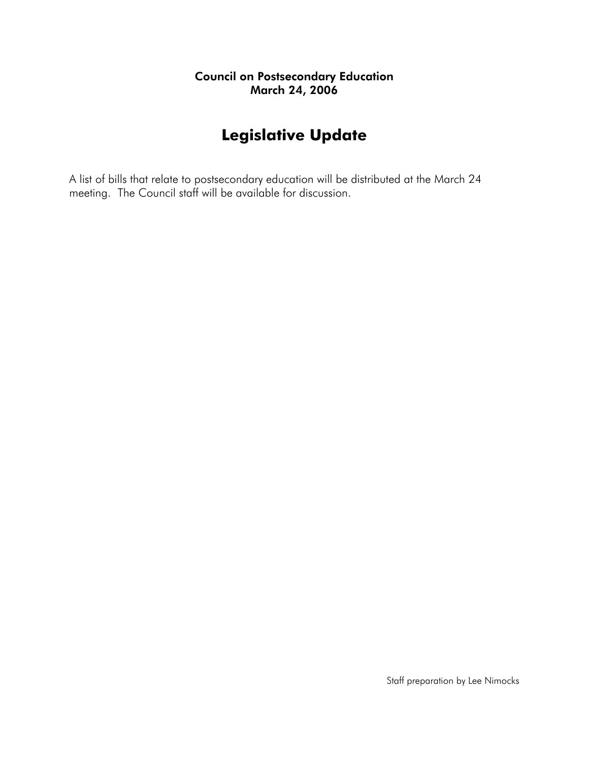**Council on Postsecondary Education**
**March 24, 2006**

# Legislative Update

A list of bills that relate to postsecondary education will be distributed at the March 24 meeting. The Council staff will be available for discussion.

Staff preparation by Lee Nimocks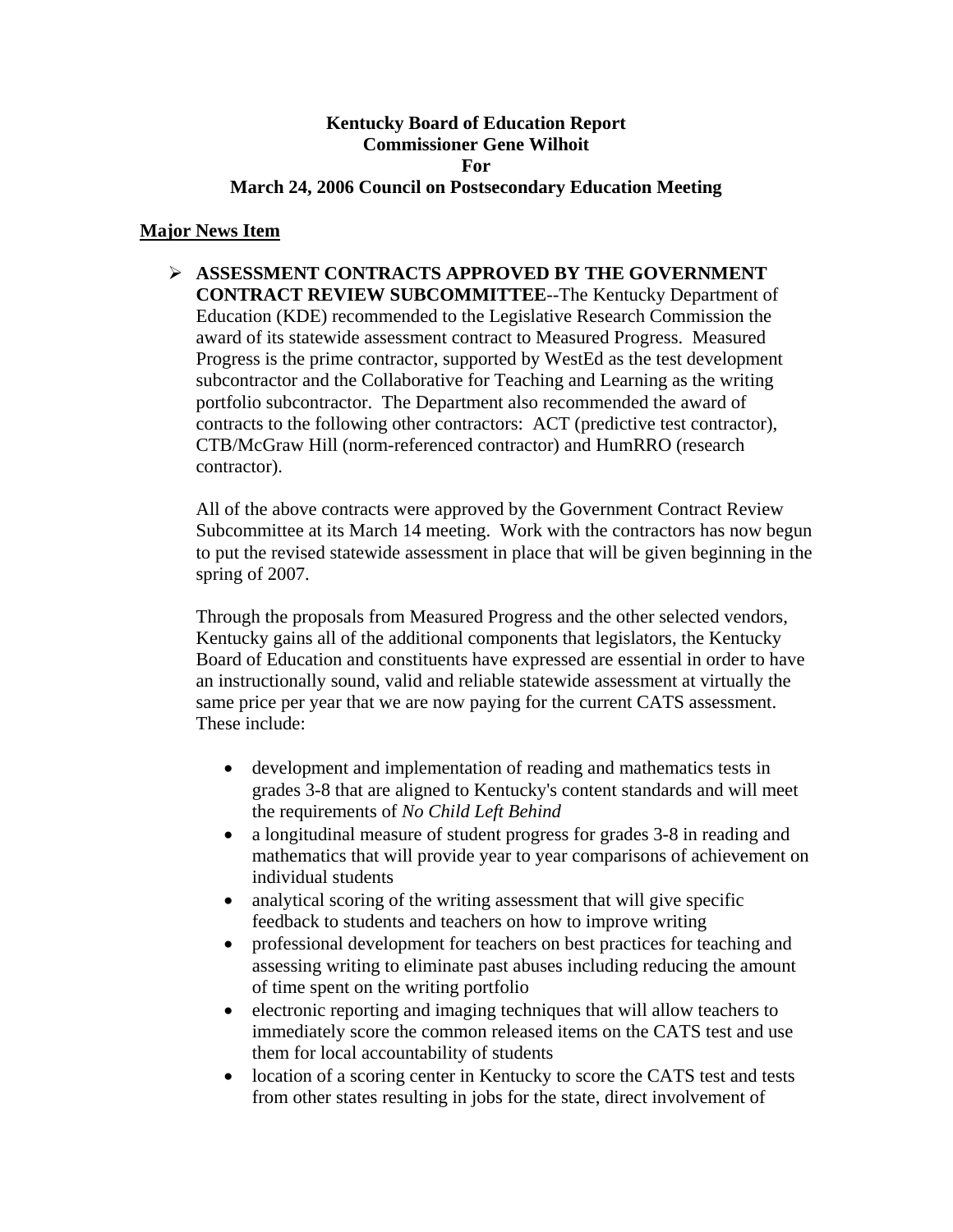**Kentucky Board of Education Report**
**Commissioner Gene Wilhoit**
**For**
**March 24, 2006 Council on Postsecondary Education Meeting**

## Major News Item

- **ASSESSMENT CONTRACTS APPROVED BY THE GOVERNMENT CONTRACT REVIEW SUBCOMMITTEE**--The Kentucky Department of Education (KDE) recommended to the Legislative Research Commission the award of its statewide assessment contract to Measured Progress. Measured Progress is the prime contractor, supported by WestEd as the test development subcontractor and the Collaborative for Teaching and Learning as the writing portfolio subcontractor. The Department also recommended the award of contracts to the following other contractors: ACT (predictive test contractor), CTB/McGraw Hill (norm-referenced contractor) and HumRRO (research contractor).

  All of the above contracts were approved by the Government Contract Review Subcommittee at its March 14 meeting. Work with the contractors has now begun to put the revised statewide assessment in place that will be given beginning in the spring of 2007.

  Through the proposals from Measured Progress and the other selected vendors, Kentucky gains all of the additional components that legislators, the Kentucky Board of Education and constituents have expressed are essential in order to have an instructionally sound, valid and reliable statewide assessment at virtually the same price per year that we are now paying for the current CATS assessment. These include:

  - development and implementation of reading and mathematics tests in grades 3-8 that are aligned to Kentucky's content standards and will meet the requirements of *No Child Left Behind*
  - a longitudinal measure of student progress for grades 3-8 in reading and mathematics that will provide year to year comparisons of achievement on individual students
  - analytical scoring of the writing assessment that will give specific feedback to students and teachers on how to improve writing
  - professional development for teachers on best practices for teaching and assessing writing to eliminate past abuses including reducing the amount of time spent on the writing portfolio
  - electronic reporting and imaging techniques that will allow teachers to immediately score the common released items on the CATS test and use them for local accountability of students
  - location of a scoring center in Kentucky to score the CATS test and tests from other states resulting in jobs for the state, direct involvement of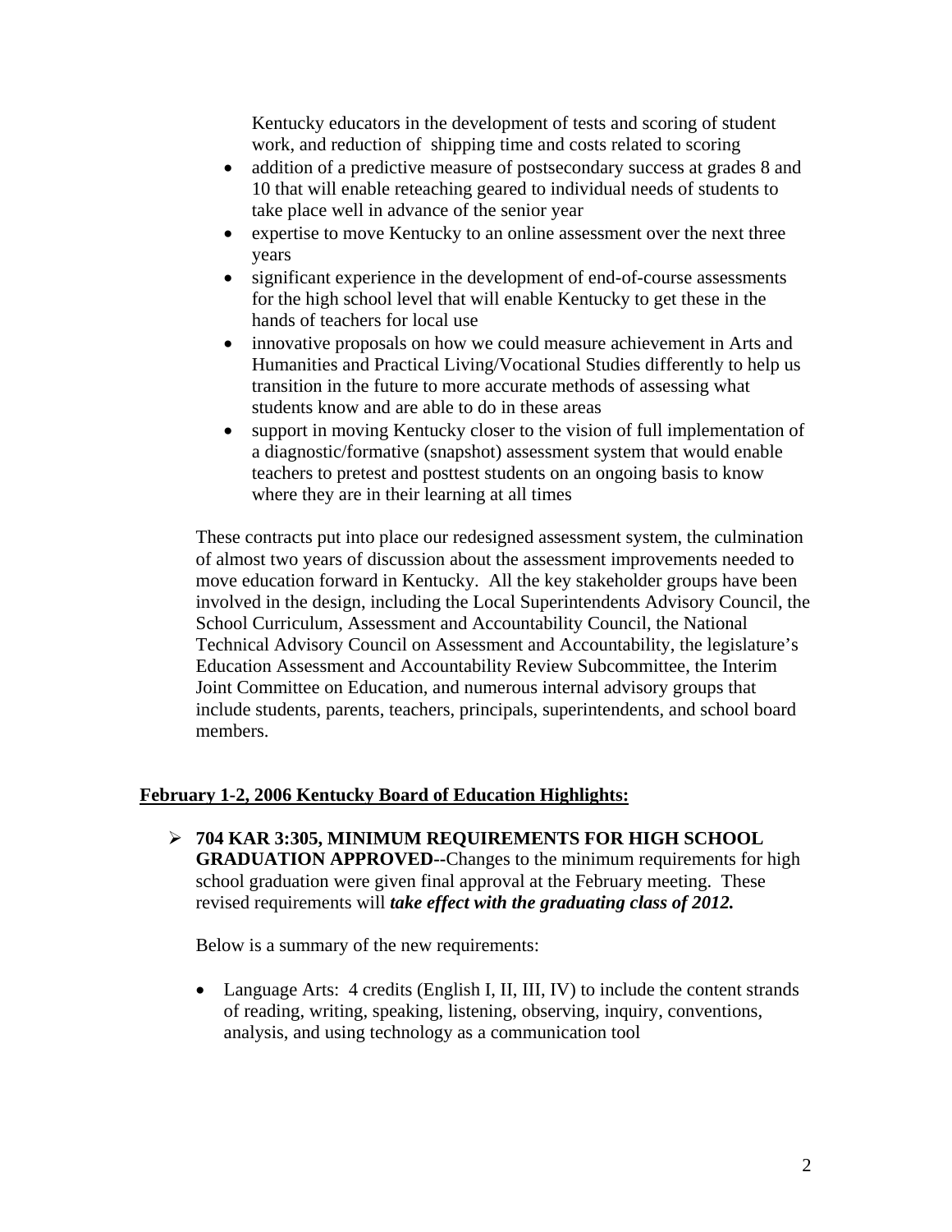Kentucky educators in the development of tests and scoring of student work, and reduction of shipping time and costs related to scoring

- addition of a predictive measure of postsecondary success at grades 8 and 10 that will enable reteaching geared to individual needs of students to take place well in advance of the senior year
- expertise to move Kentucky to an online assessment over the next three years
- significant experience in the development of end-of-course assessments for the high school level that will enable Kentucky to get these in the hands of teachers for local use
- innovative proposals on how we could measure achievement in Arts and Humanities and Practical Living/Vocational Studies differently to help us transition in the future to more accurate methods of assessing what students know and are able to do in these areas
- support in moving Kentucky closer to the vision of full implementation of a diagnostic/formative (snapshot) assessment system that would enable teachers to pretest and posttest students on an ongoing basis to know where they are in their learning at all times

These contracts put into place our redesigned assessment system, the culmination of almost two years of discussion about the assessment improvements needed to move education forward in Kentucky. All the key stakeholder groups have been involved in the design, including the Local Superintendents Advisory Council, the School Curriculum, Assessment and Accountability Council, the National Technical Advisory Council on Assessment and Accountability, the legislature's Education Assessment and Accountability Review Subcommittee, the Interim Joint Committee on Education, and numerous internal advisory groups that include students, parents, teachers, principals, superintendents, and school board members.

**February 1-2, 2006 Kentucky Board of Education Highlights:**

- **704 KAR 3:305, MINIMUM REQUIREMENTS FOR HIGH SCHOOL GRADUATION APPROVED--**Changes to the minimum requirements for high school graduation were given final approval at the February meeting. These revised requirements will ***take effect with the graduating class of 2012.***

  Below is a summary of the new requirements:

  - Language Arts: 4 credits (English I, II, III, IV) to include the content strands of reading, writing, speaking, listening, observing, inquiry, conventions, analysis, and using technology as a communication tool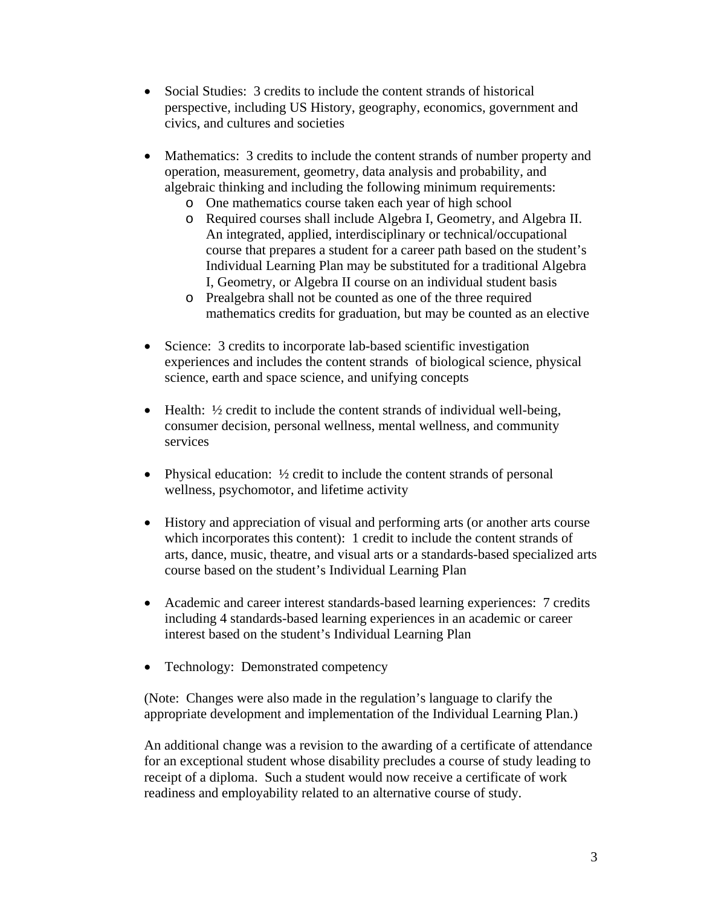- Social Studies: 3 credits to include the content strands of historical perspective, including US History, geography, economics, government and civics, and cultures and societies

- Mathematics: 3 credits to include the content strands of number property and operation, measurement, geometry, data analysis and probability, and algebraic thinking and including the following minimum requirements:
  - One mathematics course taken each year of high school
  - Required courses shall include Algebra I, Geometry, and Algebra II. An integrated, applied, interdisciplinary or technical/occupational course that prepares a student for a career path based on the student's Individual Learning Plan may be substituted for a traditional Algebra I, Geometry, or Algebra II course on an individual student basis
  - Prealgebra shall not be counted as one of the three required mathematics credits for graduation, but may be counted as an elective

- Science: 3 credits to incorporate lab-based scientific investigation experiences and includes the content strands of biological science, physical science, earth and space science, and unifying concepts

- Health: ½ credit to include the content strands of individual well-being, consumer decision, personal wellness, mental wellness, and community services

- Physical education: ½ credit to include the content strands of personal wellness, psychomotor, and lifetime activity

- History and appreciation of visual and performing arts (or another arts course which incorporates this content): 1 credit to include the content strands of arts, dance, music, theatre, and visual arts or a standards-based specialized arts course based on the student's Individual Learning Plan

- Academic and career interest standards-based learning experiences: 7 credits including 4 standards-based learning experiences in an academic or career interest based on the student's Individual Learning Plan

- Technology: Demonstrated competency

(Note: Changes were also made in the regulation's language to clarify the appropriate development and implementation of the Individual Learning Plan.)

An additional change was a revision to the awarding of a certificate of attendance for an exceptional student whose disability precludes a course of study leading to receipt of a diploma. Such a student would now receive a certificate of work readiness and employability related to an alternative course of study.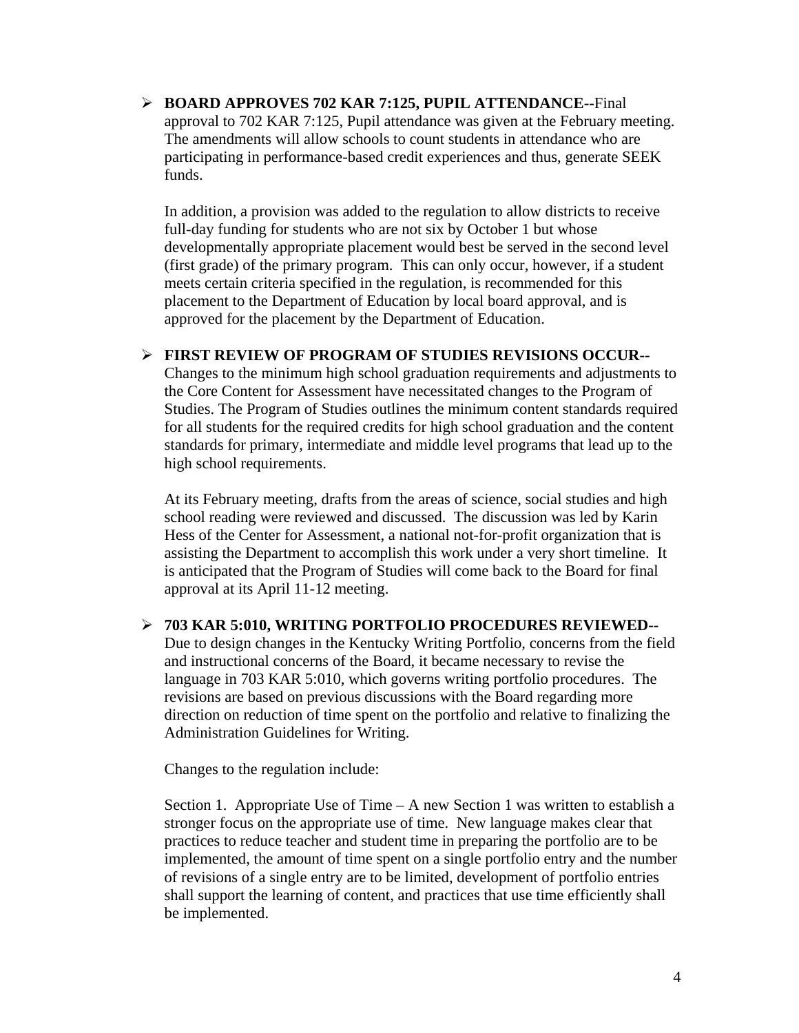- **BOARD APPROVES 702 KAR 7:125, PUPIL ATTENDANCE--**Final approval to 702 KAR 7:125, Pupil attendance was given at the February meeting. The amendments will allow schools to count students in attendance who are participating in performance-based credit experiences and thus, generate SEEK funds.

  In addition, a provision was added to the regulation to allow districts to receive full-day funding for students who are not six by October 1 but whose developmentally appropriate placement would best be served in the second level (first grade) of the primary program. This can only occur, however, if a student meets certain criteria specified in the regulation, is recommended for this placement to the Department of Education by local board approval, and is approved for the placement by the Department of Education.

- **FIRST REVIEW OF PROGRAM OF STUDIES REVISIONS OCCUR--** Changes to the minimum high school graduation requirements and adjustments to the Core Content for Assessment have necessitated changes to the Program of Studies. The Program of Studies outlines the minimum content standards required for all students for the required credits for high school graduation and the content standards for primary, intermediate and middle level programs that lead up to the high school requirements.

  At its February meeting, drafts from the areas of science, social studies and high school reading were reviewed and discussed. The discussion was led by Karin Hess of the Center for Assessment, a national not-for-profit organization that is assisting the Department to accomplish this work under a very short timeline. It is anticipated that the Program of Studies will come back to the Board for final approval at its April 11-12 meeting.

- **703 KAR 5:010, WRITING PORTFOLIO PROCEDURES REVIEWED--** Due to design changes in the Kentucky Writing Portfolio, concerns from the field and instructional concerns of the Board, it became necessary to revise the language in 703 KAR 5:010, which governs writing portfolio procedures. The revisions are based on previous discussions with the Board regarding more direction on reduction of time spent on the portfolio and relative to finalizing the Administration Guidelines for Writing.

  Changes to the regulation include:

  Section 1. Appropriate Use of Time – A new Section 1 was written to establish a stronger focus on the appropriate use of time. New language makes clear that practices to reduce teacher and student time in preparing the portfolio are to be implemented, the amount of time spent on a single portfolio entry and the number of revisions of a single entry are to be limited, development of portfolio entries shall support the learning of content, and practices that use time efficiently shall be implemented.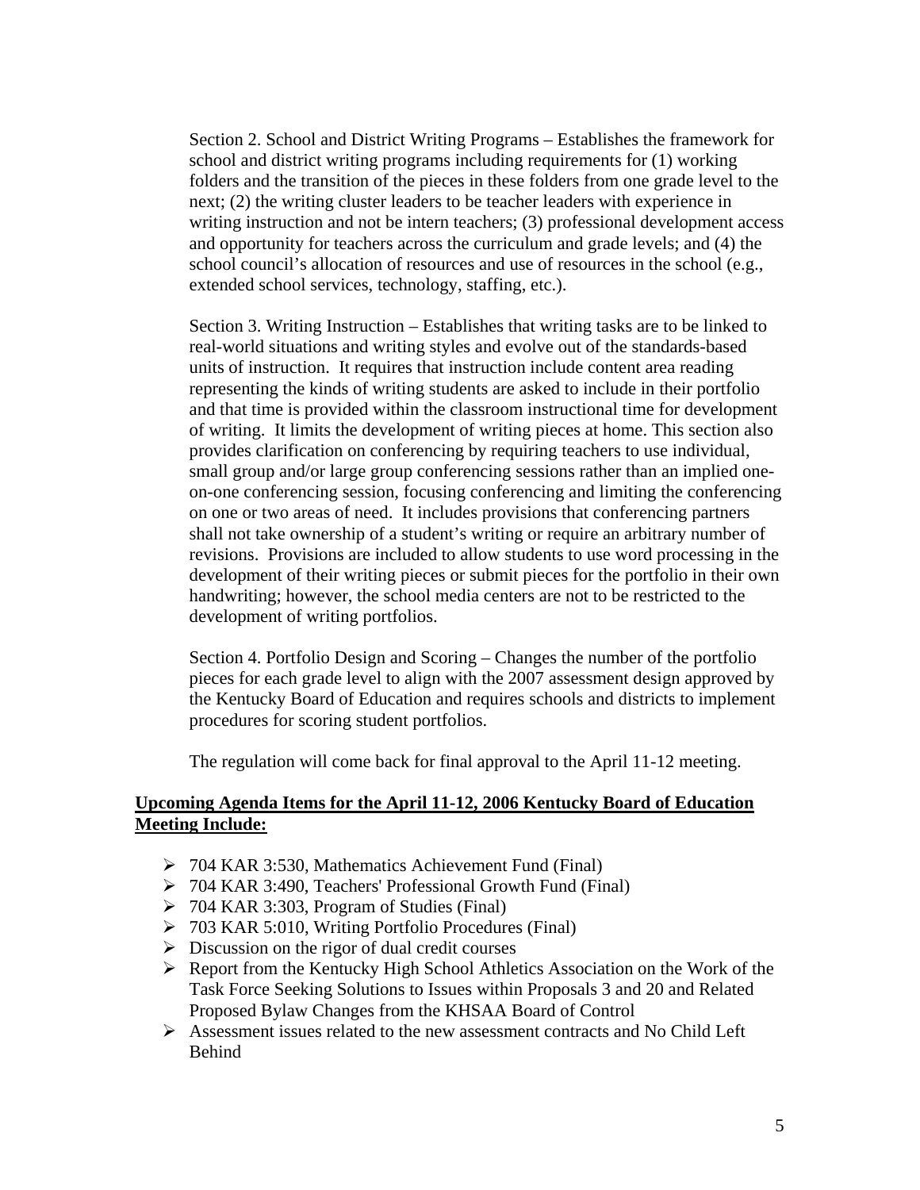Section 2. School and District Writing Programs – Establishes the framework for school and district writing programs including requirements for (1) working folders and the transition of the pieces in these folders from one grade level to the next; (2) the writing cluster leaders to be teacher leaders with experience in writing instruction and not be intern teachers; (3) professional development access and opportunity for teachers across the curriculum and grade levels; and (4) the school council's allocation of resources and use of resources in the school (e.g., extended school services, technology, staffing, etc.).

Section 3. Writing Instruction – Establishes that writing tasks are to be linked to real-world situations and writing styles and evolve out of the standards-based units of instruction. It requires that instruction include content area reading representing the kinds of writing students are asked to include in their portfolio and that time is provided within the classroom instructional time for development of writing. It limits the development of writing pieces at home. This section also provides clarification on conferencing by requiring teachers to use individual, small group and/or large group conferencing sessions rather than an implied one-on-one conferencing session, focusing conferencing and limiting the conferencing on one or two areas of need. It includes provisions that conferencing partners shall not take ownership of a student's writing or require an arbitrary number of revisions. Provisions are included to allow students to use word processing in the development of their writing pieces or submit pieces for the portfolio in their own handwriting; however, the school media centers are not to be restricted to the development of writing portfolios.

Section 4. Portfolio Design and Scoring – Changes the number of the portfolio pieces for each grade level to align with the 2007 assessment design approved by the Kentucky Board of Education and requires schools and districts to implement procedures for scoring student portfolios.

The regulation will come back for final approval to the April 11-12 meeting.

**Upcoming Agenda Items for the April 11-12, 2006 Kentucky Board of Education Meeting Include:**

- 704 KAR 3:530, Mathematics Achievement Fund (Final)
- 704 KAR 3:490, Teachers' Professional Growth Fund (Final)
- 704 KAR 3:303, Program of Studies (Final)
- 703 KAR 5:010, Writing Portfolio Procedures (Final)
- Discussion on the rigor of dual credit courses
- Report from the Kentucky High School Athletics Association on the Work of the Task Force Seeking Solutions to Issues within Proposals 3 and 20 and Related Proposed Bylaw Changes from the KHSAA Board of Control
- Assessment issues related to the new assessment contracts and No Child Left Behind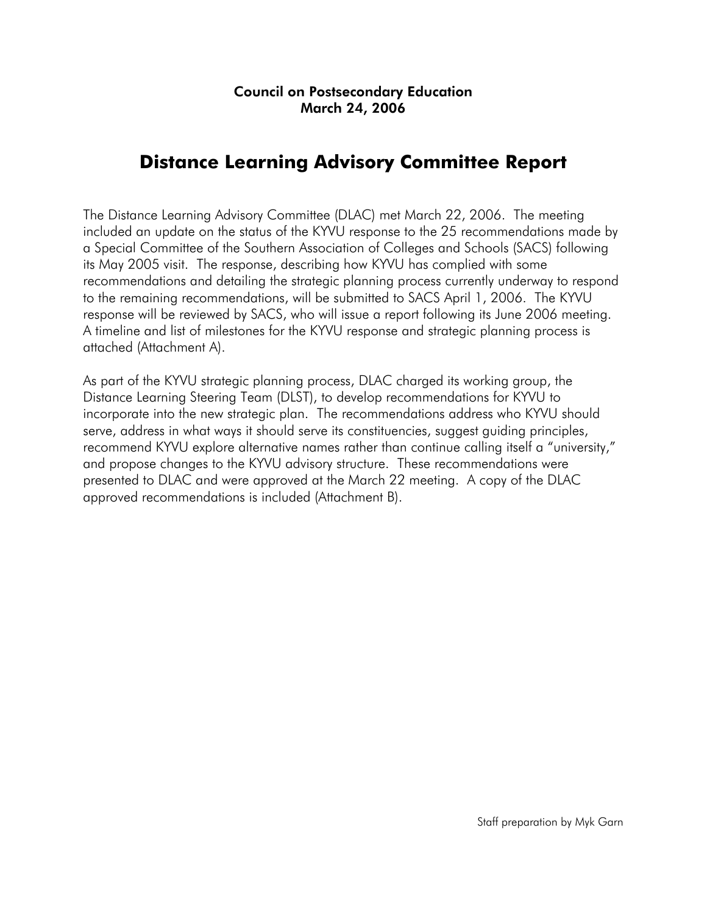**Council on Postsecondary Education**
**March 24, 2006**

# Distance Learning Advisory Committee Report

The Distance Learning Advisory Committee (DLAC) met March 22, 2006. The meeting included an update on the status of the KYVU response to the 25 recommendations made by a Special Committee of the Southern Association of Colleges and Schools (SACS) following its May 2005 visit. The response, describing how KYVU has complied with some recommendations and detailing the strategic planning process currently underway to respond to the remaining recommendations, will be submitted to SACS April 1, 2006. The KYVU response will be reviewed by SACS, who will issue a report following its June 2006 meeting. A timeline and list of milestones for the KYVU response and strategic planning process is attached (Attachment A).

As part of the KYVU strategic planning process, DLAC charged its working group, the Distance Learning Steering Team (DLST), to develop recommendations for KYVU to incorporate into the new strategic plan. The recommendations address who KYVU should serve, address in what ways it should serve its constituencies, suggest guiding principles, recommend KYVU explore alternative names rather than continue calling itself a "university," and propose changes to the KYVU advisory structure. These recommendations were presented to DLAC and were approved at the March 22 meeting. A copy of the DLAC approved recommendations is included (Attachment B).

Staff preparation by Myk Garn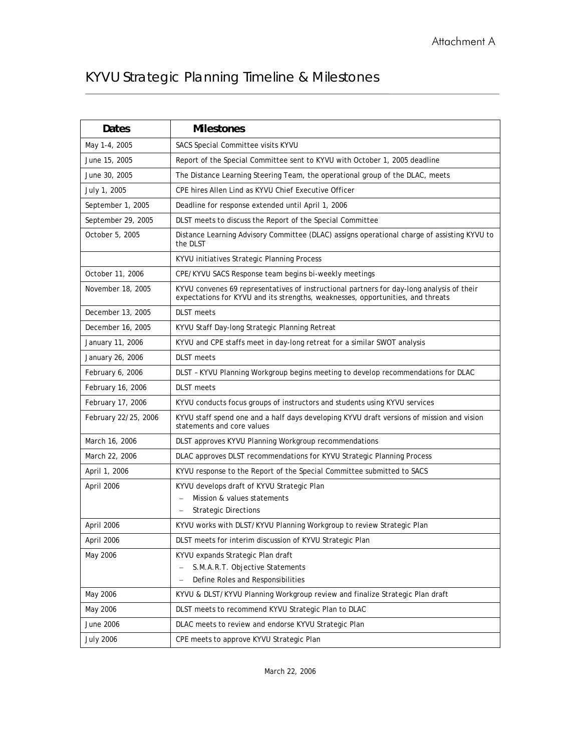Attachment A

# KYVU Strategic Planning Timeline & Milestones

| Dates | Milestones |
|---|---|
| May 1-4, 2005 | SACS Special Committee visits KYVU |
| June 15, 2005 | Report of the Special Committee sent to KYVU with October 1, 2005 deadline |
| June 30, 2005 | The Distance Learning Steering Team, the operational group of the DLAC, meets |
| July 1, 2005 | CPE hires Allen Lind as KYVU Chief Executive Officer |
| September 1, 2005 | Deadline for response extended until April 1, 2006 |
| September 29, 2005 | DLST meets to discuss the Report of the Special Committee |
| October 5, 2005 | Distance Learning Advisory Committee (DLAC) assigns operational charge of assisting KYVU to the DLST |
| | KYVU initiatives Strategic Planning Process |
| October 11, 2006 | CPE/KYVU SACS Response team begins bi-weekly meetings |
| November 18, 2005 | KYVU convenes 69 representatives of instructional partners for day-long analysis of their expectations for KYVU and its strengths, weaknesses, opportunities, and threats |
| December 13, 2005 | DLST meets |
| December 16, 2005 | KYVU Staff Day-long Strategic Planning Retreat |
| January 11, 2006 | KYVU and CPE staffs meet in day-long retreat for a similar SWOT analysis |
| January 26, 2006 | DLST meets |
| February 6, 2006 | DLST – KYVU Planning Workgroup begins meeting to develop recommendations for DLAC |
| February 16, 2006 | DLST meets |
| February 17, 2006 | KYVU conducts focus groups of instructors and students using KYVU services |
| February 22/25, 2006 | KYVU staff spend one and a half days developing KYVU draft versions of mission and vision statements and core values |
| March 16, 2006 | DLST approves KYVU Planning Workgroup recommendations |
| March 22, 2006 | DLAC approves DLST recommendations for KYVU Strategic Planning Process |
| April 1, 2006 | KYVU response to the Report of the Special Committee submitted to SACS |
| April 2006 | KYVU develops draft of KYVU Strategic Plan<br>– Mission & values statements<br>– Strategic Directions |
| April 2006 | KYVU works with DLST/KYVU Planning Workgroup to review Strategic Plan |
| April 2006 | DLST meets for interim discussion of KYVU Strategic Plan |
| May 2006 | KYVU expands Strategic Plan draft<br>– S.M.A.R.T. Objective Statements<br>– Define Roles and Responsibilities |
| May 2006 | KYVU & DLST/KYVU Planning Workgroup review and finalize Strategic Plan draft |
| May 2006 | DLST meets to recommend KYVU Strategic Plan to DLAC |
| June 2006 | DLAC meets to review and endorse KYVU Strategic Plan |
| July 2006 | CPE meets to approve KYVU Strategic Plan |

March 22, 2006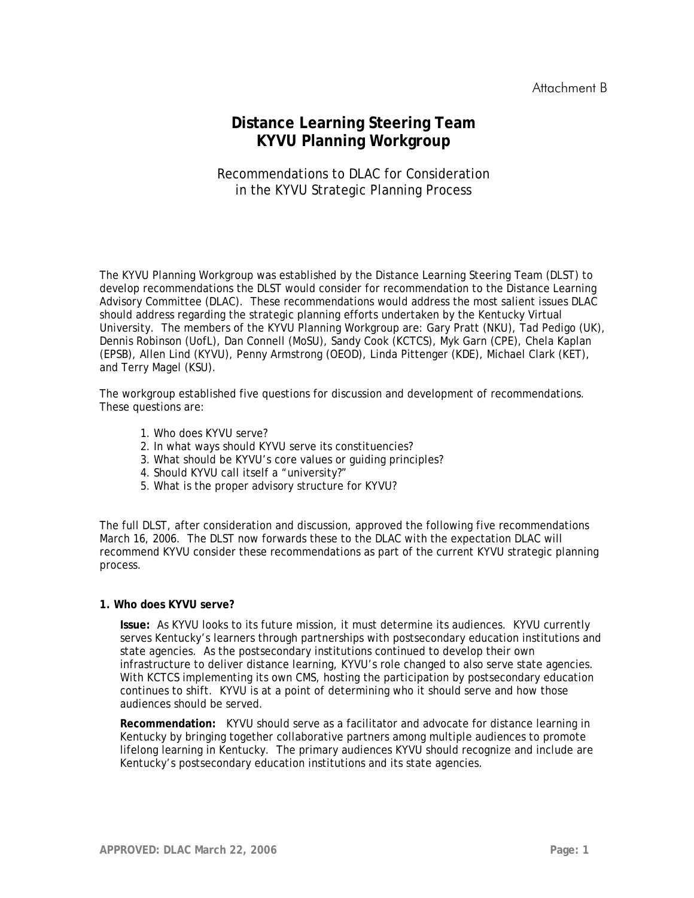Attachment B

# Distance Learning Steering Team
# KYVU Planning Workgroup

## Recommendations to DLAC for Consideration in the KYVU Strategic Planning Process

The KYVU Planning Workgroup was established by the Distance Learning Steering Team (DLST) to develop recommendations the DLST would consider for recommendation to the Distance Learning Advisory Committee (DLAC). These recommendations would address the most salient issues DLAC should address regarding the strategic planning efforts undertaken by the Kentucky Virtual University. The members of the KYVU Planning Workgroup are: Gary Pratt (NKU), Tad Pedigo (UK), Dennis Robinson (UofL), Dan Connell (MoSU), Sandy Cook (KCTCS), Myk Garn (CPE), Chela Kaplan (EPSB), Allen Lind (KYVU), Penny Armstrong (OEOD), Linda Pittenger (KDE), Michael Clark (KET), and Terry Magel (KSU).

The workgroup established five questions for discussion and development of recommendations. These questions are:

1. Who does KYVU serve?
2. In what ways should KYVU serve its constituencies?
3. What should be KYVU's core values or guiding principles?
4. Should KYVU call itself a "university?"
5. What is the proper advisory structure for KYVU?

The full DLST, after consideration and discussion, approved the following five recommendations March 16, 2006. The DLST now forwards these to the DLAC with the expectation DLAC will recommend KYVU consider these recommendations as part of the current KYVU strategic planning process.

**1. Who does KYVU serve?**

**Issue:** As KYVU looks to its future mission, it must determine its audiences. KYVU currently serves Kentucky's learners through partnerships with postsecondary education institutions and state agencies. As the postsecondary institutions continued to develop their own infrastructure to deliver distance learning, KYVU's role changed to also serve state agencies. With KCTCS implementing its own CMS, hosting the participation by postsecondary education continues to shift. KYVU is at a point of determining who it should serve and how those audiences should be served.

**Recommendation:** KYVU should serve as a facilitator and advocate for distance learning in Kentucky by bringing together collaborative partners among multiple audiences to promote lifelong learning in Kentucky. The primary audiences KYVU should recognize and include are Kentucky's postsecondary education institutions and its state agencies.

APPROVED: DLAC March 22, 2006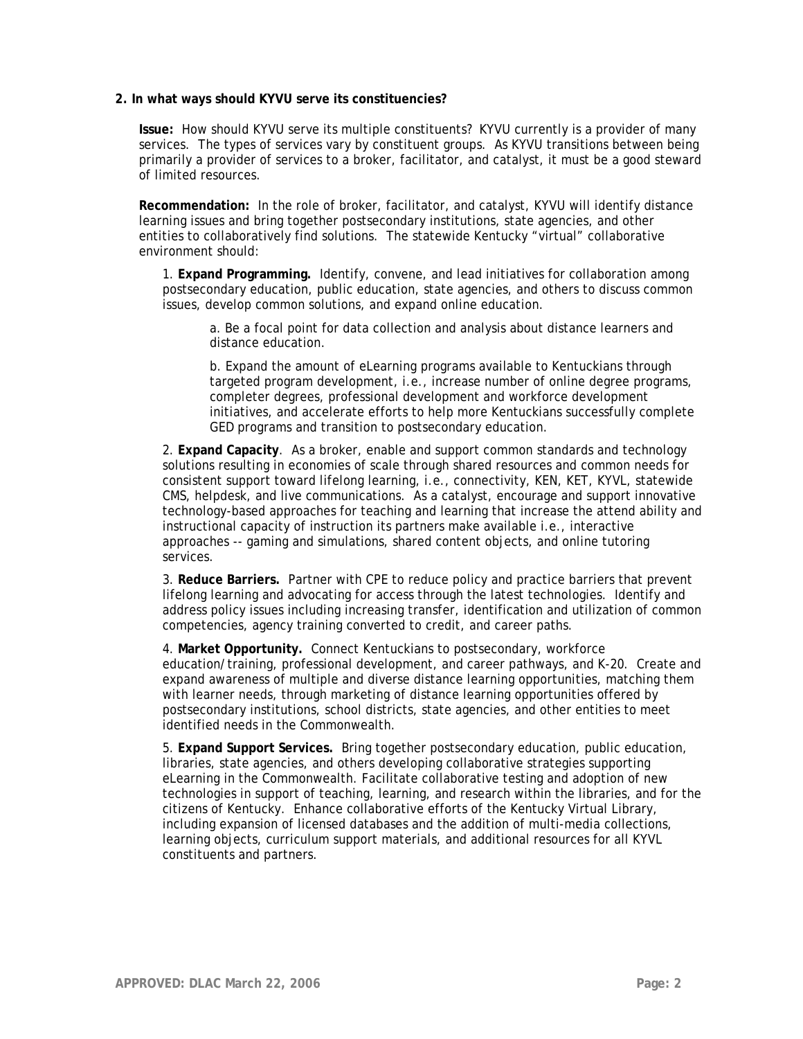**2. In what ways should KYVU serve its constituencies?**

**Issue:** How should KYVU serve its multiple constituents? KYVU currently is a provider of many services. The types of services vary by constituent groups. As KYVU transitions between being primarily a provider of services to a broker, facilitator, and catalyst, it must be a good steward of limited resources.

**Recommendation:** In the role of broker, facilitator, and catalyst, KYVU will identify distance learning issues and bring together postsecondary institutions, state agencies, and other entities to collaboratively find solutions. The statewide Kentucky "virtual" collaborative environment should:

1. **Expand Programming.** Identify, convene, and lead initiatives for collaboration among postsecondary education, public education, state agencies, and others to discuss common issues, develop common solutions, and expand online education.

   a. Be a focal point for data collection and analysis about distance learners and distance education.

   b. Expand the amount of eLearning programs available to Kentuckians through targeted program development, i.e., increase number of online degree programs, completer degrees, professional development and workforce development initiatives, and accelerate efforts to help more Kentuckians successfully complete GED programs and transition to postsecondary education.

2. **Expand Capacity**. As a broker, enable and support common standards and technology solutions resulting in economies of scale through shared resources and common needs for consistent support toward lifelong learning, i.e., connectivity, KEN, KET, KYVL, statewide CMS, helpdesk, and live communications. As a catalyst, encourage and support innovative technology-based approaches for teaching and learning that increase the attend ability and instructional capacity of instruction its partners make available i.e., interactive approaches -- gaming and simulations, shared content objects, and online tutoring services.

3. **Reduce Barriers.** Partner with CPE to reduce policy and practice barriers that prevent lifelong learning and advocating for access through the latest technologies. Identify and address policy issues including increasing transfer, identification and utilization of common competencies, agency training converted to credit, and career paths.

4. **Market Opportunity.** Connect Kentuckians to postsecondary, workforce education/training, professional development, and career pathways, and K-20. Create and expand awareness of multiple and diverse distance learning opportunities, matching them with learner needs, through marketing of distance learning opportunities offered by postsecondary institutions, school districts, state agencies, and other entities to meet identified needs in the Commonwealth.

5. **Expand Support Services.** Bring together postsecondary education, public education, libraries, state agencies, and others developing collaborative strategies supporting eLearning in the Commonwealth. Facilitate collaborative testing and adoption of new technologies in support of teaching, learning, and research within the libraries, and for the citizens of Kentucky. Enhance collaborative efforts of the Kentucky Virtual Library, including expansion of licensed databases and the addition of multi-media collections, learning objects, curriculum support materials, and additional resources for all KYVL constituents and partners.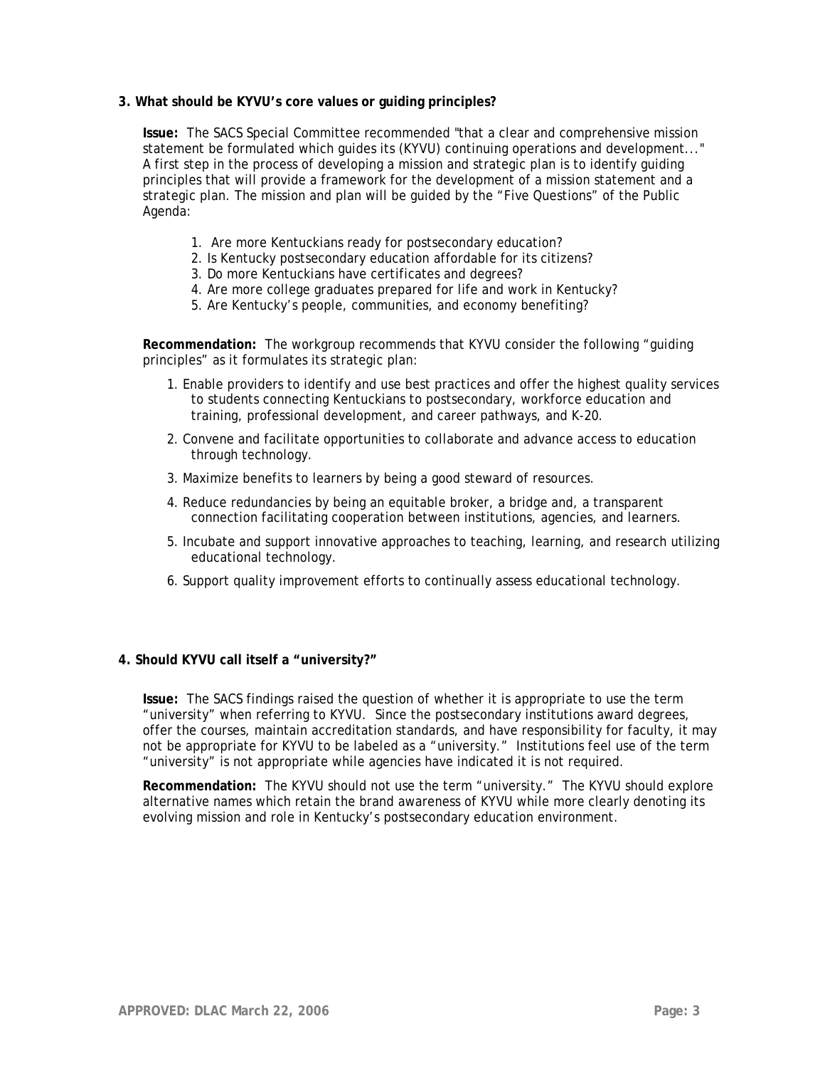**3. What should be KYVU's core values or guiding principles?**

**Issue:** The SACS Special Committee recommended "that a clear and comprehensive mission statement be formulated which guides its (KYVU) continuing operations and development..." A first step in the process of developing a mission and strategic plan is to identify guiding principles that will provide a framework for the development of a mission statement and a strategic plan. The mission and plan will be guided by the "Five Questions" of the Public Agenda:

1. Are more Kentuckians ready for postsecondary education?
2. Is Kentucky postsecondary education affordable for its citizens?
3. Do more Kentuckians have certificates and degrees?
4. Are more college graduates prepared for life and work in Kentucky?
5. Are Kentucky's people, communities, and economy benefiting?

**Recommendation:** The workgroup recommends that KYVU consider the following "guiding principles" as it formulates its strategic plan:

1. Enable providers to identify and use best practices and offer the highest quality services to students connecting Kentuckians to postsecondary, workforce education and training, professional development, and career pathways, and K-20.
2. Convene and facilitate opportunities to collaborate and advance access to education through technology.
3. Maximize benefits to learners by being a good steward of resources.
4. Reduce redundancies by being an equitable broker, a bridge and, a transparent connection facilitating cooperation between institutions, agencies, and learners.
5. Incubate and support innovative approaches to teaching, learning, and research utilizing educational technology.
6. Support quality improvement efforts to continually assess educational technology.

**4. Should KYVU call itself a "university?"**

**Issue:** The SACS findings raised the question of whether it is appropriate to use the term "university" when referring to KYVU. Since the postsecondary institutions award degrees, offer the courses, maintain accreditation standards, and have responsibility for faculty, it may not be appropriate for KYVU to be labeled as a "university." Institutions feel use of the term "university" is not appropriate while agencies have indicated it is not required.

**Recommendation:** The KYVU should not use the term "university." The KYVU should explore alternative names which retain the brand awareness of KYVU while more clearly denoting its evolving mission and role in Kentucky's postsecondary education environment.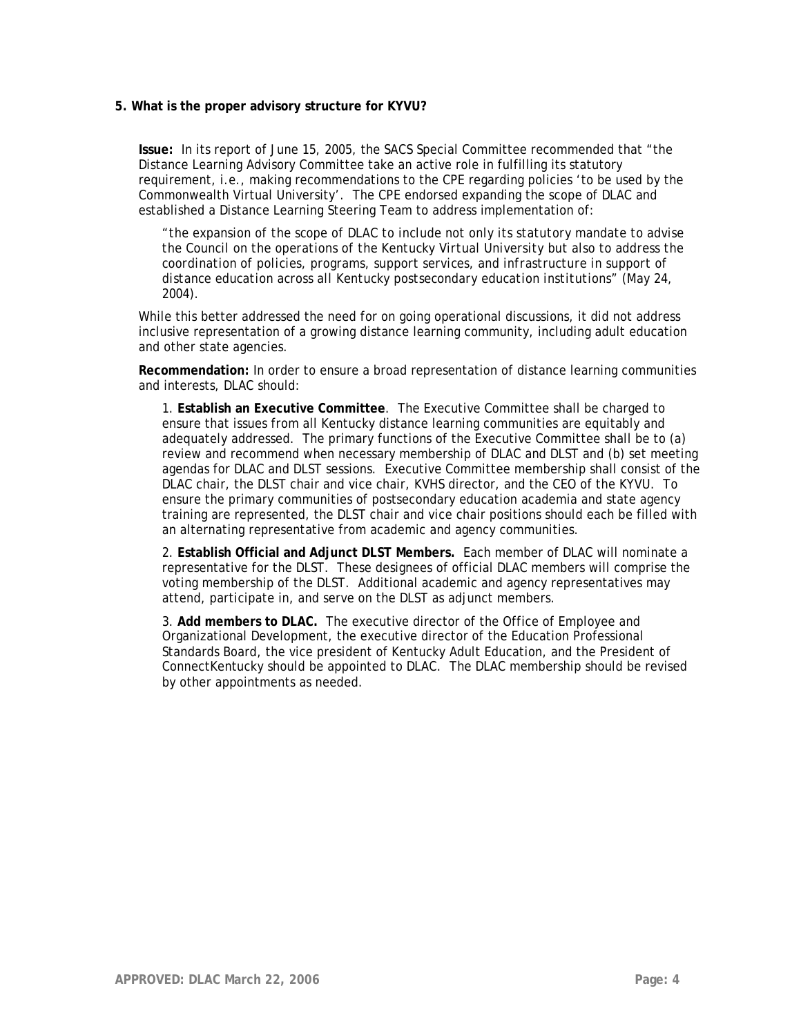**5. What is the proper advisory structure for KYVU?**

**Issue:** In its report of June 15, 2005, the SACS Special Committee recommended that "the Distance Learning Advisory Committee take an active role in fulfilling its statutory requirement, i.e., making recommendations to the CPE regarding policies 'to be used by the Commonwealth Virtual University'. The CPE endorsed expanding the scope of DLAC and established a Distance Learning Steering Team to address implementation of:

> "the expansion of the scope of DLAC to include not only its statutory mandate to advise the Council on the operations of the Kentucky Virtual University but also to address the coordination of policies, programs, support services, and infrastructure in support of distance education across all Kentucky postsecondary education institutions" (May 24, 2004).

While this better addressed the need for on going operational discussions, it did not address inclusive representation of a growing distance learning community, including adult education and other state agencies.

**Recommendation:** In order to ensure a broad representation of distance learning communities and interests, DLAC should:

1. **Establish an Executive Committee**. The Executive Committee shall be charged to ensure that issues from all Kentucky distance learning communities are equitably and adequately addressed. The primary functions of the Executive Committee shall be to (a) review and recommend when necessary membership of DLAC and DLST and (b) set meeting agendas for DLAC and DLST sessions. Executive Committee membership shall consist of the DLAC chair, the DLST chair and vice chair, KVHS director, and the CEO of the KYVU. To ensure the primary communities of postsecondary education academia and state agency training are represented, the DLST chair and vice chair positions should each be filled with an alternating representative from academic and agency communities.

2. **Establish Official and Adjunct DLST Members.** Each member of DLAC will nominate a representative for the DLST. These designees of official DLAC members will comprise the voting membership of the DLST. Additional academic and agency representatives may attend, participate in, and serve on the DLST as adjunct members.

3. **Add members to DLAC.** The executive director of the Office of Employee and Organizational Development, the executive director of the Education Professional Standards Board, the vice president of Kentucky Adult Education, and the President of ConnectKentucky should be appointed to DLAC. The DLAC membership should be revised by other appointments as needed.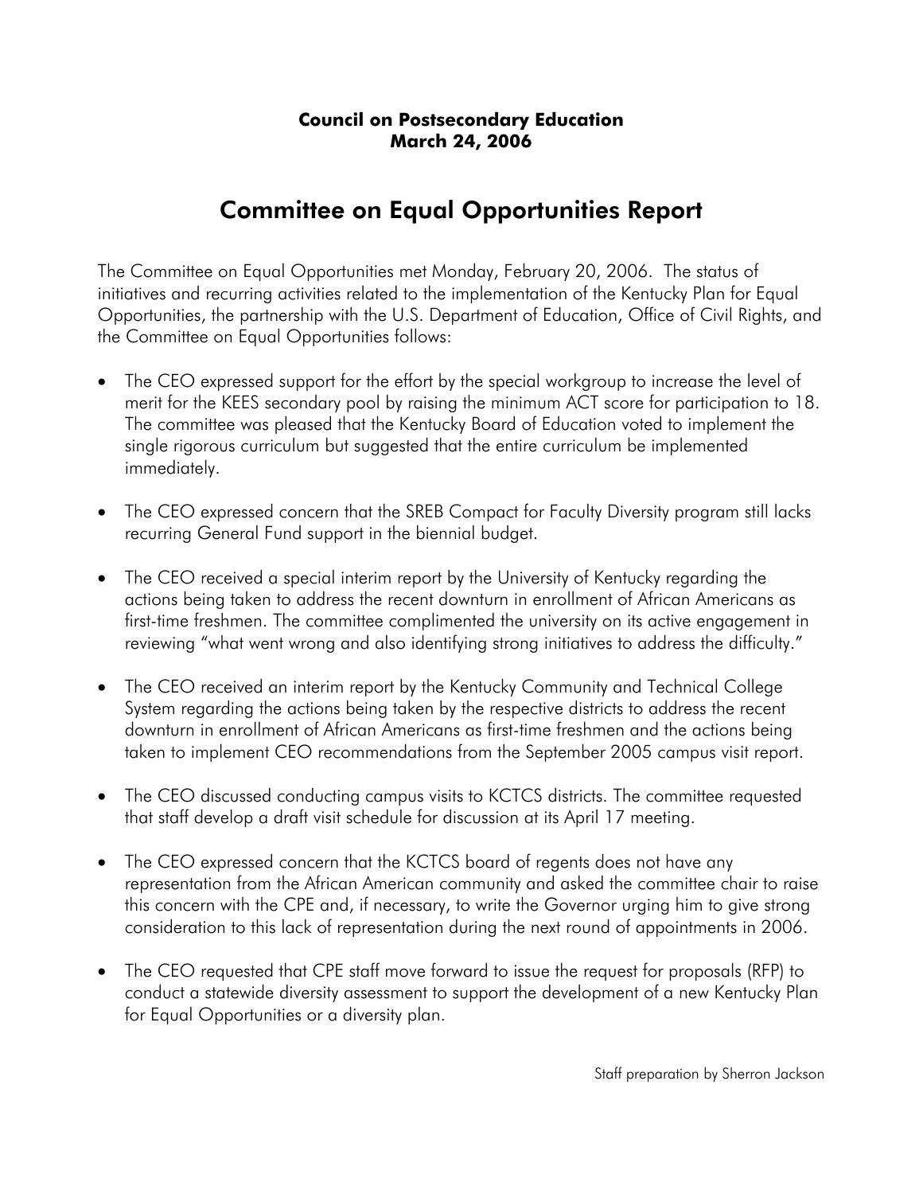**Council on Postsecondary Education**
**March 24, 2006**

# Committee on Equal Opportunities Report

The Committee on Equal Opportunities met Monday, February 20, 2006. The status of initiatives and recurring activities related to the implementation of the Kentucky Plan for Equal Opportunities, the partnership with the U.S. Department of Education, Office of Civil Rights, and the Committee on Equal Opportunities follows:

- The CEO expressed support for the effort by the special workgroup to increase the level of merit for the KEES secondary pool by raising the minimum ACT score for participation to 18. The committee was pleased that the Kentucky Board of Education voted to implement the single rigorous curriculum but suggested that the entire curriculum be implemented immediately.

- The CEO expressed concern that the SREB Compact for Faculty Diversity program still lacks recurring General Fund support in the biennial budget.

- The CEO received a special interim report by the University of Kentucky regarding the actions being taken to address the recent downturn in enrollment of African Americans as first-time freshmen. The committee complimented the university on its active engagement in reviewing "what went wrong and also identifying strong initiatives to address the difficulty."

- The CEO received an interim report by the Kentucky Community and Technical College System regarding the actions being taken by the respective districts to address the recent downturn in enrollment of African Americans as first-time freshmen and the actions being taken to implement CEO recommendations from the September 2005 campus visit report.

- The CEO discussed conducting campus visits to KCTCS districts. The committee requested that staff develop a draft visit schedule for discussion at its April 17 meeting.

- The CEO expressed concern that the KCTCS board of regents does not have any representation from the African American community and asked the committee chair to raise this concern with the CPE and, if necessary, to write the Governor urging him to give strong consideration to this lack of representation during the next round of appointments in 2006.

- The CEO requested that CPE staff move forward to issue the request for proposals (RFP) to conduct a statewide diversity assessment to support the development of a new Kentucky Plan for Equal Opportunities or a diversity plan.

Staff preparation by Sherron Jackson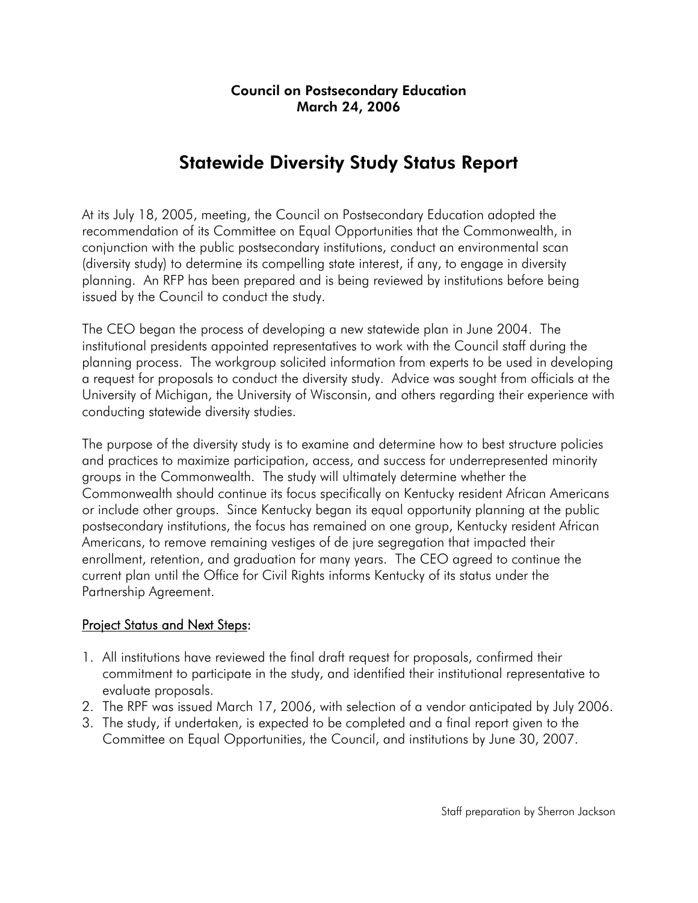**Council on Postsecondary Education**
**March 24, 2006**

# Statewide Diversity Study Status Report

At its July 18, 2005, meeting, the Council on Postsecondary Education adopted the recommendation of its Committee on Equal Opportunities that the Commonwealth, in conjunction with the public postsecondary institutions, conduct an environmental scan (diversity study) to determine its compelling state interest, if any, to engage in diversity planning. An RFP has been prepared and is being reviewed by institutions before being issued by the Council to conduct the study.

The CEO began the process of developing a new statewide plan in June 2004. The institutional presidents appointed representatives to work with the Council staff during the planning process. The workgroup solicited information from experts to be used in developing a request for proposals to conduct the diversity study. Advice was sought from officials at the University of Michigan, the University of Wisconsin, and others regarding their experience with conducting statewide diversity studies.

The purpose of the diversity study is to examine and determine how to best structure policies and practices to maximize participation, access, and success for underrepresented minority groups in the Commonwealth. The study will ultimately determine whether the Commonwealth should continue its focus specifically on Kentucky resident African Americans or include other groups. Since Kentucky began its equal opportunity planning at the public postsecondary institutions, the focus has remained on one group, Kentucky resident African Americans, to remove remaining vestiges of de jure segregation that impacted their enrollment, retention, and graduation for many years. The CEO agreed to continue the current plan until the Office for Civil Rights informs Kentucky of its status under the Partnership Agreement.

<u>Project Status and Next Steps</u>:

1. All institutions have reviewed the final draft request for proposals, confirmed their commitment to participate in the study, and identified their institutional representative to evaluate proposals.
2. The RPF was issued March 17, 2006, with selection of a vendor anticipated by July 2006.
3. The study, if undertaken, is expected to be completed and a final report given to the Committee on Equal Opportunities, the Council, and institutions by June 30, 2007.

Staff preparation by Sherron Jackson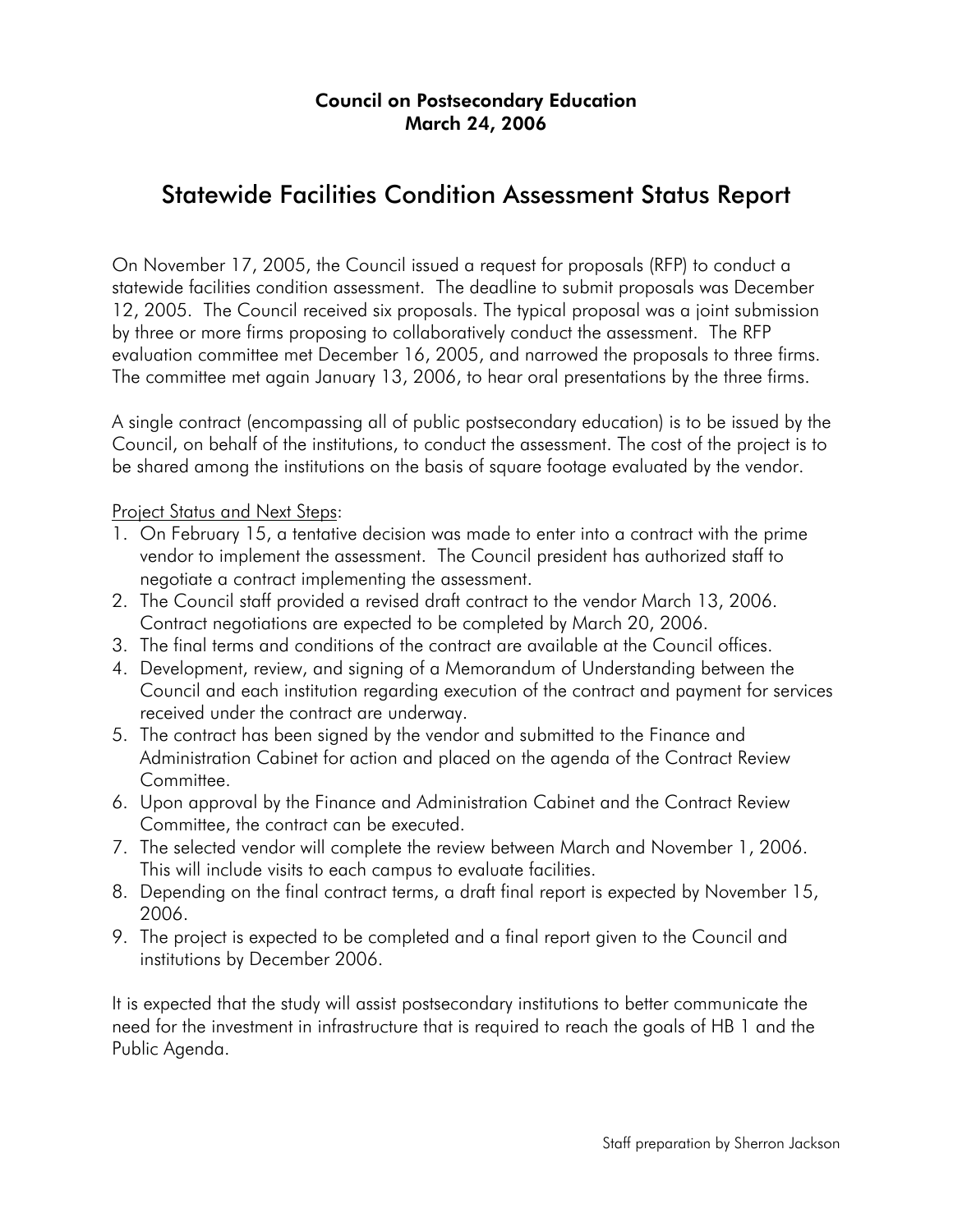**Council on Postsecondary Education**
**March 24, 2006**

# Statewide Facilities Condition Assessment Status Report

On November 17, 2005, the Council issued a request for proposals (RFP) to conduct a statewide facilities condition assessment. The deadline to submit proposals was December 12, 2005. The Council received six proposals. The typical proposal was a joint submission by three or more firms proposing to collaboratively conduct the assessment. The RFP evaluation committee met December 16, 2005, and narrowed the proposals to three firms. The committee met again January 13, 2006, to hear oral presentations by the three firms.

A single contract (encompassing all of public postsecondary education) is to be issued by the Council, on behalf of the institutions, to conduct the assessment. The cost of the project is to be shared among the institutions on the basis of square footage evaluated by the vendor.

<u>Project Status and Next Steps</u>:

1. On February 15, a tentative decision was made to enter into a contract with the prime vendor to implement the assessment. The Council president has authorized staff to negotiate a contract implementing the assessment.
2. The Council staff provided a revised draft contract to the vendor March 13, 2006. Contract negotiations are expected to be completed by March 20, 2006.
3. The final terms and conditions of the contract are available at the Council offices.
4. Development, review, and signing of a Memorandum of Understanding between the Council and each institution regarding execution of the contract and payment for services received under the contract are underway.
5. The contract has been signed by the vendor and submitted to the Finance and Administration Cabinet for action and placed on the agenda of the Contract Review Committee.
6. Upon approval by the Finance and Administration Cabinet and the Contract Review Committee, the contract can be executed.
7. The selected vendor will complete the review between March and November 1, 2006. This will include visits to each campus to evaluate facilities.
8. Depending on the final contract terms, a draft final report is expected by November 15, 2006.
9. The project is expected to be completed and a final report given to the Council and institutions by December 2006.

It is expected that the study will assist postsecondary institutions to better communicate the need for the investment in infrastructure that is required to reach the goals of HB 1 and the Public Agenda.

Staff preparation by Sherron Jackson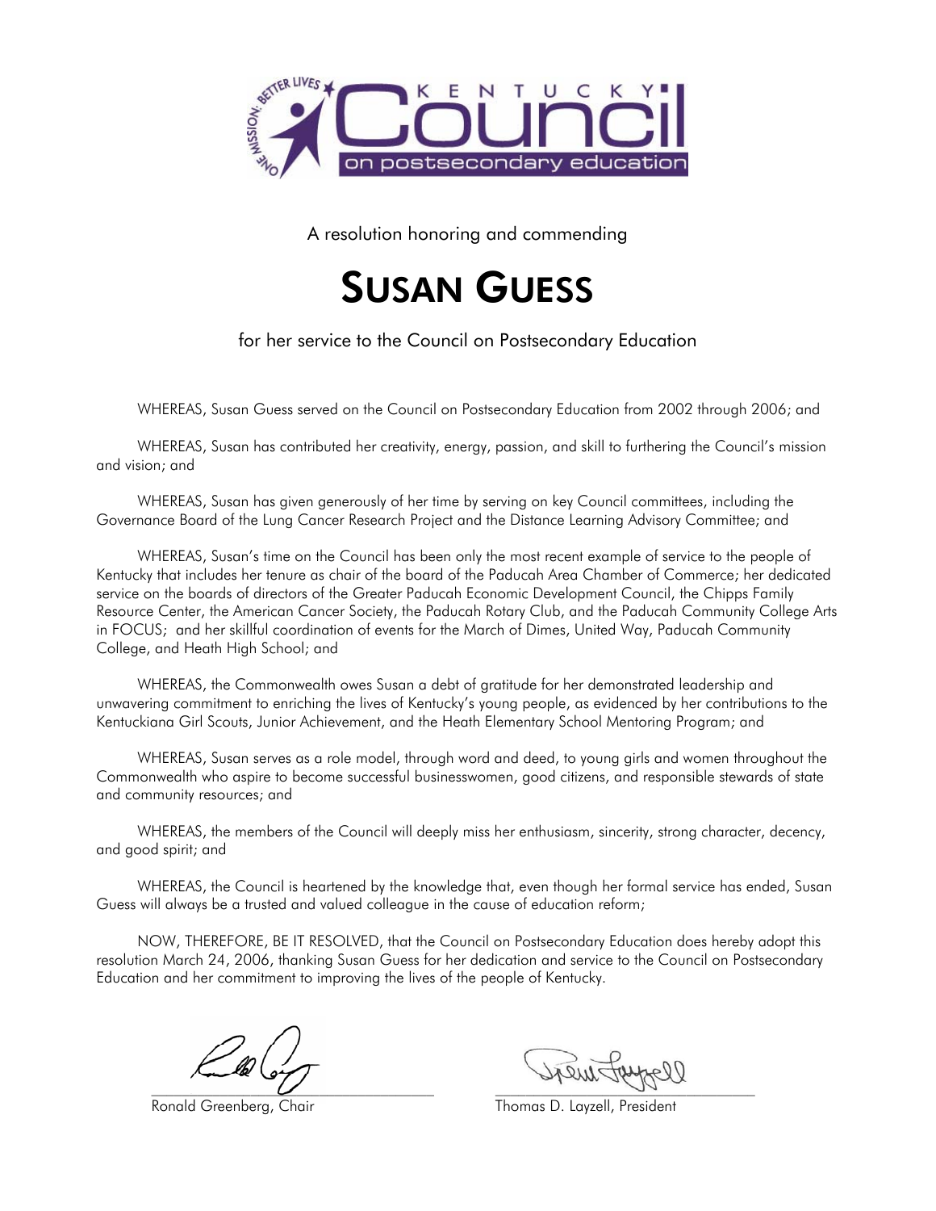A resolution honoring and commending

# SUSAN GUESS

for her service to the Council on Postsecondary Education

WHEREAS, Susan Guess served on the Council on Postsecondary Education from 2002 through 2006; and

WHEREAS, Susan has contributed her creativity, energy, passion, and skill to furthering the Council's mission and vision; and

WHEREAS, Susan has given generously of her time by serving on key Council committees, including the Governance Board of the Lung Cancer Research Project and the Distance Learning Advisory Committee; and

WHEREAS, Susan's time on the Council has been only the most recent example of service to the people of Kentucky that includes her tenure as chair of the board of the Paducah Area Chamber of Commerce; her dedicated service on the boards of directors of the Greater Paducah Economic Development Council, the Chipps Family Resource Center, the American Cancer Society, the Paducah Rotary Club, and the Paducah Community College Arts in FOCUS; and her skillful coordination of events for the March of Dimes, United Way, Paducah Community College, and Heath High School; and

WHEREAS, the Commonwealth owes Susan a debt of gratitude for her demonstrated leadership and unwavering commitment to enriching the lives of Kentucky's young people, as evidenced by her contributions to the Kentuckiana Girl Scouts, Junior Achievement, and the Heath Elementary School Mentoring Program; and

WHEREAS, Susan serves as a role model, through word and deed, to young girls and women throughout the Commonwealth who aspire to become successful businesswomen, good citizens, and responsible stewards of state and community resources; and

WHEREAS, the members of the Council will deeply miss her enthusiasm, sincerity, strong character, decency, and good spirit; and

WHEREAS, the Council is heartened by the knowledge that, even though her formal service has ended, Susan Guess will always be a trusted and valued colleague in the cause of education reform;

NOW, THEREFORE, BE IT RESOLVED, that the Council on Postsecondary Education does hereby adopt this resolution March 24, 2006, thanking Susan Guess for her dedication and service to the Council on Postsecondary Education and her commitment to improving the lives of the people of Kentucky.

Ronald Greenberg, Chair

Thomas D. Layzell, President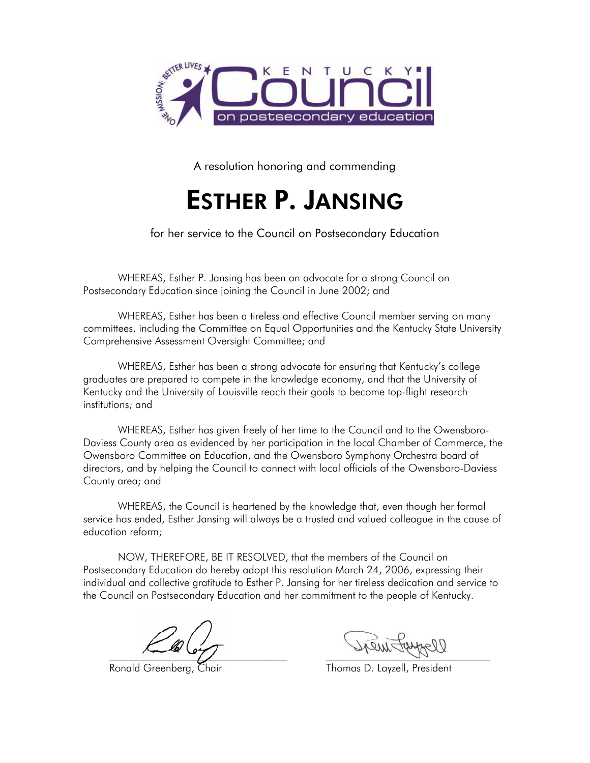A resolution honoring and commending

# ESTHER P. JANSING

for her service to the Council on Postsecondary Education

WHEREAS, Esther P. Jansing has been an advocate for a strong Council on Postsecondary Education since joining the Council in June 2002; and

WHEREAS, Esther has been a tireless and effective Council member serving on many committees, including the Committee on Equal Opportunities and the Kentucky State University Comprehensive Assessment Oversight Committee; and

WHEREAS, Esther has been a strong advocate for ensuring that Kentucky's college graduates are prepared to compete in the knowledge economy, and that the University of Kentucky and the University of Louisville reach their goals to become top-flight research institutions; and

WHEREAS, Esther has given freely of her time to the Council and to the Owensboro-Daviess County area as evidenced by her participation in the local Chamber of Commerce, the Owensboro Committee on Education, and the Owensboro Symphony Orchestra board of directors, and by helping the Council to connect with local officials of the Owensboro-Daviess County area; and

WHEREAS, the Council is heartened by the knowledge that, even though her formal service has ended, Esther Jansing will always be a trusted and valued colleague in the cause of education reform;

NOW, THEREFORE, BE IT RESOLVED, that the members of the Council on Postsecondary Education do hereby adopt this resolution March 24, 2006, expressing their individual and collective gratitude to Esther P. Jansing for her tireless dedication and service to the Council on Postsecondary Education and her commitment to the people of Kentucky.

Ronald Greenberg, Chair

Thomas D. Layzell, President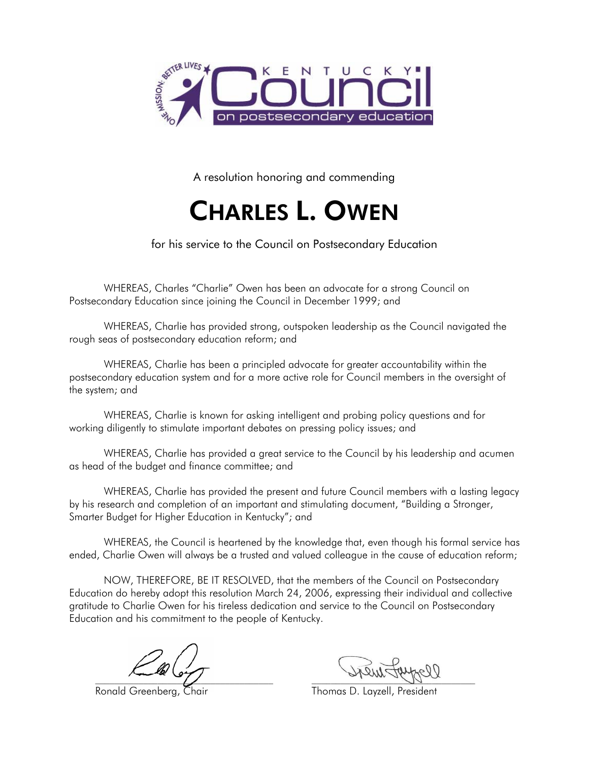ONE MISSION: BETTER LIVES

KENTUCKY Council on postsecondary education

A resolution honoring and commending

# CHARLES L. OWEN

for his service to the Council on Postsecondary Education

WHEREAS, Charles “Charlie” Owen has been an advocate for a strong Council on Postsecondary Education since joining the Council in December 1999; and

WHEREAS, Charlie has provided strong, outspoken leadership as the Council navigated the rough seas of postsecondary education reform; and

WHEREAS, Charlie has been a principled advocate for greater accountability within the postsecondary education system and for a more active role for Council members in the oversight of the system; and

WHEREAS, Charlie is known for asking intelligent and probing policy questions and for working diligently to stimulate important debates on pressing policy issues; and

WHEREAS, Charlie has provided a great service to the Council by his leadership and acumen as head of the budget and finance committee; and

WHEREAS, Charlie has provided the present and future Council members with a lasting legacy by his research and completion of an important and stimulating document, “Building a Stronger, Smarter Budget for Higher Education in Kentucky”; and

WHEREAS, the Council is heartened by the knowledge that, even though his formal service has ended, Charlie Owen will always be a trusted and valued colleague in the cause of education reform;

NOW, THEREFORE, BE IT RESOLVED, that the members of the Council on Postsecondary Education do hereby adopt this resolution March 24, 2006, expressing their individual and collective gratitude to Charlie Owen for his tireless dedication and service to the Council on Postsecondary Education and his commitment to the people of Kentucky.

Ronald Greenberg, Chair

Thomas D. Layzell, President